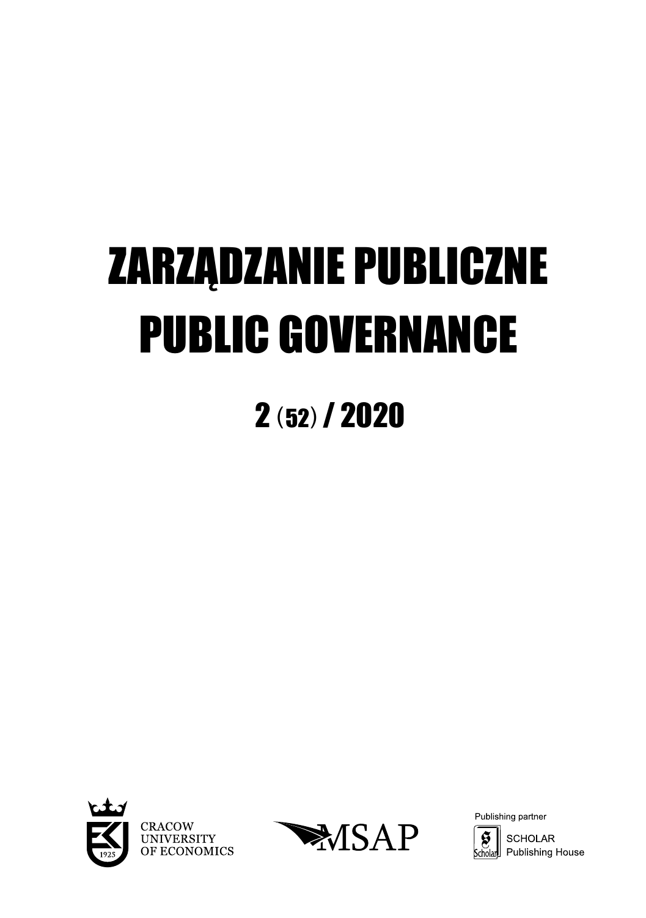# ZARZĄDZANIE PUBLICZNE
# PUBLIC GOVERNANCE

## 2 (52) / 2020

CRACOW UNIVERSITY OF ECONOMICS

MSAP

Publishing partner

SCHOLAR Publishing House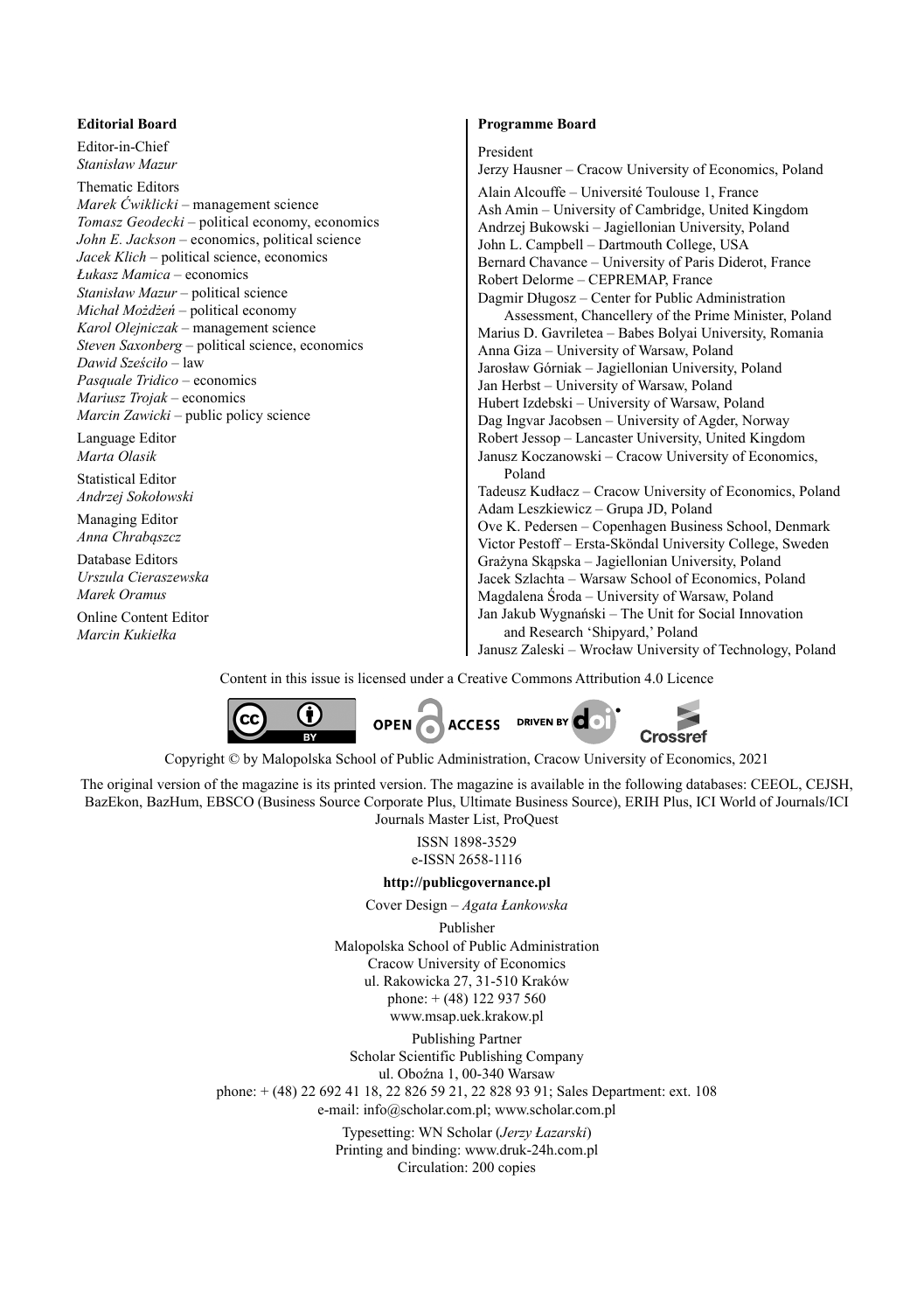**Editorial Board**

Editor-in-Chief
*Stanisław Mazur*

Thematic Editors
*Marek Ćwiklicki* – management science
*Tomasz Geodecki* – political economy, economics
*John E. Jackson* – economics, political science
*Jacek Klich* – political science, economics
*Łukasz Mamica* – economics
*Stanisław Mazur* – political science
*Michał Możdżeń* – political economy
*Karol Olejniczak* – management science
*Steven Saxonberg* – political science, economics
*Dawid Sześciło* – law
*Pasquale Tridico* – economics
*Mariusz Trojak* – economics
*Marcin Zawicki* – public policy science

Language Editor
*Marta Olasik*

Statistical Editor
*Andrzej Sokołowski*

Managing Editor
*Anna Chrabąszcz*

Database Editors
*Urszula Cieraszewska*
*Marek Oramus*

Online Content Editor
*Marcin Kukiełka*

**Programme Board**

President
Jerzy Hausner – Cracow University of Economics, Poland

Alain Alcouffe – Université Toulouse 1, France
Ash Amin – University of Cambridge, United Kingdom
Andrzej Bukowski – Jagiellonian University, Poland
John L. Campbell – Dartmouth College, USA
Bernard Chavance – University of Paris Diderot, France
Robert Delorme – CEPREMAP, France
Dagmir Długosz – Center for Public Administration Assessment, Chancellery of the Prime Minister, Poland
Marius D. Gavriletea – Babes Bolyai University, Romania
Anna Giza – University of Warsaw, Poland
Jarosław Górniak – Jagiellonian University, Poland
Jan Herbst – University of Warsaw, Poland
Hubert Izdebski – University of Warsaw, Poland
Dag Ingvar Jacobsen – University of Agder, Norway
Robert Jessop – Lancaster University, United Kingdom
Janusz Koczanowski – Cracow University of Economics, Poland
Tadeusz Kudłacz – Cracow University of Economics, Poland
Adam Leszkiewicz – Grupa JD, Poland
Ove K. Pedersen – Copenhagen Business School, Denmark
Victor Pestoff – Ersta-Sköndal University College, Sweden
Grażyna Skąpska – Jagiellonian University, Poland
Jacek Szlachta – Warsaw School of Economics, Poland
Magdalena Środa – University of Warsaw, Poland
Jan Jakub Wygnański – The Unit for Social Innovation and Research 'Shipyard,' Poland
Janusz Zaleski – Wrocław University of Technology, Poland

Content in this issue is licensed under a Creative Commons Attribution 4.0 Licence

Copyright © by Malopolska School of Public Administration, Cracow University of Economics, 2021

The original version of the magazine is its printed version. The magazine is available in the following databases: CEEOL, CEJSH, BazEkon, BazHum, EBSCO (Business Source Corporate Plus, Ultimate Business Source), ERIH Plus, ICI World of Journals/ICI Journals Master List, ProQuest

ISSN 1898-3529
e-ISSN 2658-1116

**http://publicgovernance.pl**

Cover Design – *Agata Łankowska*

Publisher
Malopolska School of Public Administration
Cracow University of Economics
ul. Rakowicka 27, 31-510 Kraków
phone: + (48) 122 937 560
www.msap.uek.krakow.pl

Publishing Partner
Scholar Scientific Publishing Company
ul. Oboźna 1, 00-340 Warsaw
phone: + (48) 22 692 41 18, 22 826 59 21, 22 828 93 91; Sales Department: ext. 108
e-mail: info@scholar.com.pl; www.scholar.com.pl

Typesetting: WN Scholar (*Jerzy Łazarski*)
Printing and binding: www.druk-24h.com.pl
Circulation: 200 copies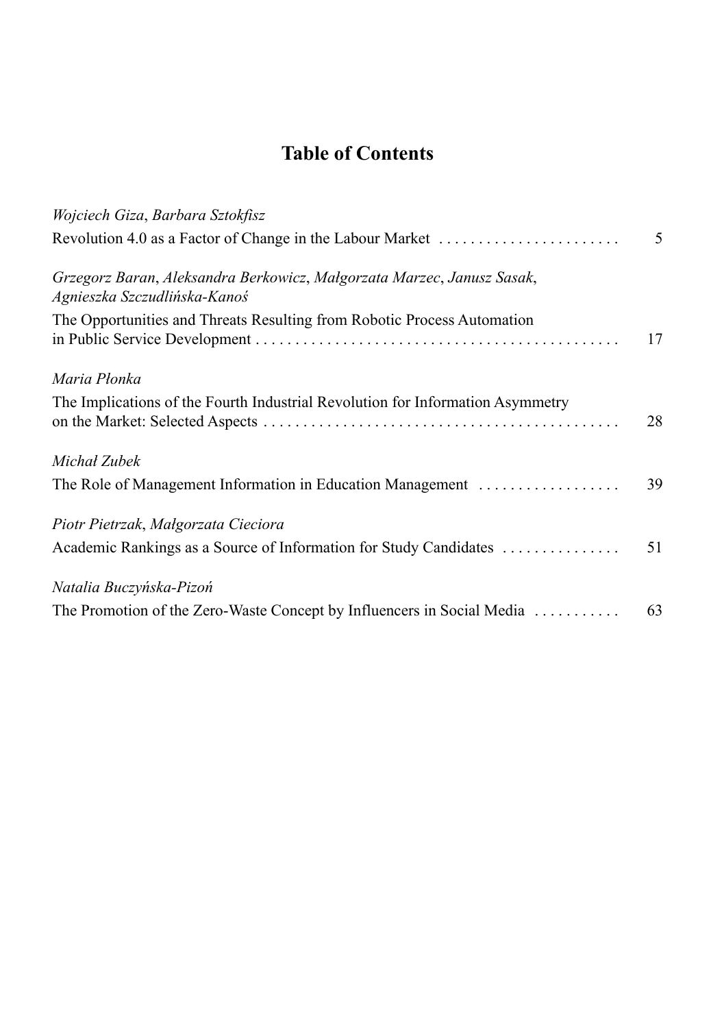# Table of Contents

*Wojciech Giza*, *Barbara Sztokfisz*
Revolution 4.0 as a Factor of Change in the Labour Market . . . . . . . . . . . . . . . . . . . . . . . 5

*Grzegorz Baran*, *Aleksandra Berkowicz*, *Małgorzata Marzec*, *Janusz Sasak*, *Agnieszka Szczudlińska-Kanoś*
The Opportunities and Threats Resulting from Robotic Process Automation in Public Service Development . . . . . . . . . . . . . . . . . . . . . . . . . . . . . . . . . . . . . . . . . . . . 17

*Maria Płonka*
The Implications of the Fourth Industrial Revolution for Information Asymmetry on the Market: Selected Aspects . . . . . . . . . . . . . . . . . . . . . . . . . . . . . . . . . . . . . . . . . . . . 28

*Michał Zubek*
The Role of Management Information in Education Management . . . . . . . . . . . . . . . . . . 39

*Piotr Pietrzak*, *Małgorzata Cieciora*
Academic Rankings as a Source of Information for Study Candidates . . . . . . . . . . . . . . . 51

*Natalia Buczyńska-Pizoń*
The Promotion of the Zero-Waste Concept by Influencers in Social Media . . . . . . . . . . . 63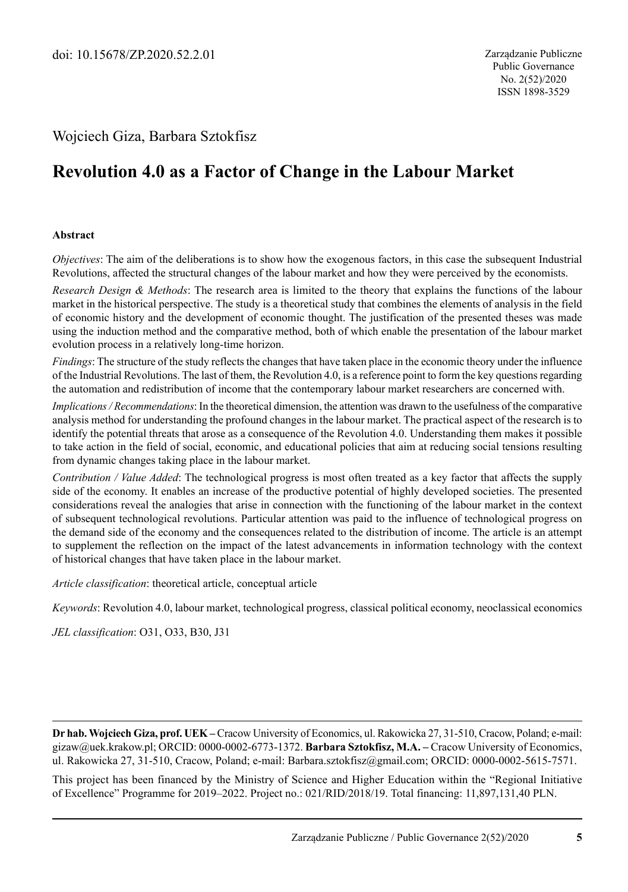doi: 10.15678/ZP.2020.52.2.01

Wojciech Giza, Barbara Sztokfisz

# Revolution 4.0 as a Factor of Change in the Labour Market

### Abstract

*Objectives*: The aim of the deliberations is to show how the exogenous factors, in this case the subsequent Industrial Revolutions, affected the structural changes of the labour market and how they were perceived by the economists.

*Research Design & Methods*: The research area is limited to the theory that explains the functions of the labour market in the historical perspective. The study is a theoretical study that combines the elements of analysis in the field of economic history and the development of economic thought. The justification of the presented theses was made using the induction method and the comparative method, both of which enable the presentation of the labour market evolution process in a relatively long-time horizon.

*Findings*: The structure of the study reflects the changes that have taken place in the economic theory under the influence of the Industrial Revolutions. The last of them, the Revolution 4.0, is a reference point to form the key questions regarding the automation and redistribution of income that the contemporary labour market researchers are concerned with.

*Implications / Recommendations*: In the theoretical dimension, the attention was drawn to the usefulness of the comparative analysis method for understanding the profound changes in the labour market. The practical aspect of the research is to identify the potential threats that arose as a consequence of the Revolution 4.0. Understanding them makes it possible to take action in the field of social, economic, and educational policies that aim at reducing social tensions resulting from dynamic changes taking place in the labour market.

*Contribution / Value Added*: The technological progress is most often treated as a key factor that affects the supply side of the economy. It enables an increase of the productive potential of highly developed societies. The presented considerations reveal the analogies that arise in connection with the functioning of the labour market in the context of subsequent technological revolutions. Particular attention was paid to the influence of technological progress on the demand side of the economy and the consequences related to the distribution of income. The article is an attempt to supplement the reflection on the impact of the latest advancements in information technology with the context of historical changes that have taken place in the labour market.

*Article classification*: theoretical article, conceptual article

*Keywords*: Revolution 4.0, labour market, technological progress, classical political economy, neoclassical economics

*JEL classification*: O31, O33, B30, J31

---

**Dr hab. Wojciech Giza, prof. UEK –** Cracow University of Economics, ul. Rakowicka 27, 31-510, Cracow, Poland; e-mail: gizaw@uek.krakow.pl; ORCID: 0000-0002-6773-1372. **Barbara Sztokfisz, M.A. –** Cracow University of Economics, ul. Rakowicka 27, 31-510, Cracow, Poland; e-mail: Barbara.sztokfisz@gmail.com; ORCID: 0000-0002-5615-7571.

This project has been financed by the Ministry of Science and Higher Education within the "Regional Initiative of Excellence" Programme for 2019–2022. Project no.: 021/RID/2018/19. Total financing: 11,897,131,40 PLN.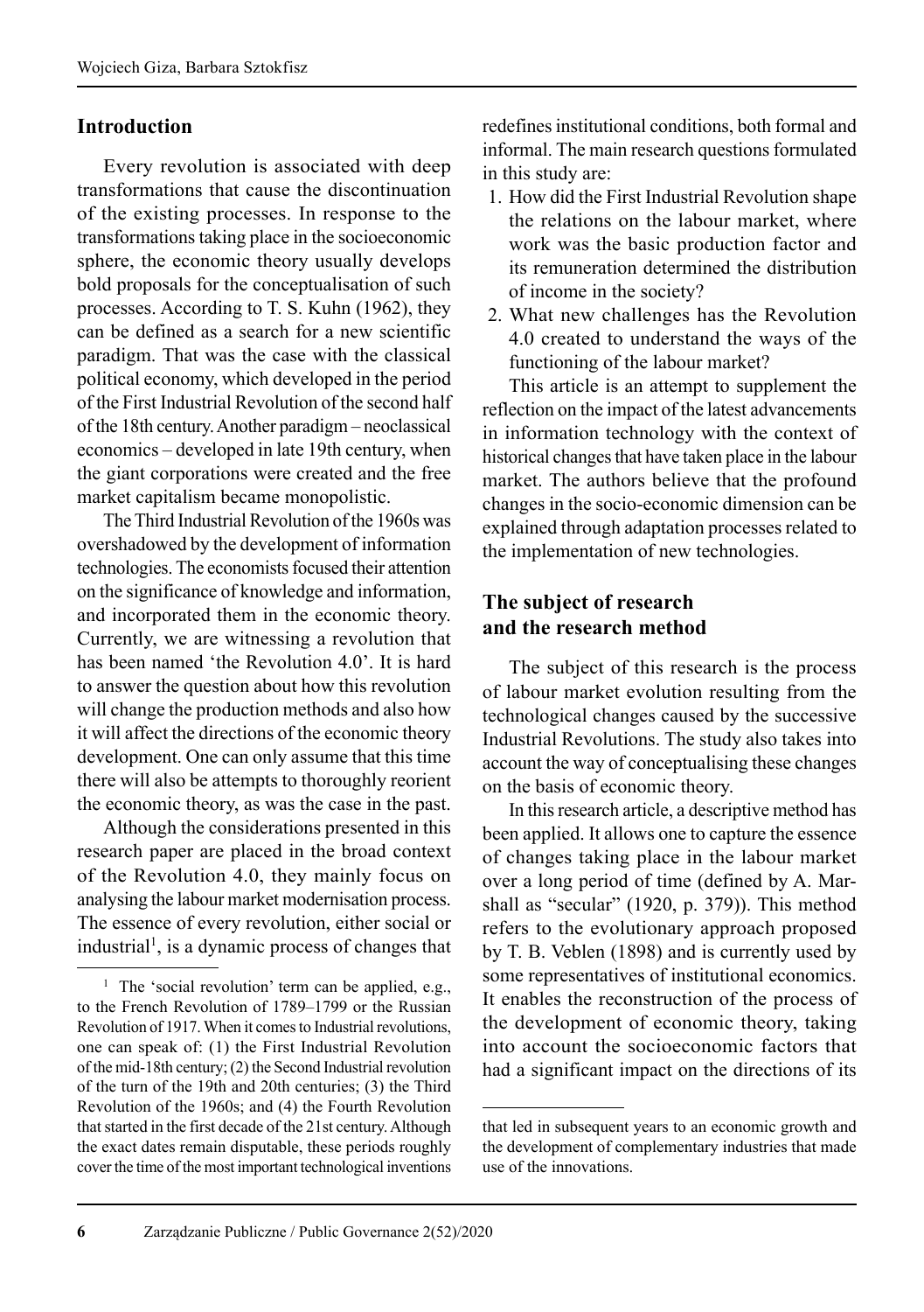## Introduction

Every revolution is associated with deep transformations that cause the discontinuation of the existing processes. In response to the transformations taking place in the socioeconomic sphere, the economic theory usually develops bold proposals for the conceptualisation of such processes. According to T. S. Kuhn (1962), they can be defined as a search for a new scientific paradigm. That was the case with the classical political economy, which developed in the period of the First Industrial Revolution of the second half of the 18th century. Another paradigm – neoclassical economics – developed in late 19th century, when the giant corporations were created and the free market capitalism became monopolistic.

The Third Industrial Revolution of the 1960s was overshadowed by the development of information technologies. The economists focused their attention on the significance of knowledge and information, and incorporated them in the economic theory. Currently, we are witnessing a revolution that has been named 'the Revolution 4.0'. It is hard to answer the question about how this revolution will change the production methods and also how it will affect the directions of the economic theory development. One can only assume that this time there will also be attempts to thoroughly reorient the economic theory, as was the case in the past.

Although the considerations presented in this research paper are placed in the broad context of the Revolution 4.0, they mainly focus on analysing the labour market modernisation process. The essence of every revolution, either social or industrial[1], is a dynamic process of changes that redefines institutional conditions, both formal and informal. The main research questions formulated in this study are:

1. How did the First Industrial Revolution shape the relations on the labour market, where work was the basic production factor and its remuneration determined the distribution of income in the society?
2. What new challenges has the Revolution 4.0 created to understand the ways of the functioning of the labour market?

This article is an attempt to supplement the reflection on the impact of the latest advancements in information technology with the context of historical changes that have taken place in the labour market. The authors believe that the profound changes in the socio-economic dimension can be explained through adaptation processes related to the implementation of new technologies.

## The subject of research and the research method

The subject of this research is the process of labour market evolution resulting from the technological changes caused by the successive Industrial Revolutions. The study also takes into account the way of conceptualising these changes on the basis of economic theory.

In this research article, a descriptive method has been applied. It allows one to capture the essence of changes taking place in the labour market over a long period of time (defined by A. Marshall as "secular" (1920, p. 379)). This method refers to the evolutionary approach proposed by T. B. Veblen (1898) and is currently used by some representatives of institutional economics. It enables the reconstruction of the process of the development of economic theory, taking into account the socioeconomic factors that had a significant impact on the directions of its

[1] The 'social revolution' term can be applied, e.g., to the French Revolution of 1789–1799 or the Russian Revolution of 1917. When it comes to Industrial revolutions, one can speak of: (1) the First Industrial Revolution of the mid-18th century; (2) the Second Industrial revolution of the turn of the 19th and 20th centuries; (3) the Third Revolution of the 1960s; and (4) the Fourth Revolution that started in the first decade of the 21st century. Although the exact dates remain disputable, these periods roughly cover the time of the most important technological inventions that led in subsequent years to an economic growth and the development of complementary industries that made use of the innovations.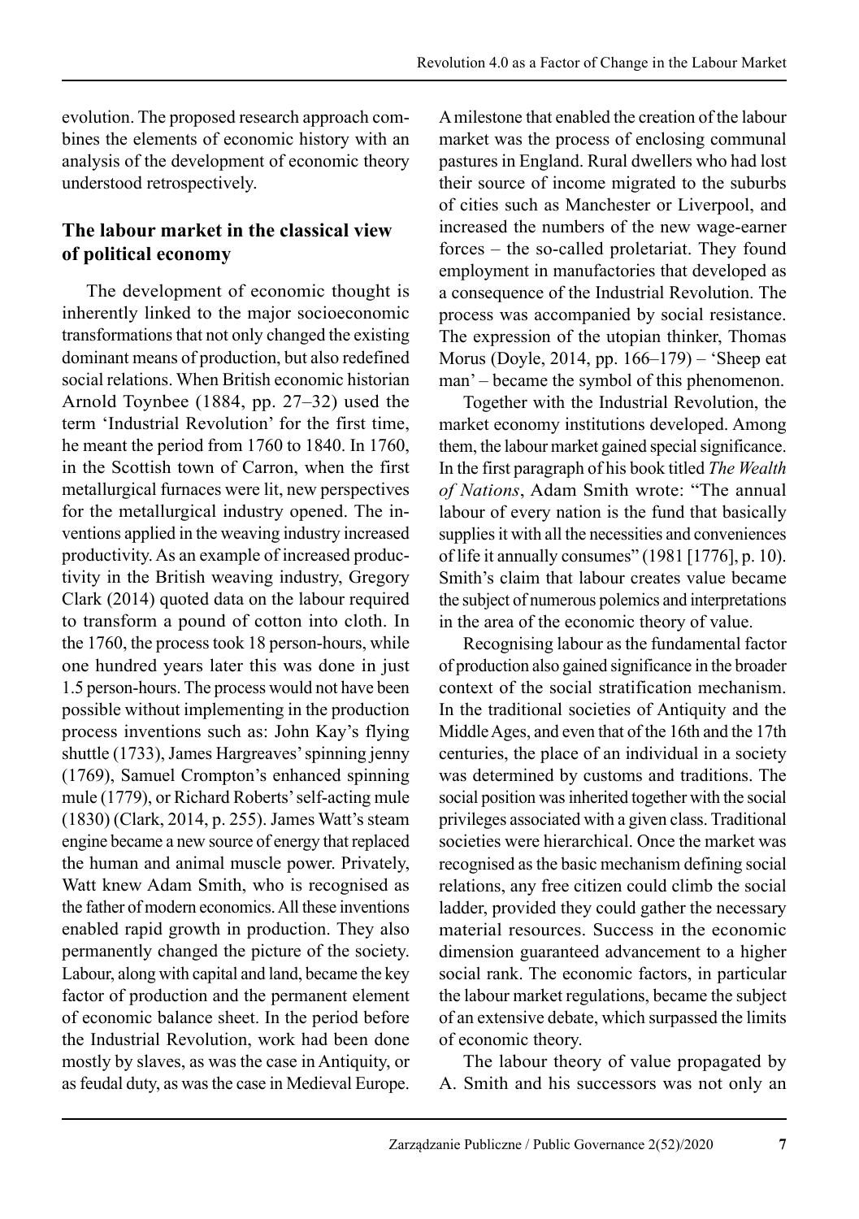evolution. The proposed research approach combines the elements of economic history with an analysis of the development of economic theory understood retrospectively.

## The labour market in the classical view of political economy

The development of economic thought is inherently linked to the major socioeconomic transformations that not only changed the existing dominant means of production, but also redefined social relations. When British economic historian Arnold Toynbee (1884, pp. 27–32) used the term 'Industrial Revolution' for the first time, he meant the period from 1760 to 1840. In 1760, in the Scottish town of Carron, when the first metallurgical furnaces were lit, new perspectives for the metallurgical industry opened. The inventions applied in the weaving industry increased productivity. As an example of increased productivity in the British weaving industry, Gregory Clark (2014) quoted data on the labour required to transform a pound of cotton into cloth. In the 1760, the process took 18 person-hours, while one hundred years later this was done in just 1.5 person-hours. The process would not have been possible without implementing in the production process inventions such as: John Kay's flying shuttle (1733), James Hargreaves' spinning jenny (1769), Samuel Crompton's enhanced spinning mule (1779), or Richard Roberts' self-acting mule (1830) (Clark, 2014, p. 255). James Watt's steam engine became a new source of energy that replaced the human and animal muscle power. Privately, Watt knew Adam Smith, who is recognised as the father of modern economics. All these inventions enabled rapid growth in production. They also permanently changed the picture of the society. Labour, along with capital and land, became the key factor of production and the permanent element of economic balance sheet. In the period before the Industrial Revolution, work had been done mostly by slaves, as was the case in Antiquity, or as feudal duty, as was the case in Medieval Europe.

A milestone that enabled the creation of the labour market was the process of enclosing communal pastures in England. Rural dwellers who had lost their source of income migrated to the suburbs of cities such as Manchester or Liverpool, and increased the numbers of the new wage-earner forces – the so-called proletariat. They found employment in manufactories that developed as a consequence of the Industrial Revolution. The process was accompanied by social resistance. The expression of the utopian thinker, Thomas Morus (Doyle, 2014, pp. 166–179) – 'Sheep eat man' – became the symbol of this phenomenon.

Together with the Industrial Revolution, the market economy institutions developed. Among them, the labour market gained special significance. In the first paragraph of his book titled *The Wealth of Nations*, Adam Smith wrote: "The annual labour of every nation is the fund that basically supplies it with all the necessities and conveniences of life it annually consumes" (1981 [1776], p. 10). Smith's claim that labour creates value became the subject of numerous polemics and interpretations in the area of the economic theory of value.

Recognising labour as the fundamental factor of production also gained significance in the broader context of the social stratification mechanism. In the traditional societies of Antiquity and the Middle Ages, and even that of the 16th and the 17th centuries, the place of an individual in a society was determined by customs and traditions. The social position was inherited together with the social privileges associated with a given class. Traditional societies were hierarchical. Once the market was recognised as the basic mechanism defining social relations, any free citizen could climb the social ladder, provided they could gather the necessary material resources. Success in the economic dimension guaranteed advancement to a higher social rank. The economic factors, in particular the labour market regulations, became the subject of an extensive debate, which surpassed the limits of economic theory.

The labour theory of value propagated by A. Smith and his successors was not only an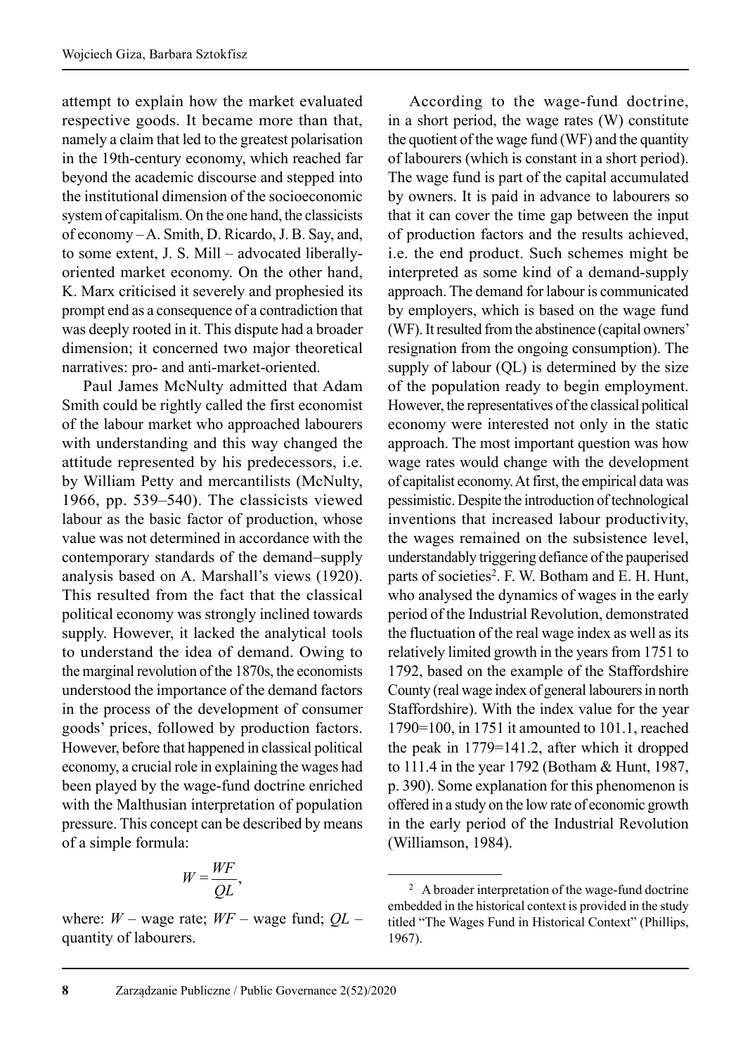attempt to explain how the market evaluated respective goods. It became more than that, namely a claim that led to the greatest polarisation in the 19th-century economy, which reached far beyond the academic discourse and stepped into the institutional dimension of the socioeconomic system of capitalism. On the one hand, the classicists of economy – A. Smith, D. Ricardo, J. B. Say, and, to some extent, J. S. Mill – advocated liberally-oriented market economy. On the other hand, K. Marx criticised it severely and prophesied its prompt end as a consequence of a contradiction that was deeply rooted in it. This dispute had a broader dimension; it concerned two major theoretical narratives: pro- and anti-market-oriented.

Paul James McNulty admitted that Adam Smith could be rightly called the first economist of the labour market who approached labourers with understanding and this way changed the attitude represented by his predecessors, i.e. by William Petty and mercantilists (McNulty, 1966, pp. 539–540). The classicists viewed labour as the basic factor of production, whose value was not determined in accordance with the contemporary standards of the demand–supply analysis based on A. Marshall's views (1920). This resulted from the fact that the classical political economy was strongly inclined towards supply. However, it lacked the analytical tools to understand the idea of demand. Owing to the marginal revolution of the 1870s, the economists understood the importance of the demand factors in the process of the development of consumer goods' prices, followed by production factors. However, before that happened in classical political economy, a crucial role in explaining the wages had been played by the wage-fund doctrine enriched with the Malthusian interpretation of population pressure. This concept can be described by means of a simple formula:

$$W = \frac{WF}{QL},$$

where: $W$ – wage rate; $WF$ – wage fund; $QL$ – quantity of labourers.

According to the wage-fund doctrine, in a short period, the wage rates (W) constitute the quotient of the wage fund (WF) and the quantity of labourers (which is constant in a short period). The wage fund is part of the capital accumulated by owners. It is paid in advance to labourers so that it can cover the time gap between the input of production factors and the results achieved, i.e. the end product. Such schemes might be interpreted as some kind of a demand-supply approach. The demand for labour is communicated by employers, which is based on the wage fund (WF). It resulted from the abstinence (capital owners' resignation from the ongoing consumption). The supply of labour (QL) is determined by the size of the population ready to begin employment. However, the representatives of the classical political economy were interested not only in the static approach. The most important question was how wage rates would change with the development of capitalist economy. At first, the empirical data was pessimistic. Despite the introduction of technological inventions that increased labour productivity, the wages remained on the subsistence level, understandably triggering defiance of the pauperised parts of societies[2]. F. W. Botham and E. H. Hunt, who analysed the dynamics of wages in the early period of the Industrial Revolution, demonstrated the fluctuation of the real wage index as well as its relatively limited growth in the years from 1751 to 1792, based on the example of the Staffordshire County (real wage index of general labourers in north Staffordshire). With the index value for the year 1790=100, in 1751 it amounted to 101.1, reached the peak in 1779=141.2, after which it dropped to 111.4 in the year 1792 (Botham & Hunt, 1987, p. 390). Some explanation for this phenomenon is offered in a study on the low rate of economic growth in the early period of the Industrial Revolution (Williamson, 1984).

[2] A broader interpretation of the wage-fund doctrine embedded in the historical context is provided in the study titled "The Wages Fund in Historical Context" (Phillips, 1967).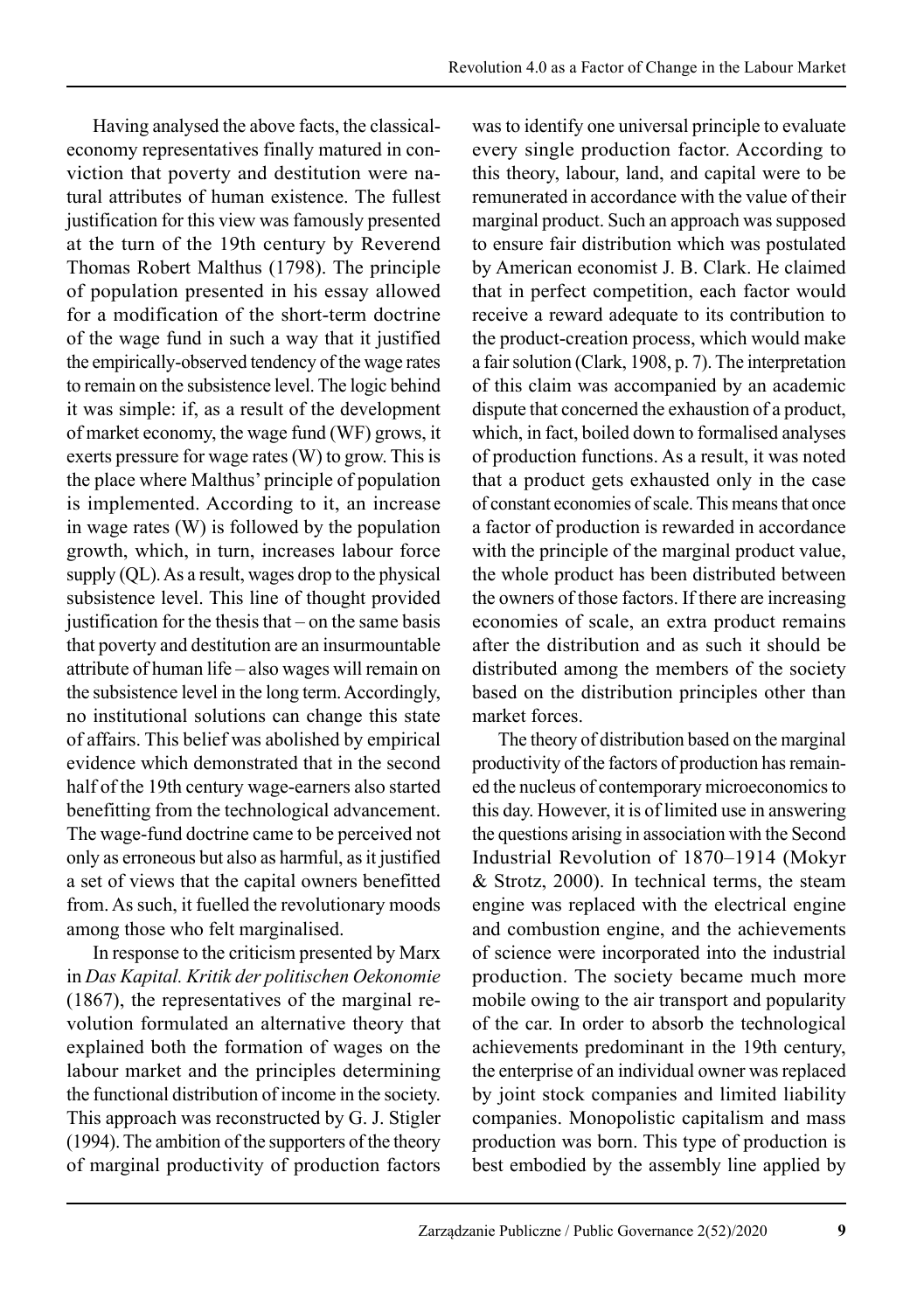Having analysed the above facts, the classical-economy representatives finally matured in conviction that poverty and destitution were natural attributes of human existence. The fullest justification for this view was famously presented at the turn of the 19th century by Reverend Thomas Robert Malthus (1798). The principle of population presented in his essay allowed for a modification of the short-term doctrine of the wage fund in such a way that it justified the empirically-observed tendency of the wage rates to remain on the subsistence level. The logic behind it was simple: if, as a result of the development of market economy, the wage fund (WF) grows, it exerts pressure for wage rates (W) to grow. This is the place where Malthus' principle of population is implemented. According to it, an increase in wage rates (W) is followed by the population growth, which, in turn, increases labour force supply (QL). As a result, wages drop to the physical subsistence level. This line of thought provided justification for the thesis that – on the same basis that poverty and destitution are an insurmountable attribute of human life – also wages will remain on the subsistence level in the long term. Accordingly, no institutional solutions can change this state of affairs. This belief was abolished by empirical evidence which demonstrated that in the second half of the 19th century wage-earners also started benefitting from the technological advancement. The wage-fund doctrine came to be perceived not only as erroneous but also as harmful, as it justified a set of views that the capital owners benefitted from. As such, it fuelled the revolutionary moods among those who felt marginalised.

In response to the criticism presented by Marx in *Das Kapital. Kritik der politischen Oekonomie* (1867), the representatives of the marginal revolution formulated an alternative theory that explained both the formation of wages on the labour market and the principles determining the functional distribution of income in the society. This approach was reconstructed by G. J. Stigler (1994). The ambition of the supporters of the theory of marginal productivity of production factors was to identify one universal principle to evaluate every single production factor. According to this theory, labour, land, and capital were to be remunerated in accordance with the value of their marginal product. Such an approach was supposed to ensure fair distribution which was postulated by American economist J. B. Clark. He claimed that in perfect competition, each factor would receive a reward adequate to its contribution to the product-creation process, which would make a fair solution (Clark, 1908, p. 7). The interpretation of this claim was accompanied by an academic dispute that concerned the exhaustion of a product, which, in fact, boiled down to formalised analyses of production functions. As a result, it was noted that a product gets exhausted only in the case of constant economies of scale. This means that once a factor of production is rewarded in accordance with the principle of the marginal product value, the whole product has been distributed between the owners of those factors. If there are increasing economies of scale, an extra product remains after the distribution and as such it should be distributed among the members of the society based on the distribution principles other than market forces.

The theory of distribution based on the marginal productivity of the factors of production has remained the nucleus of contemporary microeconomics to this day. However, it is of limited use in answering the questions arising in association with the Second Industrial Revolution of 1870–1914 (Mokyr & Strotz, 2000). In technical terms, the steam engine was replaced with the electrical engine and combustion engine, and the achievements of science were incorporated into the industrial production. The society became much more mobile owing to the air transport and popularity of the car. In order to absorb the technological achievements predominant in the 19th century, the enterprise of an individual owner was replaced by joint stock companies and limited liability companies. Monopolistic capitalism and mass production was born. This type of production is best embodied by the assembly line applied by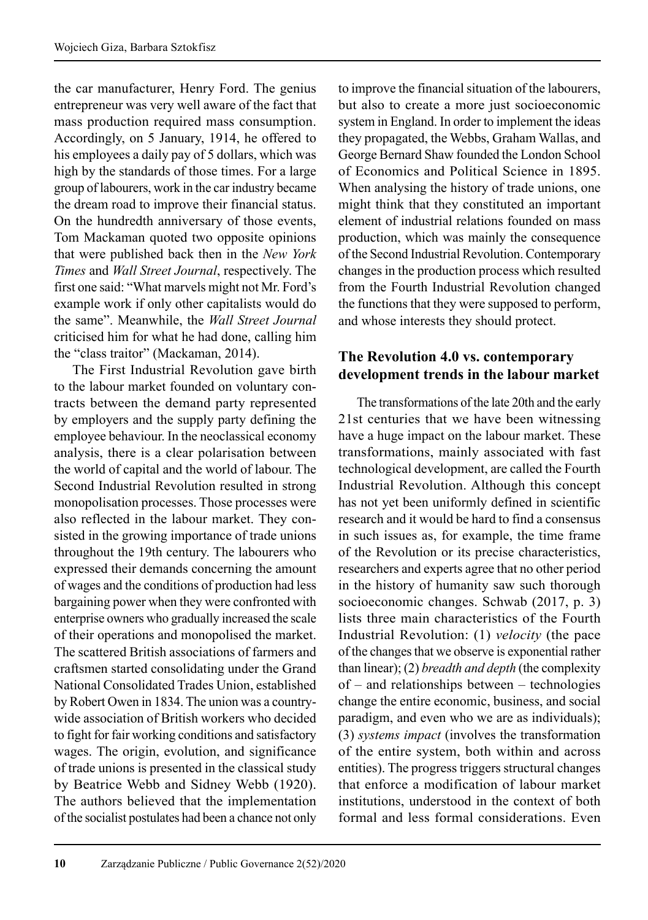the car manufacturer, Henry Ford. The genius entrepreneur was very well aware of the fact that mass production required mass consumption. Accordingly, on 5 January, 1914, he offered to his employees a daily pay of 5 dollars, which was high by the standards of those times. For a large group of labourers, work in the car industry became the dream road to improve their financial status. On the hundredth anniversary of those events, Tom Mackaman quoted two opposite opinions that were published back then in the *New York Times* and *Wall Street Journal*, respectively. The first one said: "What marvels might not Mr. Ford's example work if only other capitalists would do the same". Meanwhile, the *Wall Street Journal* criticised him for what he had done, calling him the "class traitor" (Mackaman, 2014).

The First Industrial Revolution gave birth to the labour market founded on voluntary contracts between the demand party represented by employers and the supply party defining the employee behaviour. In the neoclassical economy analysis, there is a clear polarisation between the world of capital and the world of labour. The Second Industrial Revolution resulted in strong monopolisation processes. Those processes were also reflected in the labour market. They consisted in the growing importance of trade unions throughout the 19th century. The labourers who expressed their demands concerning the amount of wages and the conditions of production had less bargaining power when they were confronted with enterprise owners who gradually increased the scale of their operations and monopolised the market. The scattered British associations of farmers and craftsmen started consolidating under the Grand National Consolidated Trades Union, established by Robert Owen in 1834. The union was a country-wide association of British workers who decided to fight for fair working conditions and satisfactory wages. The origin, evolution, and significance of trade unions is presented in the classical study by Beatrice Webb and Sidney Webb (1920). The authors believed that the implementation of the socialist postulates had been a chance not only to improve the financial situation of the labourers, but also to create a more just socioeconomic system in England. In order to implement the ideas they propagated, the Webbs, Graham Wallas, and George Bernard Shaw founded the London School of Economics and Political Science in 1895. When analysing the history of trade unions, one might think that they constituted an important element of industrial relations founded on mass production, which was mainly the consequence of the Second Industrial Revolution. Contemporary changes in the production process which resulted from the Fourth Industrial Revolution changed the functions that they were supposed to perform, and whose interests they should protect.

## The Revolution 4.0 vs. contemporary development trends in the labour market

The transformations of the late 20th and the early 21st centuries that we have been witnessing have a huge impact on the labour market. These transformations, mainly associated with fast technological development, are called the Fourth Industrial Revolution. Although this concept has not yet been uniformly defined in scientific research and it would be hard to find a consensus in such issues as, for example, the time frame of the Revolution or its precise characteristics, researchers and experts agree that no other period in the history of humanity saw such thorough socioeconomic changes. Schwab (2017, p. 3) lists three main characteristics of the Fourth Industrial Revolution: (1) *velocity* (the pace of the changes that we observe is exponential rather than linear); (2) *breadth and depth* (the complexity of – and relationships between – technologies change the entire economic, business, and social paradigm, and even who we are as individuals); (3) *systems impact* (involves the transformation of the entire system, both within and across entities). The progress triggers structural changes that enforce a modification of labour market institutions, understood in the context of both formal and less formal considerations. Even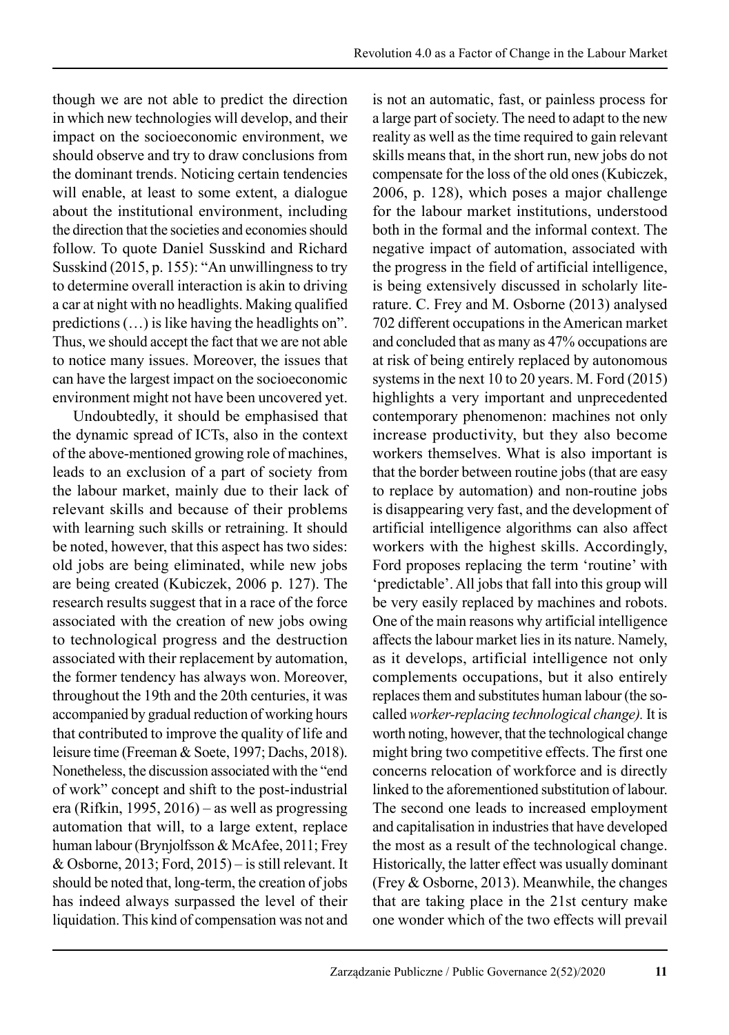though we are not able to predict the direction in which new technologies will develop, and their impact on the socioeconomic environment, we should observe and try to draw conclusions from the dominant trends. Noticing certain tendencies will enable, at least to some extent, a dialogue about the institutional environment, including the direction that the societies and economies should follow. To quote Daniel Susskind and Richard Susskind (2015, p. 155): "An unwillingness to try to determine overall interaction is akin to driving a car at night with no headlights. Making qualified predictions (…) is like having the headlights on". Thus, we should accept the fact that we are not able to notice many issues. Moreover, the issues that can have the largest impact on the socioeconomic environment might not have been uncovered yet.

Undoubtedly, it should be emphasised that the dynamic spread of ICTs, also in the context of the above-mentioned growing role of machines, leads to an exclusion of a part of society from the labour market, mainly due to their lack of relevant skills and because of their problems with learning such skills or retraining. It should be noted, however, that this aspect has two sides: old jobs are being eliminated, while new jobs are being created (Kubiczek, 2006 p. 127). The research results suggest that in a race of the force associated with the creation of new jobs owing to technological progress and the destruction associated with their replacement by automation, the former tendency has always won. Moreover, throughout the 19th and the 20th centuries, it was accompanied by gradual reduction of working hours that contributed to improve the quality of life and leisure time (Freeman & Soete, 1997; Dachs, 2018). Nonetheless, the discussion associated with the "end of work" concept and shift to the post-industrial era (Rifkin, 1995, 2016) – as well as progressing automation that will, to a large extent, replace human labour (Brynjolfsson & McAfee, 2011; Frey & Osborne, 2013; Ford, 2015) – is still relevant. It should be noted that, long-term, the creation of jobs has indeed always surpassed the level of their liquidation. This kind of compensation was not and is not an automatic, fast, or painless process for a large part of society. The need to adapt to the new reality as well as the time required to gain relevant skills means that, in the short run, new jobs do not compensate for the loss of the old ones (Kubiczek, 2006, p. 128), which poses a major challenge for the labour market institutions, understood both in the formal and the informal context. The negative impact of automation, associated with the progress in the field of artificial intelligence, is being extensively discussed in scholarly literature. C. Frey and M. Osborne (2013) analysed 702 different occupations in the American market and concluded that as many as 47% occupations are at risk of being entirely replaced by autonomous systems in the next 10 to 20 years. M. Ford (2015) highlights a very important and unprecedented contemporary phenomenon: machines not only increase productivity, but they also become workers themselves. What is also important is that the border between routine jobs (that are easy to replace by automation) and non-routine jobs is disappearing very fast, and the development of artificial intelligence algorithms can also affect workers with the highest skills. Accordingly, Ford proposes replacing the term 'routine' with 'predictable'. All jobs that fall into this group will be very easily replaced by machines and robots. One of the main reasons why artificial intelligence affects the labour market lies in its nature. Namely, as it develops, artificial intelligence not only complements occupations, but it also entirely replaces them and substitutes human labour (the so-called *worker-replacing technological change).* It is worth noting, however, that the technological change might bring two competitive effects. The first one concerns relocation of workforce and is directly linked to the aforementioned substitution of labour. The second one leads to increased employment and capitalisation in industries that have developed the most as a result of the technological change. Historically, the latter effect was usually dominant (Frey & Osborne, 2013). Meanwhile, the changes that are taking place in the 21st century make one wonder which of the two effects will prevail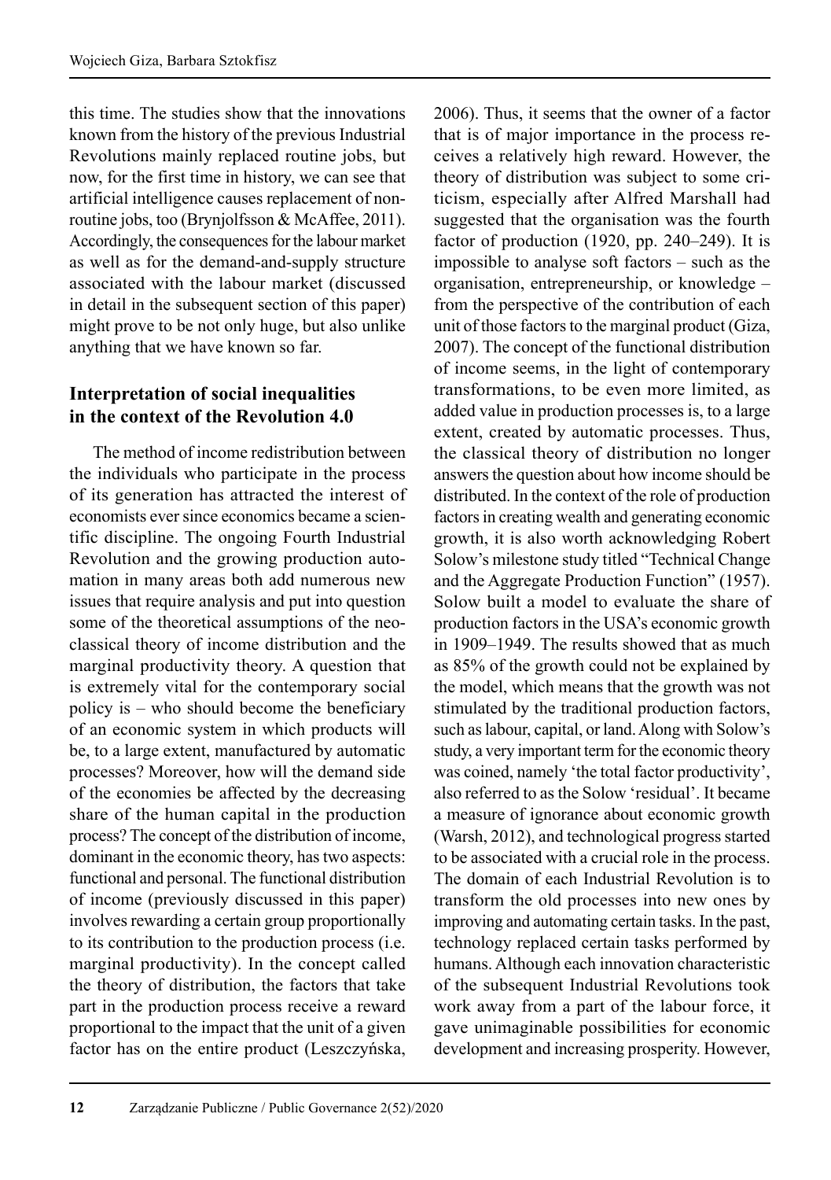this time. The studies show that the innovations known from the history of the previous Industrial Revolutions mainly replaced routine jobs, but now, for the first time in history, we can see that artificial intelligence causes replacement of non-routine jobs, too (Brynjolfsson & McAffee, 2011). Accordingly, the consequences for the labour market as well as for the demand-and-supply structure associated with the labour market (discussed in detail in the subsequent section of this paper) might prove to be not only huge, but also unlike anything that we have known so far.

## Interpretation of social inequalities in the context of the Revolution 4.0

The method of income redistribution between the individuals who participate in the process of its generation has attracted the interest of economists ever since economics became a scientific discipline. The ongoing Fourth Industrial Revolution and the growing production automation in many areas both add numerous new issues that require analysis and put into question some of the theoretical assumptions of the neoclassical theory of income distribution and the marginal productivity theory. A question that is extremely vital for the contemporary social policy is – who should become the beneficiary of an economic system in which products will be, to a large extent, manufactured by automatic processes? Moreover, how will the demand side of the economies be affected by the decreasing share of the human capital in the production process? The concept of the distribution of income, dominant in the economic theory, has two aspects: functional and personal. The functional distribution of income (previously discussed in this paper) involves rewarding a certain group proportionally to its contribution to the production process (i.e. marginal productivity). In the concept called the theory of distribution, the factors that take part in the production process receive a reward proportional to the impact that the unit of a given factor has on the entire product (Leszczyńska, 2006). Thus, it seems that the owner of a factor that is of major importance in the process receives a relatively high reward. However, the theory of distribution was subject to some criticism, especially after Alfred Marshall had suggested that the organisation was the fourth factor of production (1920, pp. 240–249). It is impossible to analyse soft factors – such as the organisation, entrepreneurship, or knowledge – from the perspective of the contribution of each unit of those factors to the marginal product (Giza, 2007). The concept of the functional distribution of income seems, in the light of contemporary transformations, to be even more limited, as added value in production processes is, to a large extent, created by automatic processes. Thus, the classical theory of distribution no longer answers the question about how income should be distributed. In the context of the role of production factors in creating wealth and generating economic growth, it is also worth acknowledging Robert Solow's milestone study titled "Technical Change and the Aggregate Production Function" (1957). Solow built a model to evaluate the share of production factors in the USA's economic growth in 1909–1949. The results showed that as much as 85% of the growth could not be explained by the model, which means that the growth was not stimulated by the traditional production factors, such as labour, capital, or land. Along with Solow's study, a very important term for the economic theory was coined, namely 'the total factor productivity', also referred to as the Solow 'residual'. It became a measure of ignorance about economic growth (Warsh, 2012), and technological progress started to be associated with a crucial role in the process. The domain of each Industrial Revolution is to transform the old processes into new ones by improving and automating certain tasks. In the past, technology replaced certain tasks performed by humans. Although each innovation characteristic of the subsequent Industrial Revolutions took work away from a part of the labour force, it gave unimaginable possibilities for economic development and increasing prosperity. However,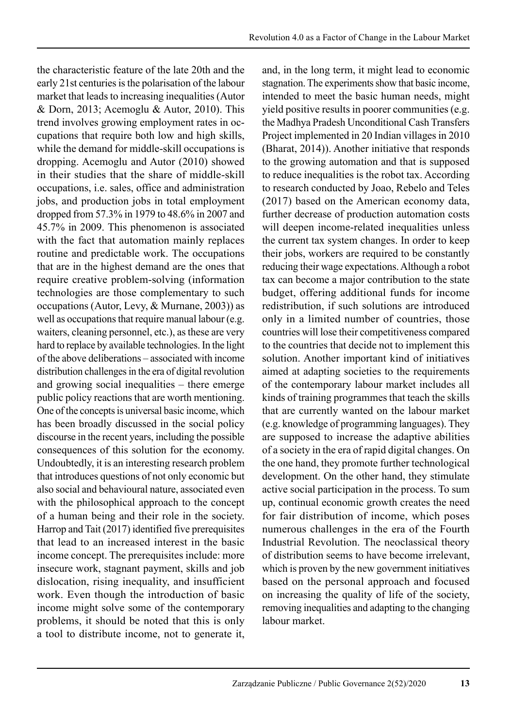the characteristic feature of the late 20th and the early 21st centuries is the polarisation of the labour market that leads to increasing inequalities (Autor & Dorn, 2013; Acemoglu & Autor, 2010). This trend involves growing employment rates in occupations that require both low and high skills, while the demand for middle-skill occupations is dropping. Acemoglu and Autor (2010) showed in their studies that the share of middle-skill occupations, i.e. sales, office and administration jobs, and production jobs in total employment dropped from 57.3% in 1979 to 48.6% in 2007 and 45.7% in 2009. This phenomenon is associated with the fact that automation mainly replaces routine and predictable work. The occupations that are in the highest demand are the ones that require creative problem-solving (information technologies are those complementary to such occupations (Autor, Levy, & Murnane, 2003)) as well as occupations that require manual labour (e.g. waiters, cleaning personnel, etc.), as these are very hard to replace by available technologies. In the light of the above deliberations – associated with income distribution challenges in the era of digital revolution and growing social inequalities – there emerge public policy reactions that are worth mentioning. One of the concepts is universal basic income, which has been broadly discussed in the social policy discourse in the recent years, including the possible consequences of this solution for the economy. Undoubtedly, it is an interesting research problem that introduces questions of not only economic but also social and behavioural nature, associated even with the philosophical approach to the concept of a human being and their role in the society. Harrop and Tait (2017) identified five prerequisites that lead to an increased interest in the basic income concept. The prerequisites include: more insecure work, stagnant payment, skills and job dislocation, rising inequality, and insufficient work. Even though the introduction of basic income might solve some of the contemporary problems, it should be noted that this is only a tool to distribute income, not to generate it, and, in the long term, it might lead to economic stagnation. The experiments show that basic income, intended to meet the basic human needs, might yield positive results in poorer communities (e.g. the Madhya Pradesh Unconditional Cash Transfers Project implemented in 20 Indian villages in 2010 (Bharat, 2014)). Another initiative that responds to the growing automation and that is supposed to reduce inequalities is the robot tax. According to research conducted by Joao, Rebelo and Teles (2017) based on the American economy data, further decrease of production automation costs will deepen income-related inequalities unless the current tax system changes. In order to keep their jobs, workers are required to be constantly reducing their wage expectations. Although a robot tax can become a major contribution to the state budget, offering additional funds for income redistribution, if such solutions are introduced only in a limited number of countries, those countries will lose their competitiveness compared to the countries that decide not to implement this solution. Another important kind of initiatives aimed at adapting societies to the requirements of the contemporary labour market includes all kinds of training programmes that teach the skills that are currently wanted on the labour market (e.g. knowledge of programming languages). They are supposed to increase the adaptive abilities of a society in the era of rapid digital changes. On the one hand, they promote further technological development. On the other hand, they stimulate active social participation in the process. To sum up, continual economic growth creates the need for fair distribution of income, which poses numerous challenges in the era of the Fourth Industrial Revolution. The neoclassical theory of distribution seems to have become irrelevant, which is proven by the new government initiatives based on the personal approach and focused on increasing the quality of life of the society, removing inequalities and adapting to the changing labour market.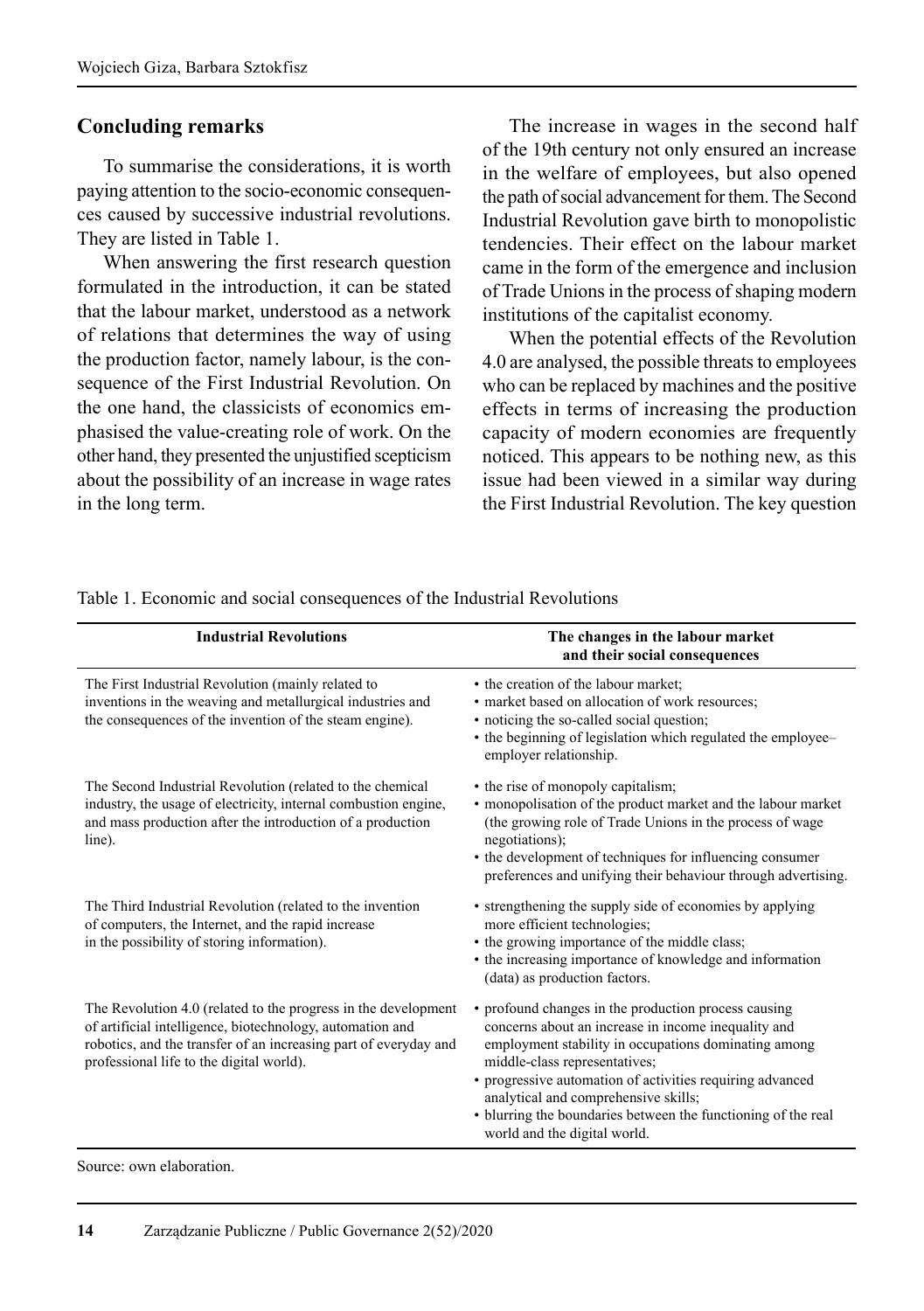## Concluding remarks

To summarise the considerations, it is worth paying attention to the socio-economic consequences caused by successive industrial revolutions. They are listed in Table 1.

When answering the first research question formulated in the introduction, it can be stated that the labour market, understood as a network of relations that determines the way of using the production factor, namely labour, is the consequence of the First Industrial Revolution. On the one hand, the classicists of economics emphasised the value-creating role of work. On the other hand, they presented the unjustified scepticism about the possibility of an increase in wage rates in the long term.

The increase in wages in the second half of the 19th century not only ensured an increase in the welfare of employees, but also opened the path of social advancement for them. The Second Industrial Revolution gave birth to monopolistic tendencies. Their effect on the labour market came in the form of the emergence and inclusion of Trade Unions in the process of shaping modern institutions of the capitalist economy.

When the potential effects of the Revolution 4.0 are analysed, the possible threats to employees who can be replaced by machines and the positive effects in terms of increasing the production capacity of modern economies are frequently noticed. This appears to be nothing new, as this issue had been viewed in a similar way during the First Industrial Revolution. The key question

Table 1. Economic and social consequences of the Industrial Revolutions

| Industrial Revolutions | The changes in the labour market and their social consequences |
|---|---|
| The First Industrial Revolution (mainly related to inventions in the weaving and metallurgical industries and the consequences of the invention of the steam engine). | • the creation of the labour market;<br>• market based on allocation of work resources;<br>• noticing the so-called social question;<br>• the beginning of legislation which regulated the employee–employer relationship. |
| The Second Industrial Revolution (related to the chemical industry, the usage of electricity, internal combustion engine, and mass production after the introduction of a production line). | • the rise of monopoly capitalism;<br>• monopolisation of the product market and the labour market (the growing role of Trade Unions in the process of wage negotiations);<br>• the development of techniques for influencing consumer preferences and unifying their behaviour through advertising. |
| The Third Industrial Revolution (related to the invention of computers, the Internet, and the rapid increase in the possibility of storing information). | • strengthening the supply side of economies by applying more efficient technologies;<br>• the growing importance of the middle class;<br>• the increasing importance of knowledge and information (data) as production factors. |
| The Revolution 4.0 (related to the progress in the development of artificial intelligence, biotechnology, automation and robotics, and the transfer of an increasing part of everyday and professional life to the digital world). | • profound changes in the production process causing concerns about an increase in income inequality and employment stability in occupations dominating among middle-class representatives;<br>• progressive automation of activities requiring advanced analytical and comprehensive skills;<br>• blurring the boundaries between the functioning of the real world and the digital world. |

Source: own elaboration.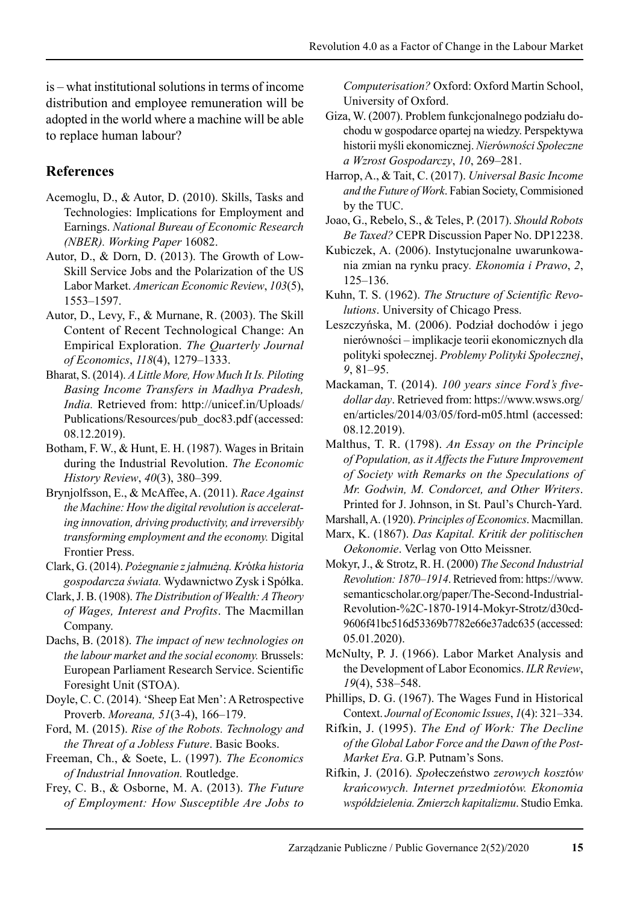is – what institutional solutions in terms of income distribution and employee remuneration will be adopted in the world where a machine will be able to replace human labour?

## References

Acemoglu, D., & Autor, D. (2010). Skills, Tasks and Technologies: Implications for Employment and Earnings. *National Bureau of Economic Research (NBER). Working Paper* 16082.

Autor, D., & Dorn, D. (2013). The Growth of Low-Skill Service Jobs and the Polarization of the US Labor Market. *American Economic Review*, *103*(5), 1553–1597.

Autor, D., Levy, F., & Murnane, R. (2003). The Skill Content of Recent Technological Change: An Empirical Exploration. *The Quarterly Journal of Economics*, *118*(4), 1279–1333.

Bharat, S. (2014). *A Little More, How Much It Is. Piloting Basing Income Transfers in Madhya Pradesh, India.* Retrieved from: http://unicef.in/Uploads/Publications/Resources/pub_doc83.pdf (accessed: 08.12.2019).

Botham, F. W., & Hunt, E. H. (1987). Wages in Britain during the Industrial Revolution. *The Economic History Review*, *40*(3), 380–399.

Brynjolfsson, E., & McAffee, A. (2011). *Race Against the Machine: How the digital revolution is accelerating innovation, driving productivity, and irreversibly transforming employment and the economy.* Digital Frontier Press.

Clark, G. (2014). *Pożegnanie z jałmużną. Krótka historia gospodarcza świata.* Wydawnictwo Zysk i Spółka.

Clark, J. B. (1908). *The Distribution of Wealth: A Theory of Wages, Interest and Profits*. The Macmillan Company.

Dachs, B. (2018). *The impact of new technologies on the labour market and the social economy.* Brussels: European Parliament Research Service. Scientific Foresight Unit (STOA).

Doyle, C. C. (2014). 'Sheep Eat Men': A Retrospective Proverb. *Moreana, 51*(3-4), 166–179.

Ford, M. (2015). *Rise of the Robots. Technology and the Threat of a Jobless Future*. Basic Books.

Freeman, Ch., & Soete, L. (1997). *The Economics of Industrial Innovation.* Routledge.

Frey, C. B., & Osborne, M. A. (2013). *The Future of Employment: How Susceptible Are Jobs to Computerisation?* Oxford: Oxford Martin School, University of Oxford.

Giza, W. (2007). Problem funkcjonalnego podziału dochodu w gospodarce opartej na wiedzy. Perspektywa historii myśli ekonomicznej. *Nierówności Społeczne a Wzrost Gospodarczy*, *10*, 269–281.

Harrop, A., & Tait, C. (2017). *Universal Basic Income and the Future of Work*. Fabian Society, Commisioned by the TUC.

Joao, G., Rebelo, S., & Teles, P. (2017). *Should Robots Be Taxed?* CEPR Discussion Paper No. DP12238.

Kubiczek, A. (2006). Instytucjonalne uwarunkowania zmian na rynku pracy*. Ekonomia i Prawo*, *2*, 125–136.

Kuhn, T. S. (1962). *The Structure of Scientific Revolutions*. University of Chicago Press.

Leszczyńska, M. (2006). Podział dochodów i jego nierówności – implikacje teorii ekonomicznych dla polityki społecznej. *Problemy Polityki Społecznej*, *9*, 81–95.

Mackaman, T. (2014). *100 years since Ford's five-dollar day*. Retrieved from: https://www.wsws.org/en/articles/2014/03/05/ford-m05.html (accessed: 08.12.2019).

Malthus, T. R. (1798). *An Essay on the Principle of Population, as it Affects the Future Improvement of Society with Remarks on the Speculations of Mr. Godwin, M. Condorcet, and Other Writers*. Printed for J. Johnson, in St. Paul's Church-Yard.

Marshall, A. (1920). *Principles of Economics*. Macmillan.

Marx, K. (1867). *Das Kapital. Kritik der politischen Oekonomie*. Verlag von Otto Meissner.

Mokyr, J., & Strotz, R. H. (2000) *The Second Industrial Revolution: 1870–1914*. Retrieved from: https://www.semanticscholar.org/paper/The-Second-Industrial-Revolution-%2C-1870-1914-Mokyr-Strotz/d30cd-9606f41bc516d53369b7782e66e37adc635 (accessed: 05.01.2020).

McNulty, P. J. (1966). Labor Market Analysis and the Development of Labor Economics. *ILR Review*, *19*(4), 538–548.

Phillips, D. G. (1967). The Wages Fund in Historical Context. *Journal of Economic Issues*, *1*(4): 321–334.

Rifkin, J. (1995). *The End of Work: The Decline of the Global Labor Force and the Dawn of the Post-Market Era*. G.P. Putnam's Sons.

Rifkin, J. (2016). *Społeczeństwo zerowych kosztów krańcowych. Internet przedmiotów. Ekonomia współdzielenia. Zmierzch kapitalizmu*. Studio Emka.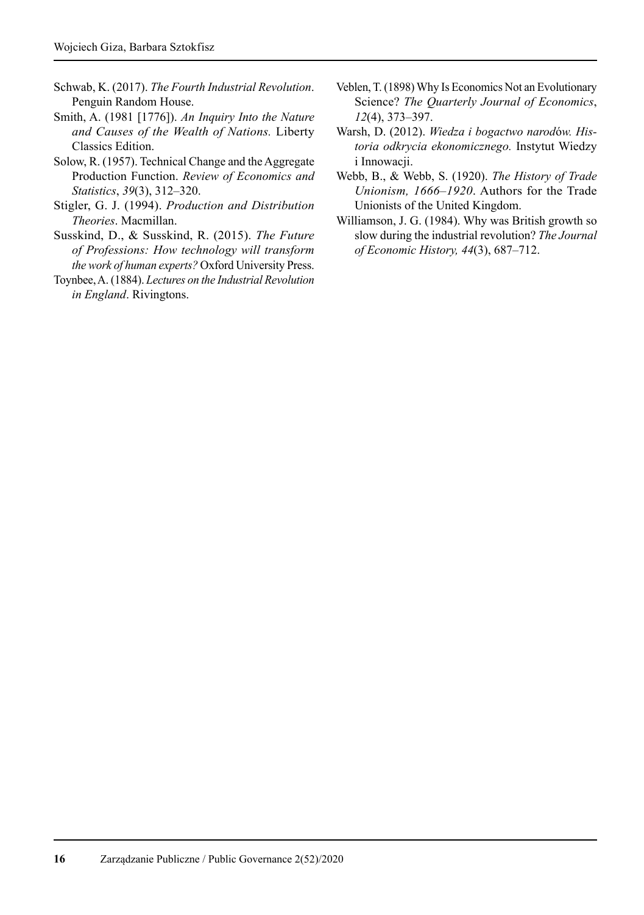Schwab, K. (2017). *The Fourth Industrial Revolution*. Penguin Random House.

Smith, A. (1981 [1776]). *An Inquiry Into the Nature and Causes of the Wealth of Nations.* Liberty Classics Edition.

Solow, R. (1957). Technical Change and the Aggregate Production Function. *Review of Economics and Statistics*, *39*(3), 312–320.

Stigler, G. J. (1994). *Production and Distribution Theories*. Macmillan.

Susskind, D., & Susskind, R. (2015). *The Future of Professions: How technology will transform the work of human experts?* Oxford University Press.

Toynbee, A. (1884). *Lectures on the Industrial Revolution in England*. Rivingtons.

Veblen, T. (1898) Why Is Economics Not an Evolutionary Science? *The Quarterly Journal of Economics*, *12*(4), 373–397.

Warsh, D. (2012). *Wiedza i bogactwo narodów. Historia odkrycia ekonomicznego.* Instytut Wiedzy i Innowacji.

Webb, B., & Webb, S. (1920). *The History of Trade Unionism, 1666–1920*. Authors for the Trade Unionists of the United Kingdom.

Williamson, J. G. (1984). Why was British growth so slow during the industrial revolution? *The Journal of Economic History, 44*(3), 687–712.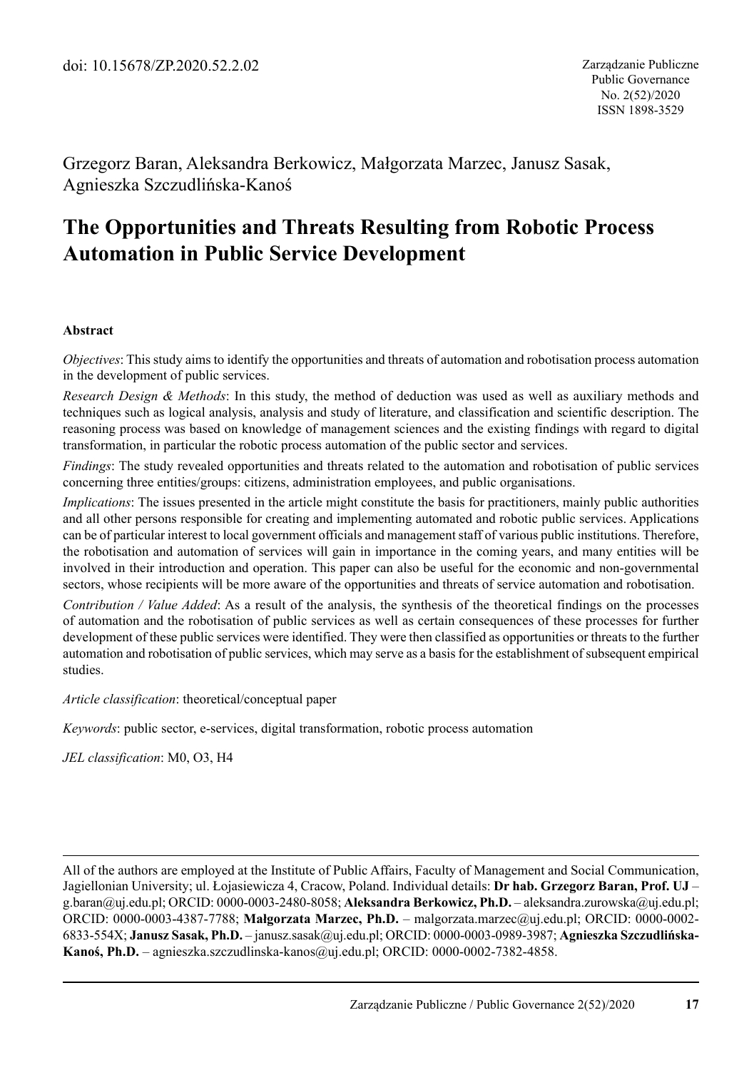doi: 10.15678/ZP.2020.52.2.02

Zarządzanie Publiczne
Public Governance
No. 2(52)/2020
ISSN 1898-3529

Grzegorz Baran, Aleksandra Berkowicz, Małgorzata Marzec, Janusz Sasak, Agnieszka Szczudlińska-Kanoś

# The Opportunities and Threats Resulting from Robotic Process Automation in Public Service Development

### Abstract

*Objectives*: This study aims to identify the opportunities and threats of automation and robotisation process automation in the development of public services.

*Research Design & Methods*: In this study, the method of deduction was used as well as auxiliary methods and techniques such as logical analysis, analysis and study of literature, and classification and scientific description. The reasoning process was based on knowledge of management sciences and the existing findings with regard to digital transformation, in particular the robotic process automation of the public sector and services.

*Findings*: The study revealed opportunities and threats related to the automation and robotisation of public services concerning three entities/groups: citizens, administration employees, and public organisations.

*Implications*: The issues presented in the article might constitute the basis for practitioners, mainly public authorities and all other persons responsible for creating and implementing automated and robotic public services. Applications can be of particular interest to local government officials and management staff of various public institutions. Therefore, the robotisation and automation of services will gain in importance in the coming years, and many entities will be involved in their introduction and operation. This paper can also be useful for the economic and non-governmental sectors, whose recipients will be more aware of the opportunities and threats of service automation and robotisation.

*Contribution / Value Added*: As a result of the analysis, the synthesis of the theoretical findings on the processes of automation and the robotisation of public services as well as certain consequences of these processes for further development of these public services were identified. They were then classified as opportunities or threats to the further automation and robotisation of public services, which may serve as a basis for the establishment of subsequent empirical studies.

*Article classification*: theoretical/conceptual paper

*Keywords*: public sector, e-services, digital transformation, robotic process automation

*JEL classification*: M0, O3, H4

---

All of the authors are employed at the Institute of Public Affairs, Faculty of Management and Social Communication, Jagiellonian University; ul. Łojasiewicza 4, Cracow, Poland. Individual details: **Dr hab. Grzegorz Baran, Prof. UJ** – g.baran@uj.edu.pl; ORCID: 0000-0003-2480-8058; **Aleksandra Berkowicz, Ph.D.** – aleksandra.zurowska@uj.edu.pl; ORCID: 0000-0003-4387-7788; **Małgorzata Marzec, Ph.D.** – malgorzata.marzec@uj.edu.pl; ORCID: 0000-0002-6833-554X; **Janusz Sasak, Ph.D.** – janusz.sasak@uj.edu.pl; ORCID: 0000-0003-0989-3987; **Agnieszka Szczudlińska-Kanoś, Ph.D.** – agnieszka.szczudlinska-kanos@uj.edu.pl; ORCID: 0000-0002-7382-4858.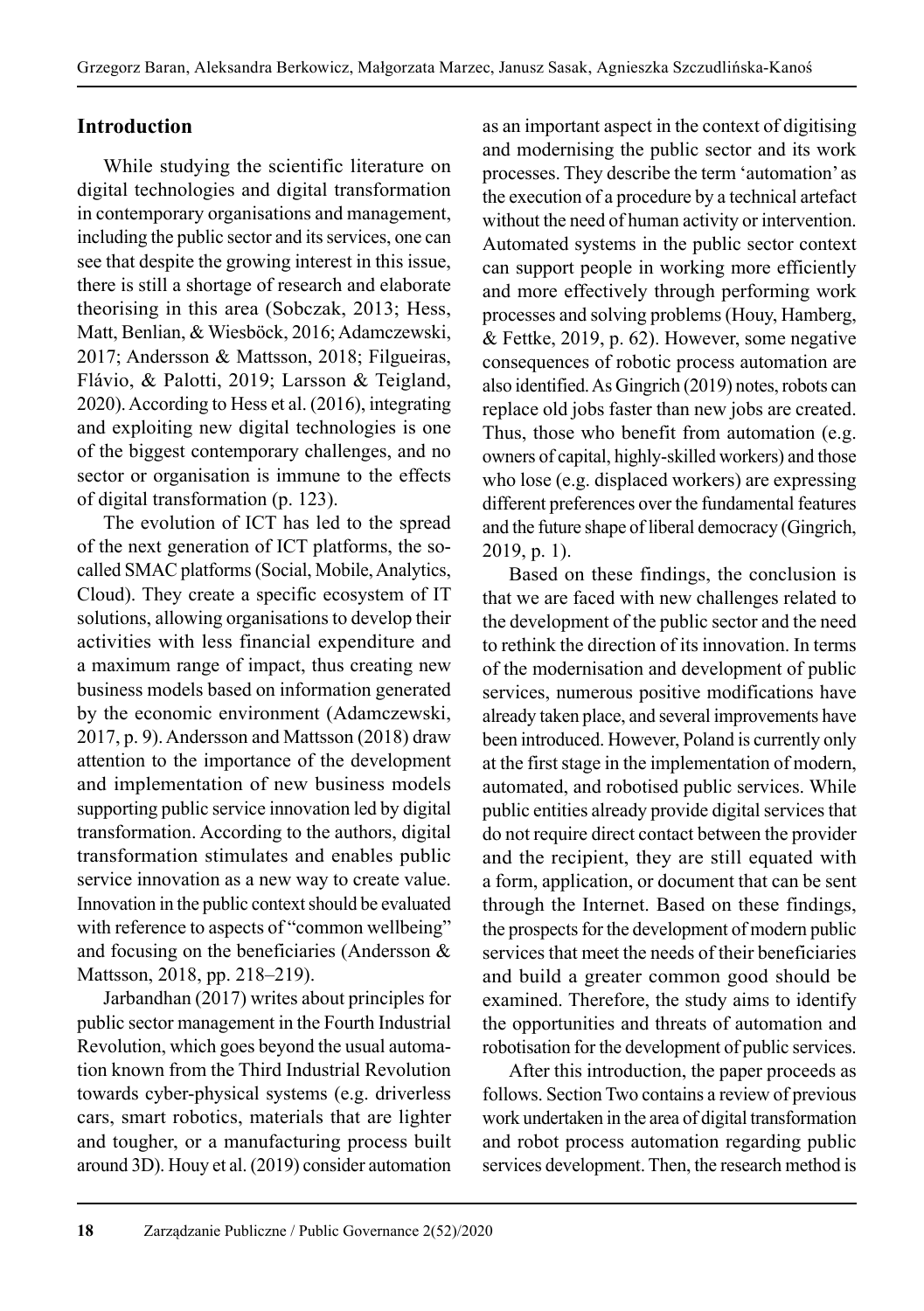## Introduction

While studying the scientific literature on digital technologies and digital transformation in contemporary organisations and management, including the public sector and its services, one can see that despite the growing interest in this issue, there is still a shortage of research and elaborate theorising in this area (Sobczak, 2013; Hess, Matt, Benlian, & Wiesböck, 2016; Adamczewski, 2017; Andersson & Mattsson, 2018; Filgueiras, Flávio, & Palotti, 2019; Larsson & Teigland, 2020). According to Hess et al. (2016), integrating and exploiting new digital technologies is one of the biggest contemporary challenges, and no sector or organisation is immune to the effects of digital transformation (p. 123).

The evolution of ICT has led to the spread of the next generation of ICT platforms, the so-called SMAC platforms (Social, Mobile, Analytics, Cloud). They create a specific ecosystem of IT solutions, allowing organisations to develop their activities with less financial expenditure and a maximum range of impact, thus creating new business models based on information generated by the economic environment (Adamczewski, 2017, p. 9). Andersson and Mattsson (2018) draw attention to the importance of the development and implementation of new business models supporting public service innovation led by digital transformation. According to the authors, digital transformation stimulates and enables public service innovation as a new way to create value. Innovation in the public context should be evaluated with reference to aspects of "common wellbeing" and focusing on the beneficiaries (Andersson & Mattsson, 2018, pp. 218–219).

Jarbandhan (2017) writes about principles for public sector management in the Fourth Industrial Revolution, which goes beyond the usual automation known from the Third Industrial Revolution towards cyber-physical systems (e.g. driverless cars, smart robotics, materials that are lighter and tougher, or a manufacturing process built around 3D). Houy et al. (2019) consider automation as an important aspect in the context of digitising and modernising the public sector and its work processes. They describe the term 'automation' as the execution of a procedure by a technical artefact without the need of human activity or intervention. Automated systems in the public sector context can support people in working more efficiently and more effectively through performing work processes and solving problems (Houy, Hamberg, & Fettke, 2019, p. 62). However, some negative consequences of robotic process automation are also identified. As Gingrich (2019) notes, robots can replace old jobs faster than new jobs are created. Thus, those who benefit from automation (e.g. owners of capital, highly-skilled workers) and those who lose (e.g. displaced workers) are expressing different preferences over the fundamental features and the future shape of liberal democracy (Gingrich, 2019, p. 1).

Based on these findings, the conclusion is that we are faced with new challenges related to the development of the public sector and the need to rethink the direction of its innovation. In terms of the modernisation and development of public services, numerous positive modifications have already taken place, and several improvements have been introduced. However, Poland is currently only at the first stage in the implementation of modern, automated, and robotised public services. While public entities already provide digital services that do not require direct contact between the provider and the recipient, they are still equated with a form, application, or document that can be sent through the Internet. Based on these findings, the prospects for the development of modern public services that meet the needs of their beneficiaries and build a greater common good should be examined. Therefore, the study aims to identify the opportunities and threats of automation and robotisation for the development of public services.

After this introduction, the paper proceeds as follows. Section Two contains a review of previous work undertaken in the area of digital transformation and robot process automation regarding public services development. Then, the research method is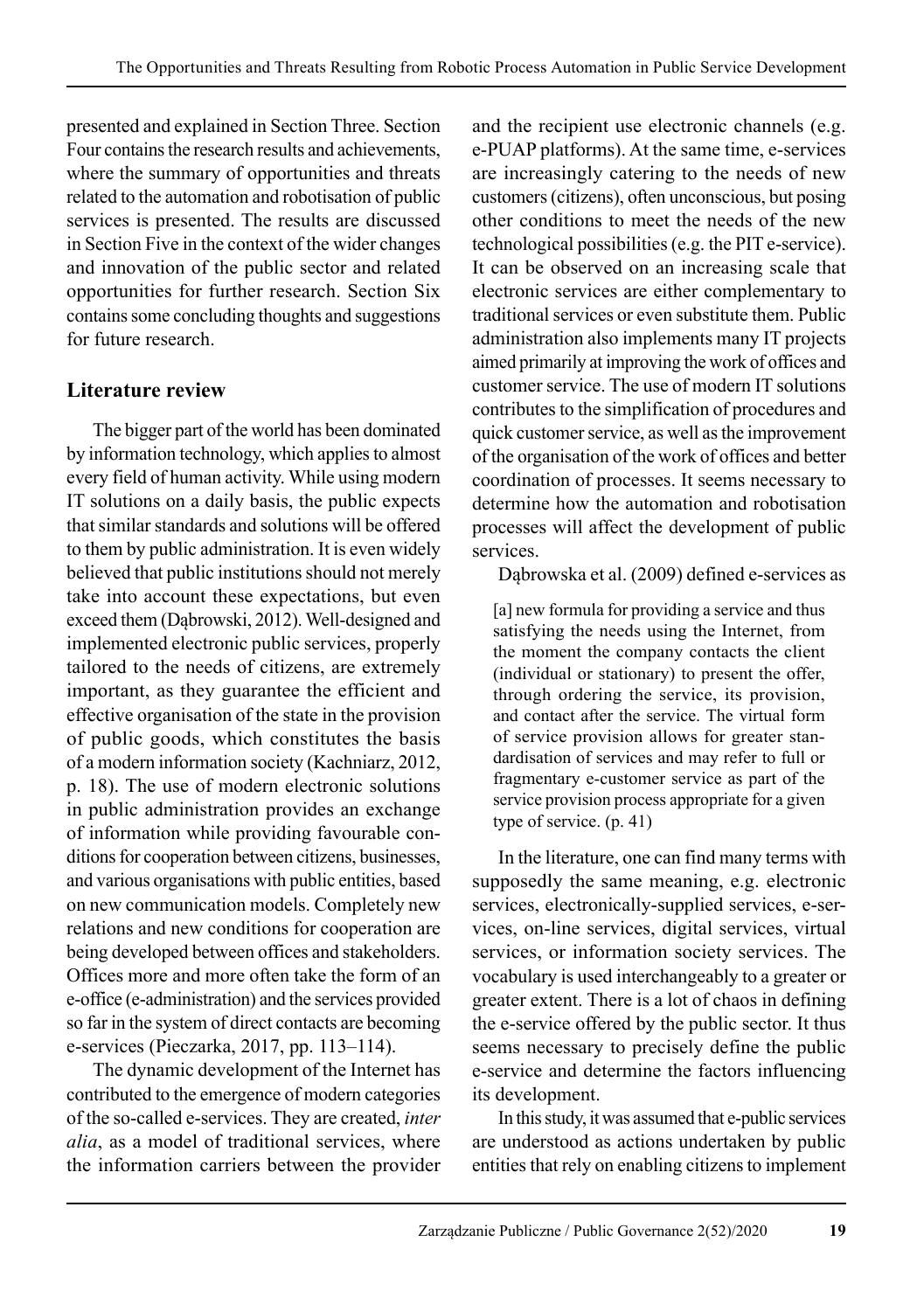presented and explained in Section Three. Section Four contains the research results and achievements, where the summary of opportunities and threats related to the automation and robotisation of public services is presented. The results are discussed in Section Five in the context of the wider changes and innovation of the public sector and related opportunities for further research. Section Six contains some concluding thoughts and suggestions for future research.

## Literature review

The bigger part of the world has been dominated by information technology, which applies to almost every field of human activity. While using modern IT solutions on a daily basis, the public expects that similar standards and solutions will be offered to them by public administration. It is even widely believed that public institutions should not merely take into account these expectations, but even exceed them (Dąbrowski, 2012). Well-designed and implemented electronic public services, properly tailored to the needs of citizens, are extremely important, as they guarantee the efficient and effective organisation of the state in the provision of public goods, which constitutes the basis of a modern information society (Kachniarz, 2012, p. 18). The use of modern electronic solutions in public administration provides an exchange of information while providing favourable conditions for cooperation between citizens, businesses, and various organisations with public entities, based on new communication models. Completely new relations and new conditions for cooperation are being developed between offices and stakeholders. Offices more and more often take the form of an e-office (e-administration) and the services provided so far in the system of direct contacts are becoming e-services (Pieczarka, 2017, pp. 113–114).

The dynamic development of the Internet has contributed to the emergence of modern categories of the so-called e-services. They are created, *inter alia*, as a model of traditional services, where the information carriers between the provider and the recipient use electronic channels (e.g. e-PUAP platforms). At the same time, e-services are increasingly catering to the needs of new customers (citizens), often unconscious, but posing other conditions to meet the needs of the new technological possibilities (e.g. the PIT e-service). It can be observed on an increasing scale that electronic services are either complementary to traditional services or even substitute them. Public administration also implements many IT projects aimed primarily at improving the work of offices and customer service. The use of modern IT solutions contributes to the simplification of procedures and quick customer service, as well as the improvement of the organisation of the work of offices and better coordination of processes. It seems necessary to determine how the automation and robotisation processes will affect the development of public services.

Dąbrowska et al. (2009) defined e-services as

> [a] new formula for providing a service and thus satisfying the needs using the Internet, from the moment the company contacts the client (individual or stationary) to present the offer, through ordering the service, its provision, and contact after the service. The virtual form of service provision allows for greater standardisation of services and may refer to full or fragmentary e-customer service as part of the service provision process appropriate for a given type of service. (p. 41)

In the literature, one can find many terms with supposedly the same meaning, e.g. electronic services, electronically-supplied services, e-services, on-line services, digital services, virtual services, or information society services. The vocabulary is used interchangeably to a greater or greater extent. There is a lot of chaos in defining the e-service offered by the public sector. It thus seems necessary to precisely define the public e-service and determine the factors influencing its development.

In this study, it was assumed that e-public services are understood as actions undertaken by public entities that rely on enabling citizens to implement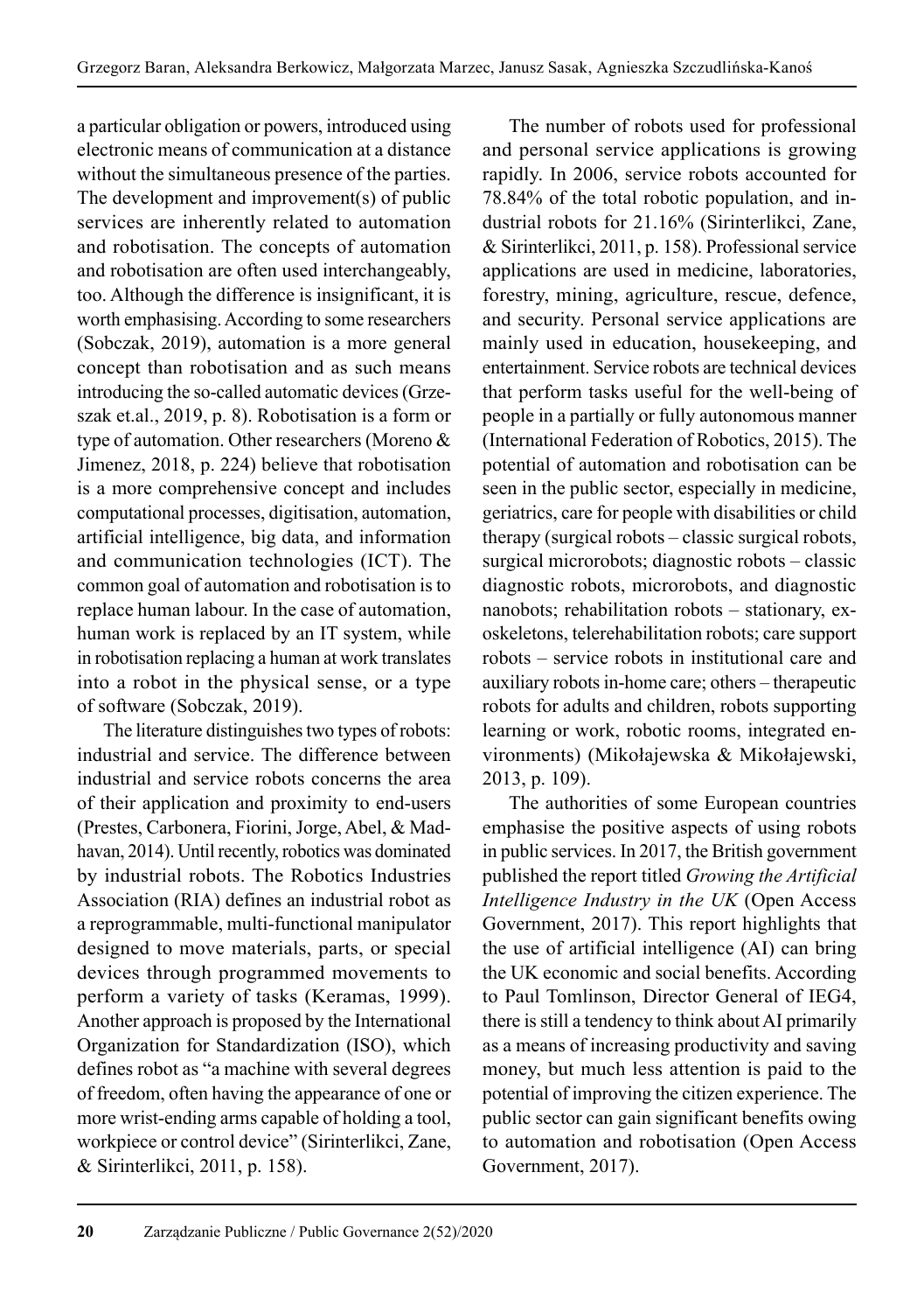a particular obligation or powers, introduced using electronic means of communication at a distance without the simultaneous presence of the parties. The development and improvement(s) of public services are inherently related to automation and robotisation. The concepts of automation and robotisation are often used interchangeably, too. Although the difference is insignificant, it is worth emphasising. According to some researchers (Sobczak, 2019), automation is a more general concept than robotisation and as such means introducing the so-called automatic devices (Grzeszak et.al., 2019, p. 8). Robotisation is a form or type of automation. Other researchers (Moreno & Jimenez, 2018, p. 224) believe that robotisation is a more comprehensive concept and includes computational processes, digitisation, automation, artificial intelligence, big data, and information and communication technologies (ICT). The common goal of automation and robotisation is to replace human labour. In the case of automation, human work is replaced by an IT system, while in robotisation replacing a human at work translates into a robot in the physical sense, or a type of software (Sobczak, 2019).

The literature distinguishes two types of robots: industrial and service. The difference between industrial and service robots concerns the area of their application and proximity to end-users (Prestes, Carbonera, Fiorini, Jorge, Abel, & Madhavan, 2014). Until recently, robotics was dominated by industrial robots. The Robotics Industries Association (RIA) defines an industrial robot as a reprogrammable, multi-functional manipulator designed to move materials, parts, or special devices through programmed movements to perform a variety of tasks (Keramas, 1999). Another approach is proposed by the International Organization for Standardization (ISO), which defines robot as "a machine with several degrees of freedom, often having the appearance of one or more wrist-ending arms capable of holding a tool, workpiece or control device" (Sirinterlikci, Zane, & Sirinterlikci, 2011, p. 158).

The number of robots used for professional and personal service applications is growing rapidly. In 2006, service robots accounted for 78.84% of the total robotic population, and industrial robots for 21.16% (Sirinterlikci, Zane, & Sirinterlikci, 2011, p. 158). Professional service applications are used in medicine, laboratories, forestry, mining, agriculture, rescue, defence, and security. Personal service applications are mainly used in education, housekeeping, and entertainment. Service robots are technical devices that perform tasks useful for the well-being of people in a partially or fully autonomous manner (International Federation of Robotics, 2015). The potential of automation and robotisation can be seen in the public sector, especially in medicine, geriatrics, care for people with disabilities or child therapy (surgical robots – classic surgical robots, surgical microrobots; diagnostic robots – classic diagnostic robots, microrobots, and diagnostic nanobots; rehabilitation robots – stationary, exoskeletons, telerehabilitation robots; care support robots – service robots in institutional care and auxiliary robots in-home care; others – therapeutic robots for adults and children, robots supporting learning or work, robotic rooms, integrated environments) (Mikołajewska & Mikołajewski, 2013, p. 109).

The authorities of some European countries emphasise the positive aspects of using robots in public services. In 2017, the British government published the report titled *Growing the Artificial Intelligence Industry in the UK* (Open Access Government, 2017). This report highlights that the use of artificial intelligence (AI) can bring the UK economic and social benefits. According to Paul Tomlinson, Director General of IEG4, there is still a tendency to think about AI primarily as a means of increasing productivity and saving money, but much less attention is paid to the potential of improving the citizen experience. The public sector can gain significant benefits owing to automation and robotisation (Open Access Government, 2017).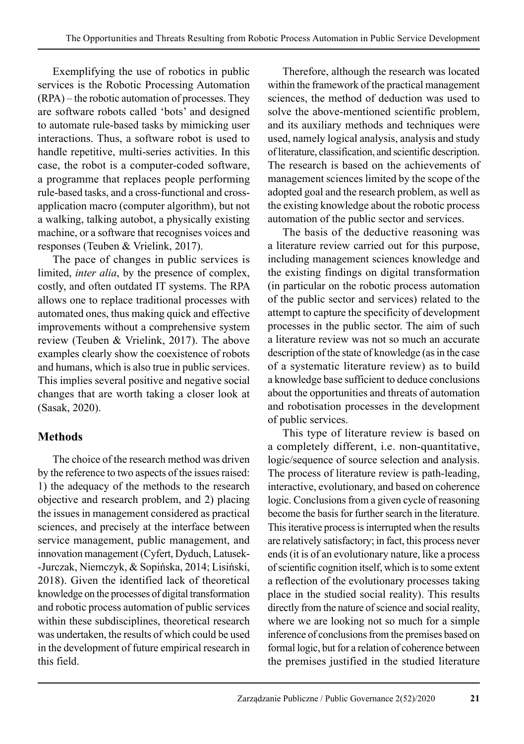Exemplifying the use of robotics in public services is the Robotic Processing Automation (RPA) – the robotic automation of processes. They are software robots called 'bots' and designed to automate rule-based tasks by mimicking user interactions. Thus, a software robot is used to handle repetitive, multi-series activities. In this case, the robot is a computer-coded software, a programme that replaces people performing rule-based tasks, and a cross-functional and cross-application macro (computer algorithm), but not a walking, talking autobot, a physically existing machine, or a software that recognises voices and responses (Teuben & Vrielink, 2017).

The pace of changes in public services is limited, *inter alia*, by the presence of complex, costly, and often outdated IT systems. The RPA allows one to replace traditional processes with automated ones, thus making quick and effective improvements without a comprehensive system review (Teuben & Vrielink, 2017). The above examples clearly show the coexistence of robots and humans, which is also true in public services. This implies several positive and negative social changes that are worth taking a closer look at (Sasak, 2020).

## Methods

The choice of the research method was driven by the reference to two aspects of the issues raised: 1) the adequacy of the methods to the research objective and research problem, and 2) placing the issues in management considered as practical sciences, and precisely at the interface between service management, public management, and innovation management (Cyfert, Dyduch, Latusek-Jurczak, Niemczyk, & Sopińska, 2014; Lisiński, 2018). Given the identified lack of theoretical knowledge on the processes of digital transformation and robotic process automation of public services within these subdisciplines, theoretical research was undertaken, the results of which could be used in the development of future empirical research in this field.

Therefore, although the research was located within the framework of the practical management sciences, the method of deduction was used to solve the above-mentioned scientific problem, and its auxiliary methods and techniques were used, namely logical analysis, analysis and study of literature, classification, and scientific description. The research is based on the achievements of management sciences limited by the scope of the adopted goal and the research problem, as well as the existing knowledge about the robotic process automation of the public sector and services.

The basis of the deductive reasoning was a literature review carried out for this purpose, including management sciences knowledge and the existing findings on digital transformation (in particular on the robotic process automation of the public sector and services) related to the attempt to capture the specificity of development processes in the public sector. The aim of such a literature review was not so much an accurate description of the state of knowledge (as in the case of a systematic literature review) as to build a knowledge base sufficient to deduce conclusions about the opportunities and threats of automation and robotisation processes in the development of public services.

This type of literature review is based on a completely different, i.e. non-quantitative, logic/sequence of source selection and analysis. The process of literature review is path-leading, interactive, evolutionary, and based on coherence logic. Conclusions from a given cycle of reasoning become the basis for further search in the literature. This iterative process is interrupted when the results are relatively satisfactory; in fact, this process never ends (it is of an evolutionary nature, like a process of scientific cognition itself, which is to some extent a reflection of the evolutionary processes taking place in the studied social reality). This results directly from the nature of science and social reality, where we are looking not so much for a simple inference of conclusions from the premises based on formal logic, but for a relation of coherence between the premises justified in the studied literature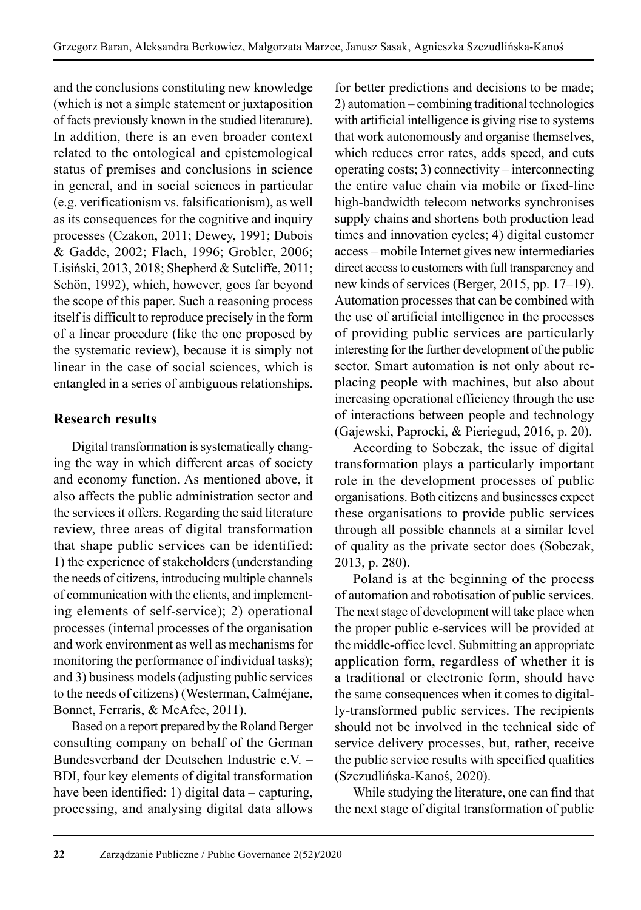and the conclusions constituting new knowledge (which is not a simple statement or juxtaposition of facts previously known in the studied literature). In addition, there is an even broader context related to the ontological and epistemological status of premises and conclusions in science in general, and in social sciences in particular (e.g. verificationism vs. falsificationism), as well as its consequences for the cognitive and inquiry processes (Czakon, 2011; Dewey, 1991; Dubois & Gadde, 2002; Flach, 1996; Grobler, 2006; Lisiński, 2013, 2018; Shepherd & Sutcliffe, 2011; Schön, 1992), which, however, goes far beyond the scope of this paper. Such a reasoning process itself is difficult to reproduce precisely in the form of a linear procedure (like the one proposed by the systematic review), because it is simply not linear in the case of social sciences, which is entangled in a series of ambiguous relationships.

## Research results

Digital transformation is systematically changing the way in which different areas of society and economy function. As mentioned above, it also affects the public administration sector and the services it offers. Regarding the said literature review, three areas of digital transformation that shape public services can be identified: 1) the experience of stakeholders (understanding the needs of citizens, introducing multiple channels of communication with the clients, and implementing elements of self-service); 2) operational processes (internal processes of the organisation and work environment as well as mechanisms for monitoring the performance of individual tasks); and 3) business models (adjusting public services to the needs of citizens) (Westerman, Calméjane, Bonnet, Ferraris, & McAfee, 2011).

Based on a report prepared by the Roland Berger consulting company on behalf of the German Bundesverband der Deutschen Industrie e.V. – BDI, four key elements of digital transformation have been identified: 1) digital data – capturing, processing, and analysing digital data allows for better predictions and decisions to be made; 2) automation – combining traditional technologies with artificial intelligence is giving rise to systems that work autonomously and organise themselves, which reduces error rates, adds speed, and cuts operating costs; 3) connectivity – interconnecting the entire value chain via mobile or fixed-line high-bandwidth telecom networks synchronises supply chains and shortens both production lead times and innovation cycles; 4) digital customer access – mobile Internet gives new intermediaries direct access to customers with full transparency and new kinds of services (Berger, 2015, pp. 17–19). Automation processes that can be combined with the use of artificial intelligence in the processes of providing public services are particularly interesting for the further development of the public sector. Smart automation is not only about replacing people with machines, but also about increasing operational efficiency through the use of interactions between people and technology (Gajewski, Paprocki, & Pieriegud, 2016, p. 20).

According to Sobczak, the issue of digital transformation plays a particularly important role in the development processes of public organisations. Both citizens and businesses expect these organisations to provide public services through all possible channels at a similar level of quality as the private sector does (Sobczak, 2013, p. 280).

Poland is at the beginning of the process of automation and robotisation of public services. The next stage of development will take place when the proper public e-services will be provided at the middle-office level. Submitting an appropriate application form, regardless of whether it is a traditional or electronic form, should have the same consequences when it comes to digitally-transformed public services. The recipients should not be involved in the technical side of service delivery processes, but, rather, receive the public service results with specified qualities (Szczudlińska-Kanoś, 2020).

While studying the literature, one can find that the next stage of digital transformation of public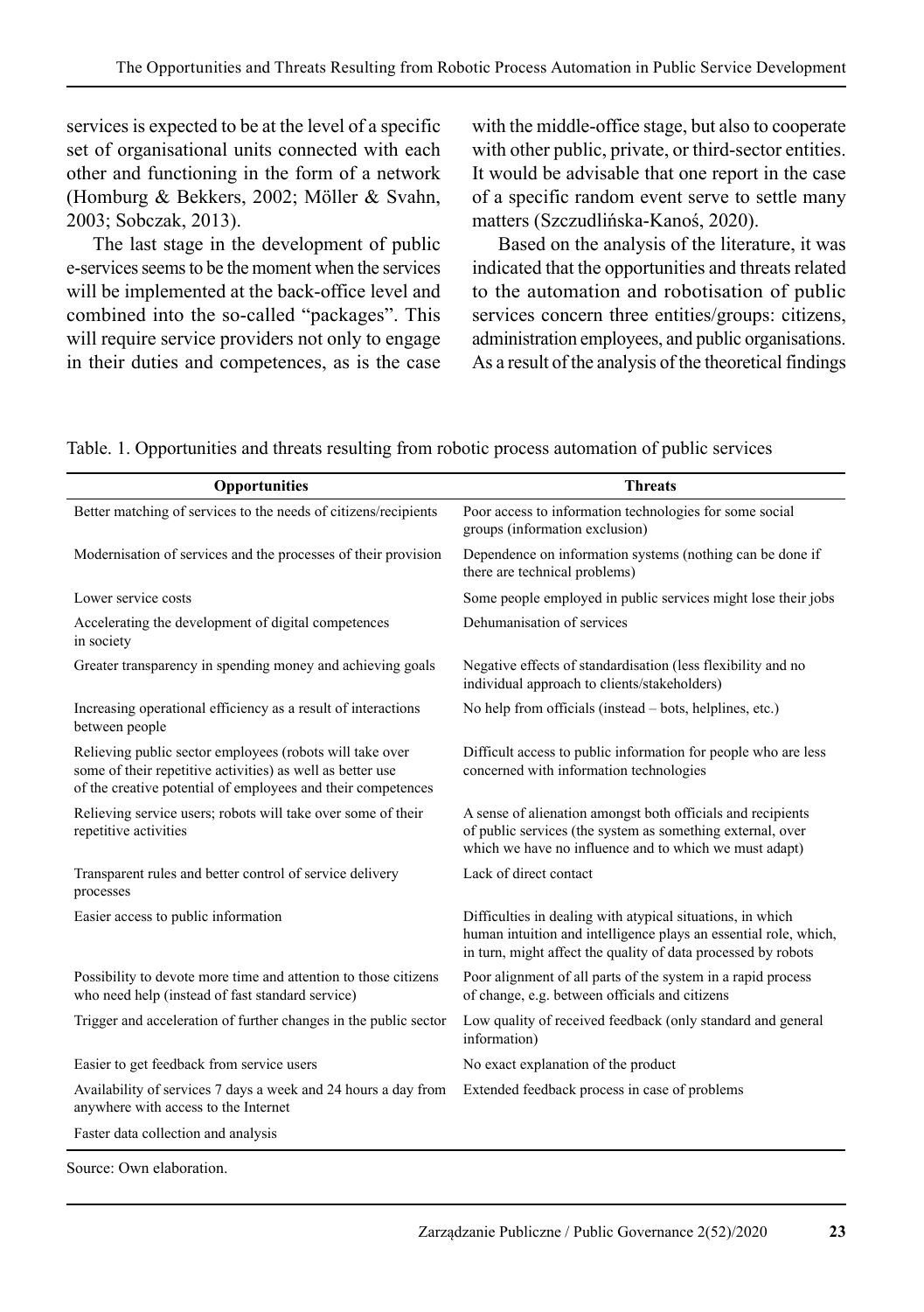services is expected to be at the level of a specific set of organisational units connected with each other and functioning in the form of a network (Homburg & Bekkers, 2002; Möller & Svahn, 2003; Sobczak, 2013).

The last stage in the development of public e-services seems to be the moment when the services will be implemented at the back-office level and combined into the so-called "packages". This will require service providers not only to engage in their duties and competences, as is the case with the middle-office stage, but also to cooperate with other public, private, or third-sector entities. It would be advisable that one report in the case of a specific random event serve to settle many matters (Szczudlińska-Kanoś, 2020).

Based on the analysis of the literature, it was indicated that the opportunities and threats related to the automation and robotisation of public services concern three entities/groups: citizens, administration employees, and public organisations. As a result of the analysis of the theoretical findings

Table. 1. Opportunities and threats resulting from robotic process automation of public services

| Opportunities | Threats |
|---|---|
| Better matching of services to the needs of citizens/recipients | Poor access to information technologies for some social groups (information exclusion) |
| Modernisation of services and the processes of their provision | Dependence on information systems (nothing can be done if there are technical problems) |
| Lower service costs | Some people employed in public services might lose their jobs |
| Accelerating the development of digital competences in society | Dehumanisation of services |
| Greater transparency in spending money and achieving goals | Negative effects of standardisation (less flexibility and no individual approach to clients/stakeholders) |
| Increasing operational efficiency as a result of interactions between people | No help from officials (instead – bots, helplines, etc.) |
| Relieving public sector employees (robots will take over some of their repetitive activities) as well as better use of the creative potential of employees and their competences | Difficult access to public information for people who are less concerned with information technologies |
| Relieving service users; robots will take over some of their repetitive activities | A sense of alienation amongst both officials and recipients of public services (the system as something external, over which we have no influence and to which we must adapt) |
| Transparent rules and better control of service delivery processes | Lack of direct contact |
| Easier access to public information | Difficulties in dealing with atypical situations, in which human intuition and intelligence plays an essential role, which, in turn, might affect the quality of data processed by robots |
| Possibility to devote more time and attention to those citizens who need help (instead of fast standard service) | Poor alignment of all parts of the system in a rapid process of change, e.g. between officials and citizens |
| Trigger and acceleration of further changes in the public sector | Low quality of received feedback (only standard and general information) |
| Easier to get feedback from service users | No exact explanation of the product |
| Availability of services 7 days a week and 24 hours a day from anywhere with access to the Internet | Extended feedback process in case of problems |
| Faster data collection and analysis | |

Source: Own elaboration.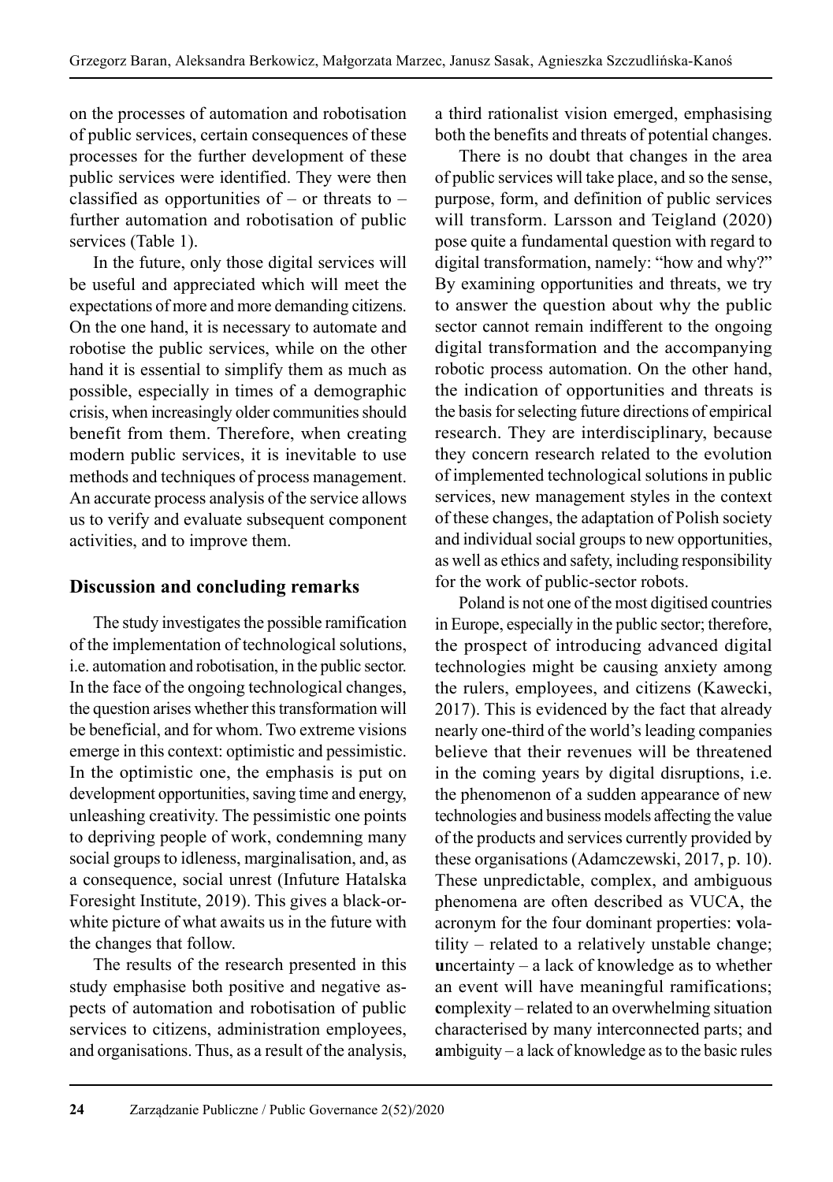on the processes of automation and robotisation of public services, certain consequences of these processes for the further development of these public services were identified. They were then classified as opportunities of – or threats to – further automation and robotisation of public services (Table 1).

In the future, only those digital services will be useful and appreciated which will meet the expectations of more and more demanding citizens. On the one hand, it is necessary to automate and robotise the public services, while on the other hand it is essential to simplify them as much as possible, especially in times of a demographic crisis, when increasingly older communities should benefit from them. Therefore, when creating modern public services, it is inevitable to use methods and techniques of process management. An accurate process analysis of the service allows us to verify and evaluate subsequent component activities, and to improve them.

## Discussion and concluding remarks

The study investigates the possible ramification of the implementation of technological solutions, i.e. automation and robotisation, in the public sector. In the face of the ongoing technological changes, the question arises whether this transformation will be beneficial, and for whom. Two extreme visions emerge in this context: optimistic and pessimistic. In the optimistic one, the emphasis is put on development opportunities, saving time and energy, unleashing creativity. The pessimistic one points to depriving people of work, condemning many social groups to idleness, marginalisation, and, as a consequence, social unrest (Infuture Hatalska Foresight Institute, 2019). This gives a black-or-white picture of what awaits us in the future with the changes that follow.

The results of the research presented in this study emphasise both positive and negative aspects of automation and robotisation of public services to citizens, administration employees, and organisations. Thus, as a result of the analysis, a third rationalist vision emerged, emphasising both the benefits and threats of potential changes.

There is no doubt that changes in the area of public services will take place, and so the sense, purpose, form, and definition of public services will transform. Larsson and Teigland (2020) pose quite a fundamental question with regard to digital transformation, namely: "how and why?" By examining opportunities and threats, we try to answer the question about why the public sector cannot remain indifferent to the ongoing digital transformation and the accompanying robotic process automation. On the other hand, the indication of opportunities and threats is the basis for selecting future directions of empirical research. They are interdisciplinary, because they concern research related to the evolution of implemented technological solutions in public services, new management styles in the context of these changes, the adaptation of Polish society and individual social groups to new opportunities, as well as ethics and safety, including responsibility for the work of public-sector robots.

Poland is not one of the most digitised countries in Europe, especially in the public sector; therefore, the prospect of introducing advanced digital technologies might be causing anxiety among the rulers, employees, and citizens (Kawecki, 2017). This is evidenced by the fact that already nearly one-third of the world's leading companies believe that their revenues will be threatened in the coming years by digital disruptions, i.e. the phenomenon of a sudden appearance of new technologies and business models affecting the value of the products and services currently provided by these organisations (Adamczewski, 2017, p. 10). These unpredictable, complex, and ambiguous phenomena are often described as VUCA, the acronym for the four dominant properties: **v**olatility – related to a relatively unstable change; **u**ncertainty – a lack of knowledge as to whether an event will have meaningful ramifications; **c**omplexity – related to an overwhelming situation characterised by many interconnected parts; and **a**mbiguity – a lack of knowledge as to the basic rules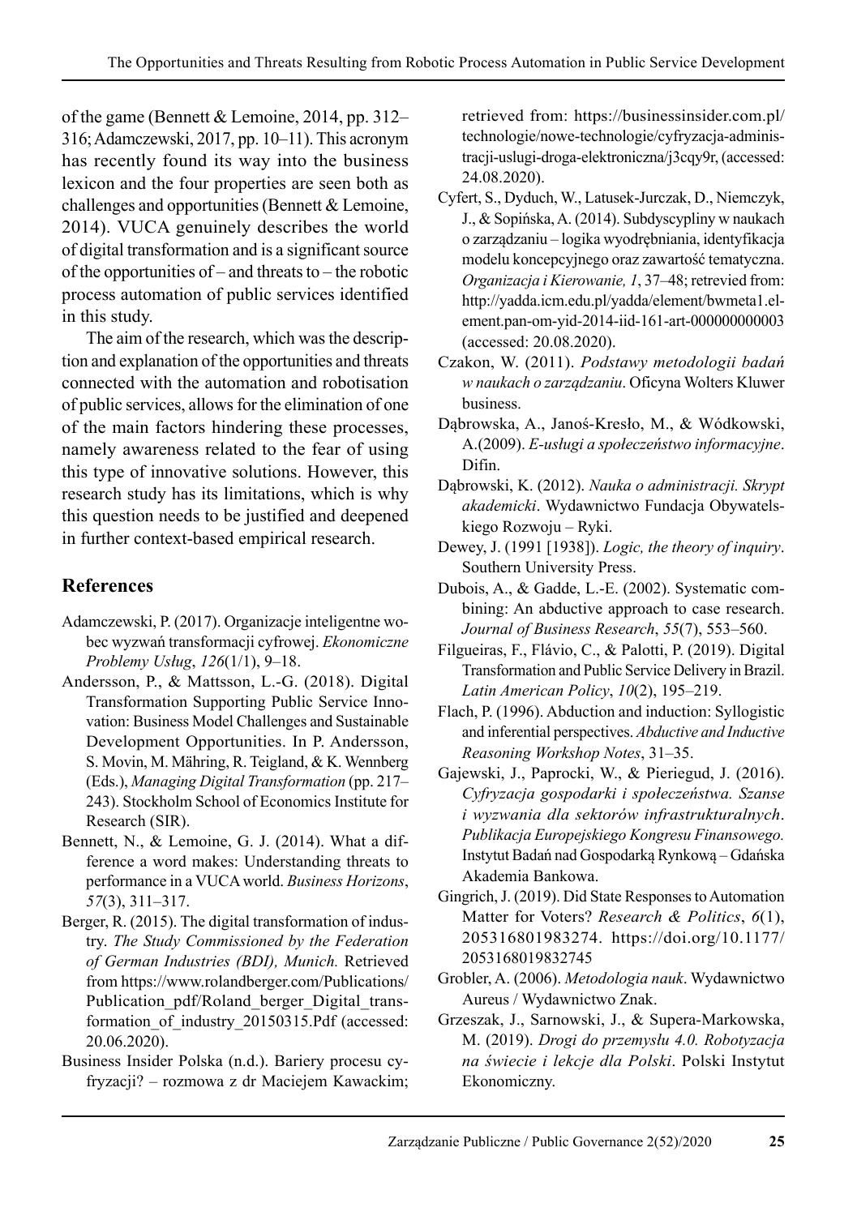of the game (Bennett & Lemoine, 2014, pp. 312–316; Adamczewski, 2017, pp. 10–11). This acronym has recently found its way into the business lexicon and the four properties are seen both as challenges and opportunities (Bennett & Lemoine, 2014). VUCA genuinely describes the world of digital transformation and is a significant source of the opportunities of – and threats to – the robotic process automation of public services identified in this study.

The aim of the research, which was the description and explanation of the opportunities and threats connected with the automation and robotisation of public services, allows for the elimination of one of the main factors hindering these processes, namely awareness related to the fear of using this type of innovative solutions. However, this research study has its limitations, which is why this question needs to be justified and deepened in further context-based empirical research.

## References

Adamczewski, P. (2017). Organizacje inteligentne wobec wyzwań transformacji cyfrowej. *Ekonomiczne Problemy Usług*, *126*(1/1), 9–18.

Andersson, P., & Mattsson, L.-G. (2018). Digital Transformation Supporting Public Service Innovation: Business Model Challenges and Sustainable Development Opportunities. In P. Andersson, S. Movin, M. Mähring, R. Teigland, & K. Wennberg (Eds.), *Managing Digital Transformation* (pp. 217–243). Stockholm School of Economics Institute for Research (SIR).

Bennett, N., & Lemoine, G. J. (2014). What a difference a word makes: Understanding threats to performance in a VUCA world. *Business Horizons*, *57*(3), 311–317.

Berger, R. (2015). The digital transformation of industry. *The Study Commissioned by the Federation of German Industries (BDI), Munich.* Retrieved from https://www.rolandberger.com/Publications/Publication_pdf/Roland_berger_Digital_transformation_of_industry_20150315.Pdf (accessed: 20.06.2020).

Business Insider Polska (n.d.). Bariery procesu cyfryzacji? – rozmowa z dr Maciejem Kawackim; retrieved from: https://businessinsider.com.pl/technologie/nowe-technologie/cyfryzacja-administracji-uslugi-droga-elektroniczna/j3cqy9r, (accessed: 24.08.2020).

Cyfert, S., Dyduch, W., Latusek-Jurczak, D., Niemczyk, J., & Sopińska, A. (2014). Subdyscypliny w naukach o zarządzaniu – logika wyodrębniania, identyfikacja modelu koncepcyjnego oraz zawartość tematyczna. *Organizacja i Kierowanie, 1*, 37–48; retrevied from: http://yadda.icm.edu.pl/yadda/element/bwmeta1.element.pan-om-yid-2014-iid-161-art-000000000003 (accessed: 20.08.2020).

Czakon, W. (2011). *Podstawy metodologii badań w naukach o zarządzaniu*. Oficyna Wolters Kluwer business.

Dąbrowska, A., Janoś-Kresło, M., & Wódkowski, A.(2009). *E-usługi a społeczeństwo informacyjne*. Difin.

Dąbrowski, K. (2012). *Nauka o administracji. Skrypt akademicki*. Wydawnictwo Fundacja Obywatelskiego Rozwoju – Ryki.

Dewey, J. (1991 [1938]). *Logic, the theory of inquiry*. Southern University Press.

Dubois, A., & Gadde, L.-E. (2002). Systematic combining: An abductive approach to case research. *Journal of Business Research*, *55*(7), 553–560.

Filgueiras, F., Flávio, C., & Palotti, P. (2019). Digital Transformation and Public Service Delivery in Brazil. *Latin American Policy*, *10*(2), 195–219.

Flach, P. (1996). Abduction and induction: Syllogistic and inferential perspectives. *Abductive and Inductive Reasoning Workshop Notes*, 31–35.

Gajewski, J., Paprocki, W., & Pieriegud, J. (2016). *Cyfryzacja gospodarki i społeczeństwa. Szanse i wyzwania dla sektorów infrastrukturalnych*. *Publikacja Europejskiego Kongresu Finansowego.* Instytut Badań nad Gospodarką Rynkową – Gdańska Akademia Bankowa.

Gingrich, J. (2019). Did State Responses to Automation Matter for Voters? *Research & Politics*, *6*(1), 205316801983274. https://doi.org/10.1177/2053168019832745

Grobler, A. (2006). *Metodologia nauk*. Wydawnictwo Aureus / Wydawnictwo Znak.

Grzeszak, J., Sarnowski, J., & Supera-Markowska, M. (2019). *Drogi do przemysłu 4.0. Robotyzacja na świecie i lekcje dla Polski*. Polski Instytut Ekonomiczny.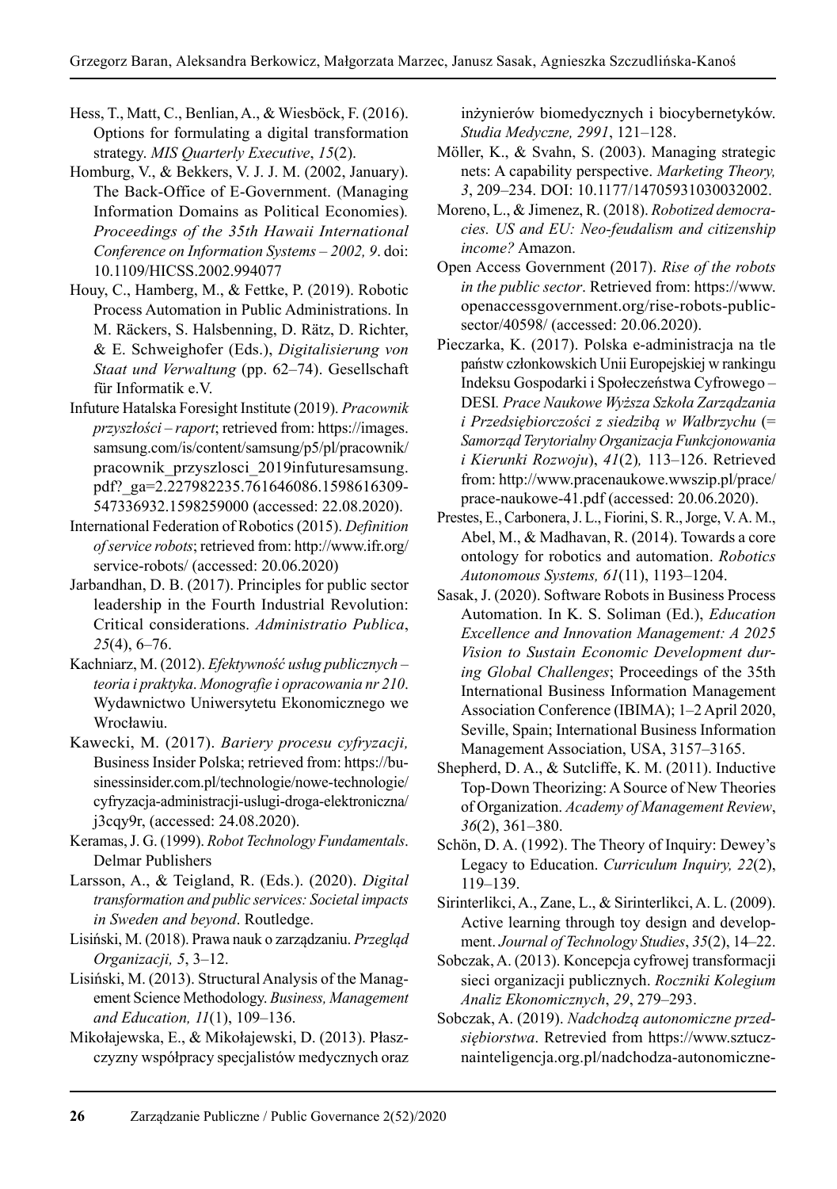Hess, T., Matt, C., Benlian, A., & Wiesböck, F. (2016). Options for formulating a digital transformation strategy. *MIS Quarterly Executive*, *15*(2).

Homburg, V., & Bekkers, V. J. J. M. (2002, January). The Back-Office of E-Government. (Managing Information Domains as Political Economies). *Proceedings of the 35th Hawaii International Conference on Information Systems – 2002, 9*. doi: 10.1109/HICSS.2002.994077

Houy, C., Hamberg, M., & Fettke, P. (2019). Robotic Process Automation in Public Administrations. In M. Räckers, S. Halsbenning, D. Rätz, D. Richter, & E. Schweighofer (Eds.), *Digitalisierung von Staat und Verwaltung* (pp. 62–74). Gesellschaft für Informatik e.V.

Infuture Hatalska Foresight Institute (2019). *Pracownik przyszłości – raport*; retrieved from: https://images.samsung.com/is/content/samsung/p5/pl/pracownik/pracownik_przyszlosci_2019infuturesamsung.pdf?_ga=2.227982235.761646086.1598616309-547336932.1598259000 (accessed: 22.08.2020).

International Federation of Robotics (2015). *Definition of service robots*; retrieved from: http://www.ifr.org/service-robots/ (accessed: 20.06.2020)

Jarbandhan, D. B. (2017). Principles for public sector leadership in the Fourth Industrial Revolution: Critical considerations. *Administratio Publica*, *25*(4), 6–76.

Kachniarz, M. (2012). *Efektywność usług publicznych – teoria i praktyka*. *Monografie i opracowania nr 210*. Wydawnictwo Uniwersytetu Ekonomicznego we Wrocławiu.

Kawecki, M. (2017). *Bariery procesu cyfryzacji,* Business Insider Polska; retrieved from: https://businessinsider.com.pl/technologie/nowe-technologie/cyfryzacja-administracji-uslugi-droga-elektroniczna/j3cqy9r, (accessed: 24.08.2020).

Keramas, J. G. (1999). *Robot Technology Fundamentals*. Delmar Publishers

Larsson, A., & Teigland, R. (Eds.). (2020). *Digital transformation and public services: Societal impacts in Sweden and beyond*. Routledge.

Lisiński, M. (2018). Prawa nauk o zarządzaniu. *Przegląd Organizacji, 5*, 3–12.

Lisiński, M. (2013). Structural Analysis of the Management Science Methodology. *Business, Management and Education, 11*(1), 109–136.

Mikołajewska, E., & Mikołajewski, D. (2013). Płaszczyzny współpracy specjalistów medycznych oraz inżynierów biomedycznych i biocybernetyków. *Studia Medyczne, 2991*, 121–128.

Möller, K., & Svahn, S. (2003). Managing strategic nets: A capability perspective. *Marketing Theory, 3*, 209–234. DOI: 10.1177/14705931030032002.

Moreno, L., & Jimenez, R. (2018). *Robotized democracies. US and EU: Neo-feudalism and citizenship income?* Amazon.

Open Access Government (2017). *Rise of the robots in the public sector*. Retrieved from: https://www.openaccessgovernment.org/rise-robots-public-sector/40598/ (accessed: 20.06.2020).

Pieczarka, K. (2017). Polska e-administracja na tle państw członkowskich Unii Europejskiej w rankingu Indeksu Gospodarki i Społeczeństwa Cyfrowego – DESI. *Prace Naukowe Wyższa Szkoła Zarządzania i Przedsiębiorczości z siedzibą w Wałbrzychu* (= *Samorząd Terytorialny Organizacja Funkcjonowania i Kierunki Rozwoju*), *41*(2)*,* 113–126. Retrieved from: http://www.pracenaukowe.wwszip.pl/prace/prace-naukowe-41.pdf (accessed: 20.06.2020).

Prestes, E., Carbonera, J. L., Fiorini, S. R., Jorge, V. A. M., Abel, M., & Madhavan, R. (2014). Towards a core ontology for robotics and automation. *Robotics Autonomous Systems, 61*(11), 1193–1204.

Sasak, J. (2020). Software Robots in Business Process Automation. In K. S. Soliman (Ed.), *Education Excellence and Innovation Management: A 2025 Vision to Sustain Economic Development during Global Challenges*; Proceedings of the 35th International Business Information Management Association Conference (IBIMA); 1–2 April 2020, Seville, Spain; International Business Information Management Association, USA, 3157–3165.

Shepherd, D. A., & Sutcliffe, K. M. (2011). Inductive Top-Down Theorizing: A Source of New Theories of Organization. *Academy of Management Review*, *36*(2), 361–380.

Schön, D. A. (1992). The Theory of Inquiry: Dewey's Legacy to Education. *Curriculum Inquiry, 22*(2), 119–139.

Sirinterlikci, A., Zane, L., & Sirinterlikci, A. L. (2009). Active learning through toy design and development. *Journal of Technology Studies*, *35*(2), 14–22.

Sobczak, A. (2013). Koncepcja cyfrowej transformacji sieci organizacji publicznych. *Roczniki Kolegium Analiz Ekonomicznych*, *29*, 279–293.

Sobczak, A. (2019). *Nadchodzą autonomiczne przedsiębiorstwa*. Retrevied from https://www.sztucznainteligencja.org.pl/nadchodza-autonomiczne-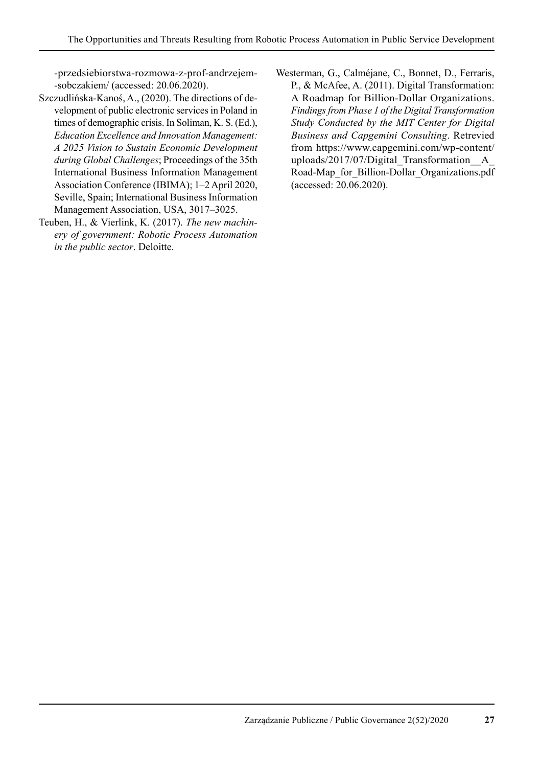-przedsiebiorstwa-rozmowa-z-prof-andrzejem--sobczakiem/ (accessed: 20.06.2020).

Szczudlińska-Kanoś, A., (2020). The directions of development of public electronic services in Poland in times of demographic crisis. In Soliman, K. S. (Ed.), *Education Excellence and Innovation Management: A 2025 Vision to Sustain Economic Development during Global Challenges*; Proceedings of the 35th International Business Information Management Association Conference (IBIMA); 1–2 April 2020, Seville, Spain; International Business Information Management Association, USA, 3017–3025.

Teuben, H., & Vierlink, K. (2017). *The new machinery of government: Robotic Process Automation in the public sector*. Deloitte.

Westerman, G., Calméjane, C., Bonnet, D., Ferraris, P., & McAfee, A. (2011). Digital Transformation: A Roadmap for Billion-Dollar Organizations. *Findings from Phase 1 of the Digital Transformation Study Conducted by the MIT Center for Digital Business and Capgemini Consulting*. Retrevied from https://www.capgemini.com/wp-content/uploads/2017/07/Digital_Transformation__A_Road-Map_for_Billion-Dollar_Organizations.pdf (accessed: 20.06.2020).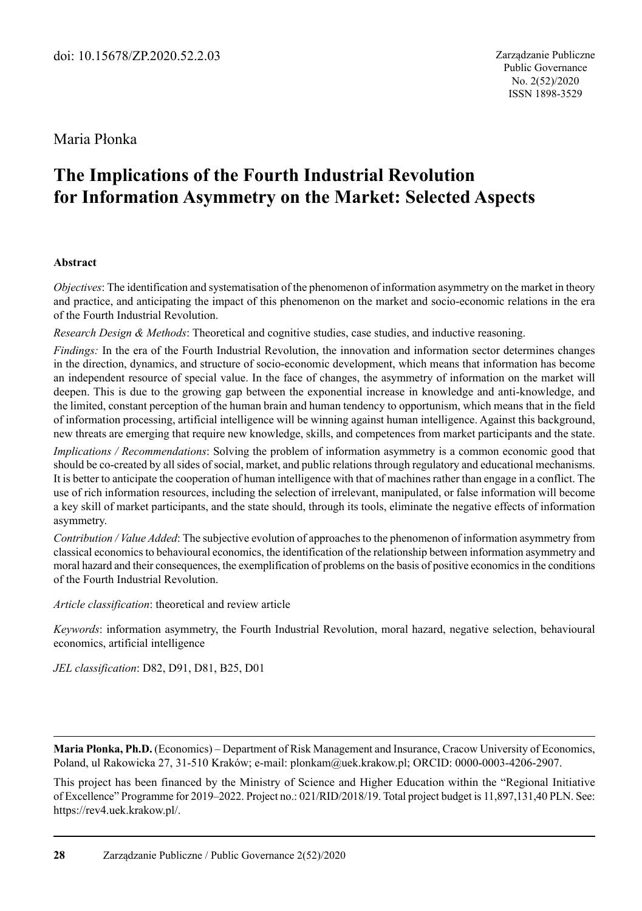doi: 10.15678/ZP.2020.52.2.03

Zarządzanie Publiczne
Public Governance
No. 2(52)/2020
ISSN 1898-3529

Maria Płonka

# The Implications of the Fourth Industrial Revolution for Information Asymmetry on the Market: Selected Aspects

**Abstract**

*Objectives*: The identification and systematisation of the phenomenon of information asymmetry on the market in theory and practice, and anticipating the impact of this phenomenon on the market and socio-economic relations in the era of the Fourth Industrial Revolution.

*Research Design & Methods*: Theoretical and cognitive studies, case studies, and inductive reasoning.

*Findings:* In the era of the Fourth Industrial Revolution, the innovation and information sector determines changes in the direction, dynamics, and structure of socio-economic development, which means that information has become an independent resource of special value. In the face of changes, the asymmetry of information on the market will deepen. This is due to the growing gap between the exponential increase in knowledge and anti-knowledge, and the limited, constant perception of the human brain and human tendency to opportunism, which means that in the field of information processing, artificial intelligence will be winning against human intelligence. Against this background, new threats are emerging that require new knowledge, skills, and competences from market participants and the state.

*Implications / Recommendations*: Solving the problem of information asymmetry is a common economic good that should be co-created by all sides of social, market, and public relations through regulatory and educational mechanisms. It is better to anticipate the cooperation of human intelligence with that of machines rather than engage in a conflict. The use of rich information resources, including the selection of irrelevant, manipulated, or false information will become a key skill of market participants, and the state should, through its tools, eliminate the negative effects of information asymmetry.

*Contribution / Value Added*: The subjective evolution of approaches to the phenomenon of information asymmetry from classical economics to behavioural economics, the identification of the relationship between information asymmetry and moral hazard and their consequences, the exemplification of problems on the basis of positive economics in the conditions of the Fourth Industrial Revolution.

*Article classification*: theoretical and review article

*Keywords*: information asymmetry, the Fourth Industrial Revolution, moral hazard, negative selection, behavioural economics, artificial intelligence

*JEL classification*: D82, D91, D81, B25, D01

---

**Maria Płonka, Ph.D.** (Economics) – Department of Risk Management and Insurance, Cracow University of Economics, Poland, ul Rakowicka 27, 31-510 Kraków; e-mail: plonkam@uek.krakow.pl; ORCID: 0000-0003-4206-2907.

This project has been financed by the Ministry of Science and Higher Education within the "Regional Initiative of Excellence" Programme for 2019–2022. Project no.: 021/RID/2018/19. Total project budget is 11,897,131,40 PLN. See: https://rev4.uek.krakow.pl/.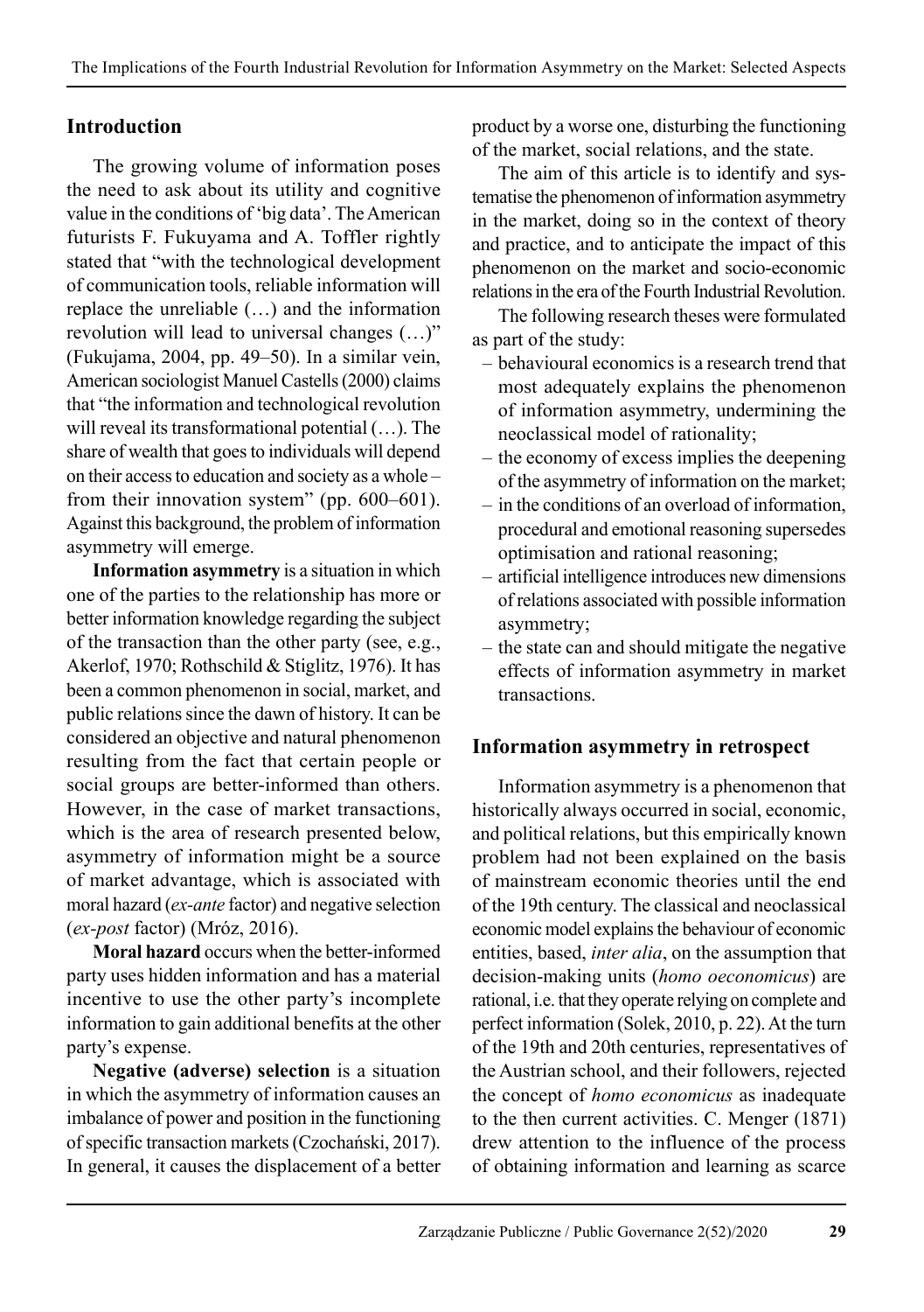## Introduction

The growing volume of information poses the need to ask about its utility and cognitive value in the conditions of 'big data'. The American futurists F. Fukuyama and A. Toffler rightly stated that "with the technological development of communication tools, reliable information will replace the unreliable (…) and the information revolution will lead to universal changes (…)" (Fukujama, 2004, pp. 49–50). In a similar vein, American sociologist Manuel Castells (2000) claims that "the information and technological revolution will reveal its transformational potential (…). The share of wealth that goes to individuals will depend on their access to education and society as a whole – from their innovation system" (pp. 600–601). Against this background, the problem of information asymmetry will emerge.

**Information asymmetry** is a situation in which one of the parties to the relationship has more or better information knowledge regarding the subject of the transaction than the other party (see, e.g., Akerlof, 1970; Rothschild & Stiglitz, 1976). It has been a common phenomenon in social, market, and public relations since the dawn of history. It can be considered an objective and natural phenomenon resulting from the fact that certain people or social groups are better-informed than others. However, in the case of market transactions, which is the area of research presented below, asymmetry of information might be a source of market advantage, which is associated with moral hazard (*ex-ante* factor) and negative selection (*ex-post* factor) (Mróz, 2016).

**Moral hazard** occurs when the better-informed party uses hidden information and has a material incentive to use the other party's incomplete information to gain additional benefits at the other party's expense.

**Negative (adverse) selection** is a situation in which the asymmetry of information causes an imbalance of power and position in the functioning of specific transaction markets (Czochański, 2017). In general, it causes the displacement of a better product by a worse one, disturbing the functioning of the market, social relations, and the state.

The aim of this article is to identify and systematise the phenomenon of information asymmetry in the market, doing so in the context of theory and practice, and to anticipate the impact of this phenomenon on the market and socio-economic relations in the era of the Fourth Industrial Revolution.

The following research theses were formulated as part of the study:

- behavioural economics is a research trend that most adequately explains the phenomenon of information asymmetry, undermining the neoclassical model of rationality;
- the economy of excess implies the deepening of the asymmetry of information on the market;
- in the conditions of an overload of information, procedural and emotional reasoning supersedes optimisation and rational reasoning;
- artificial intelligence introduces new dimensions of relations associated with possible information asymmetry;
- the state can and should mitigate the negative effects of information asymmetry in market transactions.

## Information asymmetry in retrospect

Information asymmetry is a phenomenon that historically always occurred in social, economic, and political relations, but this empirically known problem had not been explained on the basis of mainstream economic theories until the end of the 19th century. The classical and neoclassical economic model explains the behaviour of economic entities, based, *inter alia*, on the assumption that decision-making units (*homo oeconomicus*) are rational, i.e. that they operate relying on complete and perfect information (Solek, 2010, p. 22). At the turn of the 19th and 20th centuries, representatives of the Austrian school, and their followers, rejected the concept of *homo economicus* as inadequate to the then current activities. C. Menger (1871) drew attention to the influence of the process of obtaining information and learning as scarce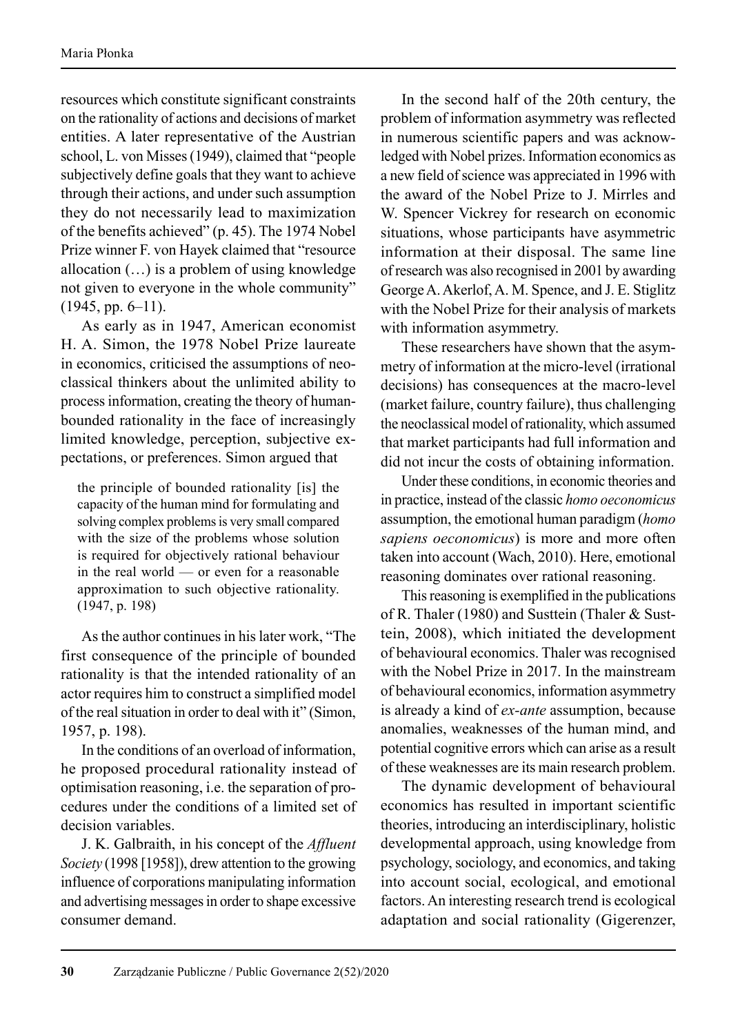resources which constitute significant constraints on the rationality of actions and decisions of market entities. A later representative of the Austrian school, L. von Misses (1949), claimed that "people subjectively define goals that they want to achieve through their actions, and under such assumption they do not necessarily lead to maximization of the benefits achieved" (p. 45). The 1974 Nobel Prize winner F. von Hayek claimed that "resource allocation (…) is a problem of using knowledge not given to everyone in the whole community" (1945, pp. 6–11).

As early as in 1947, American economist H. A. Simon, the 1978 Nobel Prize laureate in economics, criticised the assumptions of neoclassical thinkers about the unlimited ability to process information, creating the theory of human-bounded rationality in the face of increasingly limited knowledge, perception, subjective expectations, or preferences. Simon argued that

> the principle of bounded rationality [is] the capacity of the human mind for formulating and solving complex problems is very small compared with the size of the problems whose solution is required for objectively rational behaviour in the real world — or even for a reasonable approximation to such objective rationality. (1947, p. 198)

As the author continues in his later work, "The first consequence of the principle of bounded rationality is that the intended rationality of an actor requires him to construct a simplified model of the real situation in order to deal with it" (Simon, 1957, p. 198).

In the conditions of an overload of information, he proposed procedural rationality instead of optimisation reasoning, i.e. the separation of procedures under the conditions of a limited set of decision variables.

J. K. Galbraith, in his concept of the *Affluent Society* (1998 [1958]), drew attention to the growing influence of corporations manipulating information and advertising messages in order to shape excessive consumer demand.

In the second half of the 20th century, the problem of information asymmetry was reflected in numerous scientific papers and was acknowledged with Nobel prizes. Information economics as a new field of science was appreciated in 1996 with the award of the Nobel Prize to J. Mirrles and W. Spencer Vickrey for research on economic situations, whose participants have asymmetric information at their disposal. The same line of research was also recognised in 2001 by awarding George A. Akerlof, A. M. Spence, and J. E. Stiglitz with the Nobel Prize for their analysis of markets with information asymmetry.

These researchers have shown that the asymmetry of information at the micro-level (irrational decisions) has consequences at the macro-level (market failure, country failure), thus challenging the neoclassical model of rationality, which assumed that market participants had full information and did not incur the costs of obtaining information.

Under these conditions, in economic theories and in practice, instead of the classic *homo oeconomicus* assumption, the emotional human paradigm (*homo sapiens oeconomicus*) is more and more often taken into account (Wach, 2010). Here, emotional reasoning dominates over rational reasoning.

This reasoning is exemplified in the publications of R. Thaler (1980) and Susttein (Thaler & Susttein, 2008), which initiated the development of behavioural economics. Thaler was recognised with the Nobel Prize in 2017. In the mainstream of behavioural economics, information asymmetry is already a kind of *ex-ante* assumption, because anomalies, weaknesses of the human mind, and potential cognitive errors which can arise as a result of these weaknesses are its main research problem.

The dynamic development of behavioural economics has resulted in important scientific theories, introducing an interdisciplinary, holistic developmental approach, using knowledge from psychology, sociology, and economics, and taking into account social, ecological, and emotional factors. An interesting research trend is ecological adaptation and social rationality (Gigerenzer,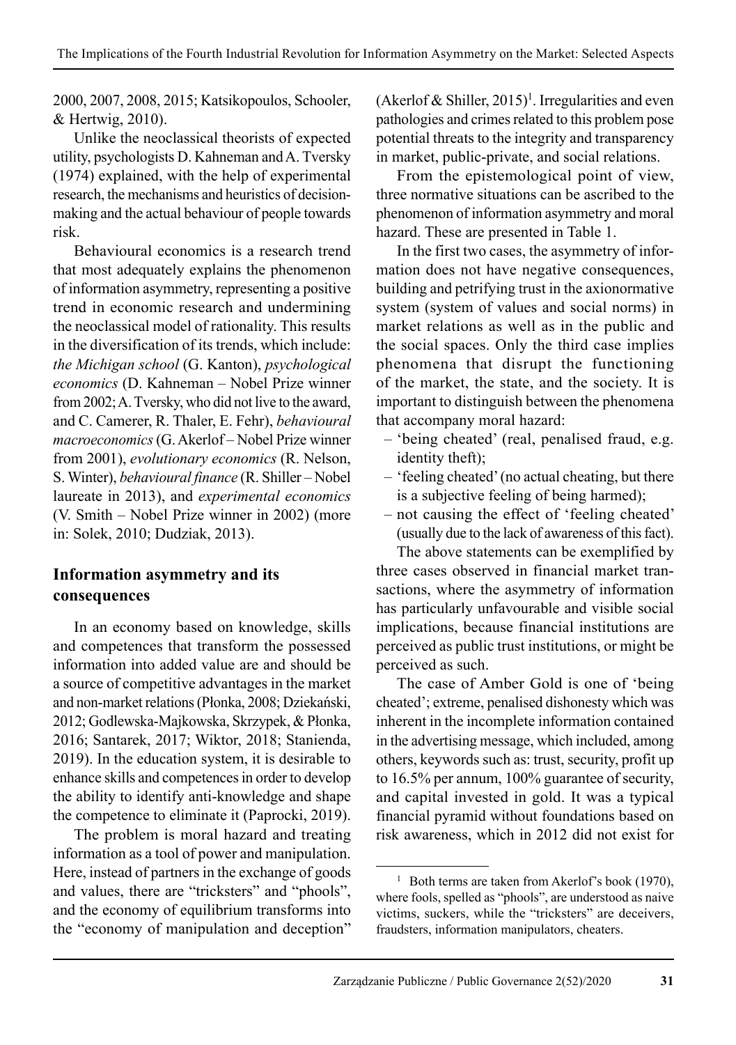2000, 2007, 2008, 2015; Katsikopoulos, Schooler, & Hertwig, 2010).

Unlike the neoclassical theorists of expected utility, psychologists D. Kahneman and A. Tversky (1974) explained, with the help of experimental research, the mechanisms and heuristics of decision-making and the actual behaviour of people towards risk.

Behavioural economics is a research trend that most adequately explains the phenomenon of information asymmetry, representing a positive trend in economic research and undermining the neoclassical model of rationality. This results in the diversification of its trends, which include: *the Michigan school* (G. Kanton), *psychological economics* (D. Kahneman – Nobel Prize winner from 2002; A. Tversky, who did not live to the award, and C. Camerer, R. Thaler, E. Fehr), *behavioural macroeconomics* (G. Akerlof – Nobel Prize winner from 2001), *evolutionary economics* (R. Nelson, S. Winter), *behavioural finance* (R. Shiller – Nobel laureate in 2013), and *experimental economics* (V. Smith – Nobel Prize winner in 2002) (more in: Solek, 2010; Dudziak, 2013).

## Information asymmetry and its consequences

In an economy based on knowledge, skills and competences that transform the possessed information into added value are and should be a source of competitive advantages in the market and non-market relations (Płonka, 2008; Dziekański, 2012; Godlewska-Majkowska, Skrzypek, & Płonka, 2016; Santarek, 2017; Wiktor, 2018; Stanienda, 2019). In the education system, it is desirable to enhance skills and competences in order to develop the ability to identify anti-knowledge and shape the competence to eliminate it (Paprocki, 2019).

The problem is moral hazard and treating information as a tool of power and manipulation. Here, instead of partners in the exchange of goods and values, there are "tricksters" and "phools", and the economy of equilibrium transforms into the "economy of manipulation and deception" (Akerlof & Shiller, 2015)[1]. Irregularities and even pathologies and crimes related to this problem pose potential threats to the integrity and transparency in market, public-private, and social relations.

From the epistemological point of view, three normative situations can be ascribed to the phenomenon of information asymmetry and moral hazard. These are presented in Table 1.

In the first two cases, the asymmetry of information does not have negative consequences, building and petrifying trust in the axionormative system (system of values and social norms) in market relations as well as in the public and the social spaces. Only the third case implies phenomena that disrupt the functioning of the market, the state, and the society. It is important to distinguish between the phenomena that accompany moral hazard:

- 'being cheated' (real, penalised fraud, e.g. identity theft);
- 'feeling cheated' (no actual cheating, but there is a subjective feeling of being harmed);
- not causing the effect of 'feeling cheated' (usually due to the lack of awareness of this fact).

The above statements can be exemplified by three cases observed in financial market transactions, where the asymmetry of information has particularly unfavourable and visible social implications, because financial institutions are perceived as public trust institutions, or might be perceived as such.

The case of Amber Gold is one of 'being cheated'; extreme, penalised dishonesty which was inherent in the incomplete information contained in the advertising message, which included, among others, keywords such as: trust, security, profit up to 16.5% per annum, 100% guarantee of security, and capital invested in gold. It was a typical financial pyramid without foundations based on risk awareness, which in 2012 did not exist for

[1] Both terms are taken from Akerlof's book (1970), where fools, spelled as "phools", are understood as naive victims, suckers, while the "tricksters" are deceivers, fraudsters, information manipulators, cheaters.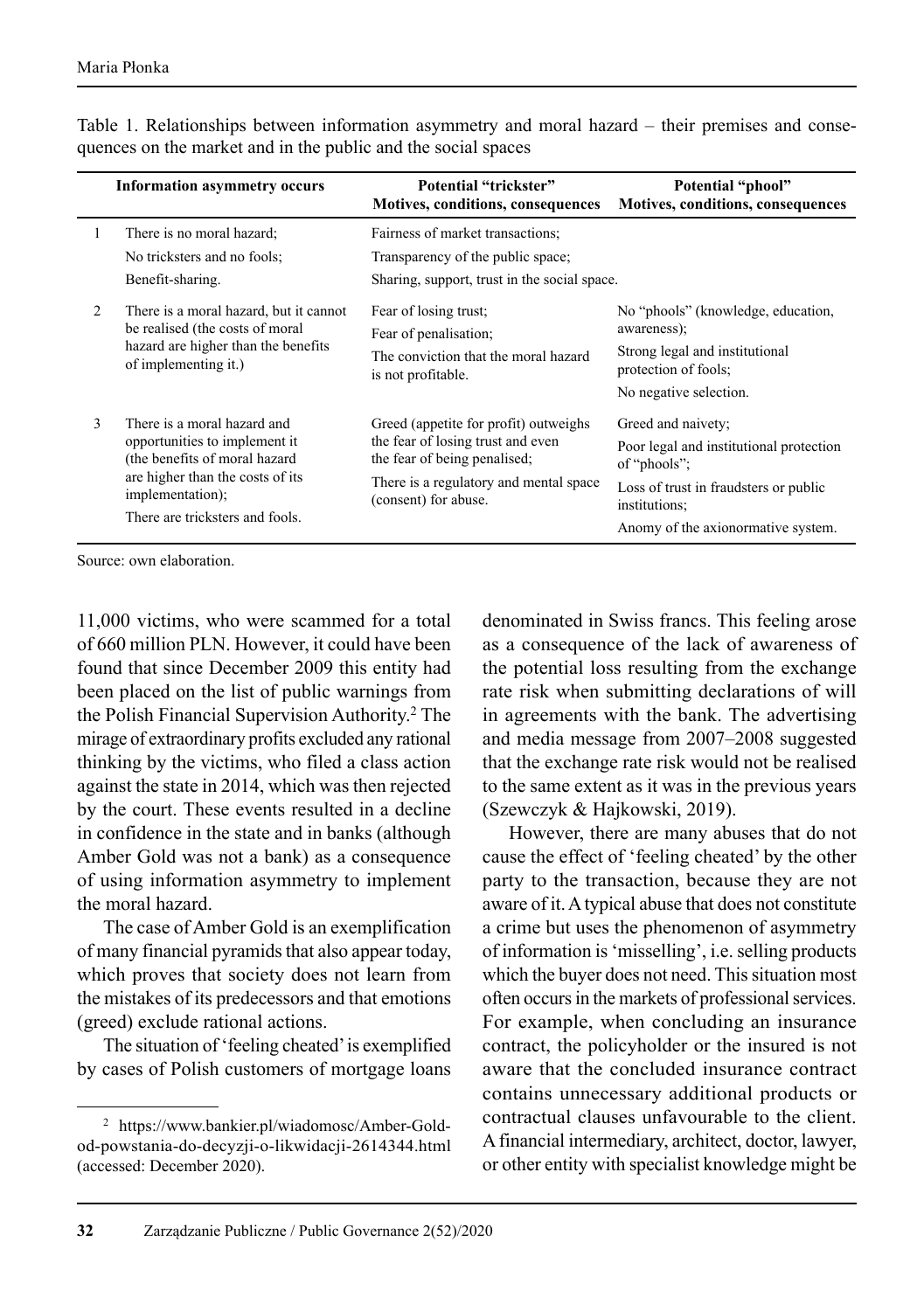Table 1. Relationships between information asymmetry and moral hazard – their premises and consequences on the market and in the public and the social spaces

| | Information asymmetry occurs | Potential "trickster" Motives, conditions, consequences | Potential "phool" Motives, conditions, consequences |
|---|---|---|---|
| 1 | There is no moral hazard;<br>No tricksters and no fools;<br>Benefit-sharing. | Fairness of market transactions;<br>Transparency of the public space;<br>Sharing, support, trust in the social space. | |
| 2 | There is a moral hazard, but it cannot be realised (the costs of moral hazard are higher than the benefits of implementing it.) | Fear of losing trust;<br>Fear of penalisation;<br>The conviction that the moral hazard is not profitable. | No "phools" (knowledge, education, awareness);<br>Strong legal and institutional protection of fools;<br>No negative selection. |
| 3 | There is a moral hazard and opportunities to implement it (the benefits of moral hazard are higher than the costs of its implementation);<br>There are tricksters and fools. | Greed (appetite for profit) outweighs the fear of losing trust and even the fear of being penalised;<br>There is a regulatory and mental space (consent) for abuse. | Greed and naivety;<br>Poor legal and institutional protection of "phools";<br>Loss of trust in fraudsters or public institutions;<br>Anomy of the axionormative system. |

Source: own elaboration.

11,000 victims, who were scammed for a total of 660 million PLN. However, it could have been found that since December 2009 this entity had been placed on the list of public warnings from the Polish Financial Supervision Authority.[2] The mirage of extraordinary profits excluded any rational thinking by the victims, who filed a class action against the state in 2014, which was then rejected by the court. These events resulted in a decline in confidence in the state and in banks (although Amber Gold was not a bank) as a consequence of using information asymmetry to implement the moral hazard.

The case of Amber Gold is an exemplification of many financial pyramids that also appear today, which proves that society does not learn from the mistakes of its predecessors and that emotions (greed) exclude rational actions.

The situation of 'feeling cheated' is exemplified by cases of Polish customers of mortgage loans denominated in Swiss francs. This feeling arose as a consequence of the lack of awareness of the potential loss resulting from the exchange rate risk when submitting declarations of will in agreements with the bank. The advertising and media message from 2007–2008 suggested that the exchange rate risk would not be realised to the same extent as it was in the previous years (Szewczyk & Hajkowski, 2019).

However, there are many abuses that do not cause the effect of 'feeling cheated' by the other party to the transaction, because they are not aware of it. A typical abuse that does not constitute a crime but uses the phenomenon of asymmetry of information is 'misselling', i.e. selling products which the buyer does not need. This situation most often occurs in the markets of professional services. For example, when concluding an insurance contract, the policyholder or the insured is not aware that the concluded insurance contract contains unnecessary additional products or contractual clauses unfavourable to the client. A financial intermediary, architect, doctor, lawyer, or other entity with specialist knowledge might be

[2] https://www.bankier.pl/wiadomosc/Amber-Gold-od-powstania-do-decyzji-o-likwidacji-2614344.html (accessed: December 2020).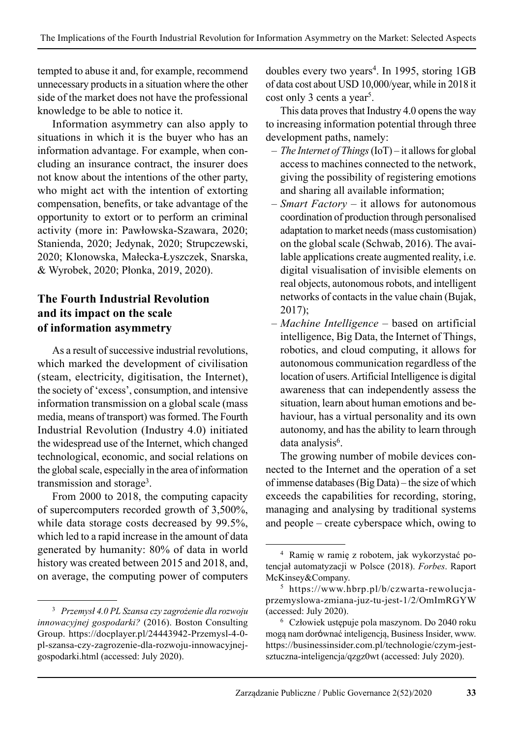tempted to abuse it and, for example, recommend unnecessary products in a situation where the other side of the market does not have the professional knowledge to be able to notice it.

Information asymmetry can also apply to situations in which it is the buyer who has an information advantage. For example, when concluding an insurance contract, the insurer does not know about the intentions of the other party, who might act with the intention of extorting compensation, benefits, or take advantage of the opportunity to extort or to perform an criminal activity (more in: Pawłowska-Szawara, 2020; Stanienda, 2020; Jedynak, 2020; Strupczewski, 2020; Klonowska, Małecka-Łyszczek, Snarska, & Wyrobek, 2020; Płonka, 2019, 2020).

## The Fourth Industrial Revolution and its impact on the scale of information asymmetry

As a result of successive industrial revolutions, which marked the development of civilisation (steam, electricity, digitisation, the Internet), the society of 'excess', consumption, and intensive information transmission on a global scale (mass media, means of transport) was formed. The Fourth Industrial Revolution (Industry 4.0) initiated the widespread use of the Internet, which changed technological, economic, and social relations on the global scale, especially in the area of information transmission and storage[3].

From 2000 to 2018, the computing capacity of supercomputers recorded growth of 3,500%, while data storage costs decreased by 99.5%, which led to a rapid increase in the amount of data generated by humanity: 80% of data in world history was created between 2015 and 2018, and, on average, the computing power of computers doubles every two years[4]. In 1995, storing 1GB of data cost about USD 10,000/year, while in 2018 it cost only 3 cents a year[5].

This data proves that Industry 4.0 opens the way to increasing information potential through three development paths, namely:

- *The Internet of Things* (IoT) – it allows for global access to machines connected to the network, giving the possibility of registering emotions and sharing all available information;
- *Smart Factory* – it allows for autonomous coordination of production through personalised adaptation to market needs (mass customisation) on the global scale (Schwab, 2016). The available applications create augmented reality, i.e. digital visualisation of invisible elements on real objects, autonomous robots, and intelligent networks of contacts in the value chain (Bujak, 2017);
- *Machine Intelligence* – based on artificial intelligence, Big Data, the Internet of Things, robotics, and cloud computing, it allows for autonomous communication regardless of the location of users. Artificial Intelligence is digital awareness that can independently assess the situation, learn about human emotions and behaviour, has a virtual personality and its own autonomy, and has the ability to learn through data analysis[6].

The growing number of mobile devices connected to the Internet and the operation of a set of immense databases (Big Data) – the size of which exceeds the capabilities for recording, storing, managing and analysing by traditional systems and people – create cyberspace which, owing to

---

[3] *Przemysł 4.0 PL Szansa czy zagrożenie dla rozwoju innowacyjnej gospodarki?* (2016). Boston Consulting Group. https://docplayer.pl/24443942-Przemysl-4-0-pl-szansa-czy-zagrozenie-dla-rozwoju-innowacyjnej-gospodarki.html (accessed: July 2020).

[4] Ramię w ramię z robotem, jak wykorzystać potencjał automatyzacji w Polsce (2018). *Forbes*. Raport McKinsey&Company.

[5] https://www.hbrp.pl/b/czwarta-rewolucja-przemyslowa-zmiana-juz-tu-jest-1/2/OmImRGYW (accessed: July 2020).

[6] Człowiek ustępuje pola maszynom. Do 2040 roku mogą nam dorównać inteligencją, Business Insider, www. https://businessinsider.com.pl/technologie/czym-jest-sztuczna-inteligencja/qzgz0wt (accessed: July 2020).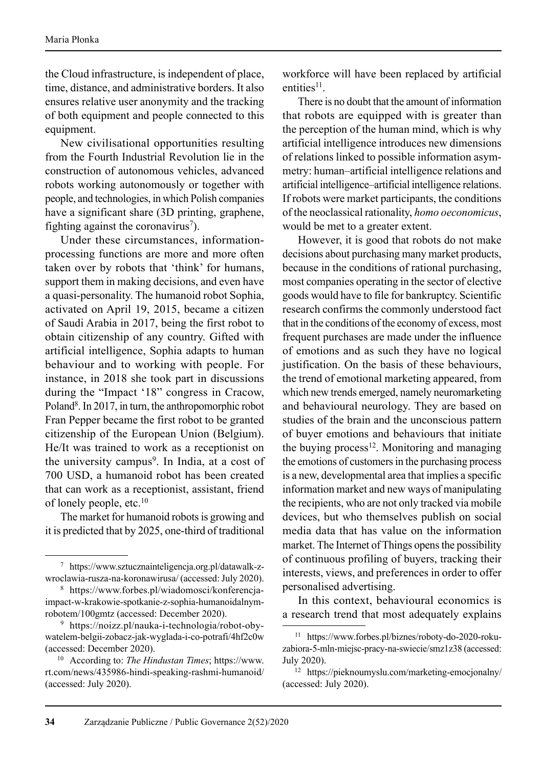the Cloud infrastructure, is independent of place, time, distance, and administrative borders. It also ensures relative user anonymity and the tracking of both equipment and people connected to this equipment.

New civilisational opportunities resulting from the Fourth Industrial Revolution lie in the construction of autonomous vehicles, advanced robots working autonomously or together with people, and technologies, in which Polish companies have a significant share (3D printing, graphene, fighting against the coronavirus[7]).

Under these circumstances, information-processing functions are more and more often taken over by robots that 'think' for humans, support them in making decisions, and even have a quasi-personality. The humanoid robot Sophia, activated on April 19, 2015, became a citizen of Saudi Arabia in 2017, being the first robot to obtain citizenship of any country. Gifted with artificial intelligence, Sophia adapts to human behaviour and to working with people. For instance, in 2018 she took part in discussions during the "Impact '18" congress in Cracow, Poland[8]. In 2017, in turn, the anthropomorphic robot Fran Pepper became the first robot to be granted citizenship of the European Union (Belgium). He/It was trained to work as a receptionist on the university campus[9]. In India, at a cost of 700 USD, a humanoid robot has been created that can work as a receptionist, assistant, friend of lonely people, etc.[10]

The market for humanoid robots is growing and it is predicted that by 2025, one-third of traditional workforce will have been replaced by artificial entities[11].

There is no doubt that the amount of information that robots are equipped with is greater than the perception of the human mind, which is why artificial intelligence introduces new dimensions of relations linked to possible information asymmetry: human–artificial intelligence relations and artificial intelligence–artificial intelligence relations. If robots were market participants, the conditions of the neoclassical rationality, *homo oeconomicus*, would be met to a greater extent.

However, it is good that robots do not make decisions about purchasing many market products, because in the conditions of rational purchasing, most companies operating in the sector of elective goods would have to file for bankruptcy. Scientific research confirms the commonly understood fact that in the conditions of the economy of excess, most frequent purchases are made under the influence of emotions and as such they have no logical justification. On the basis of these behaviours, the trend of emotional marketing appeared, from which new trends emerged, namely neuromarketing and behavioural neurology. They are based on studies of the brain and the unconscious pattern of buyer emotions and behaviours that initiate the buying process[12]. Monitoring and managing the emotions of customers in the purchasing process is a new, developmental area that implies a specific information market and new ways of manipulating the recipients, who are not only tracked via mobile devices, but who themselves publish on social media data that has value on the information market. The Internet of Things opens the possibility of continuous profiling of buyers, tracking their interests, views, and preferences in order to offer personalised advertising.

In this context, behavioural economics is a research trend that most adequately explains

---

[7] https://www.sztucznainteligencja.org.pl/datawalk-z-wroclawia-rusza-na-koronawirusa/ (accessed: July 2020).

[8] https://www.forbes.pl/wiadomosci/konferencja-impact-w-krakowie-spotkanie-z-sophia-humanoidalnym-robotem/100gmtz (accessed: December 2020).

[9] https://noizz.pl/nauka-i-technologia/robot-obywatelem-belgii-zobacz-jak-wyglada-i-co-potrafi/4hf2c0w (accessed: December 2020).

[10] According to: *The Hindustan Times*; https://www.rt.com/news/435986-hindi-speaking-rashmi-humanoid/ (accessed: July 2020).

[11] https://www.forbes.pl/biznes/roboty-do-2020-roku-zabiora-5-mln-miejsc-pracy-na-swiecie/smz1z38 (accessed: July 2020).

[12] https://pieknoumyslu.com/marketing-emocjonalny/ (accessed: July 2020).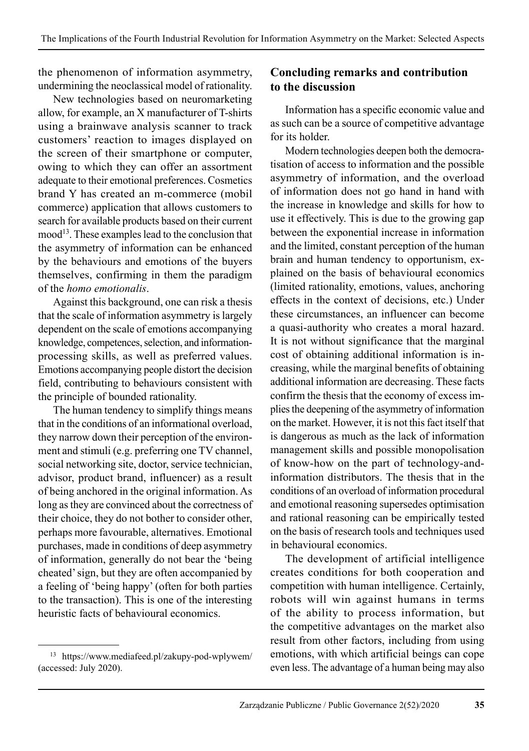the phenomenon of information asymmetry, undermining the neoclassical model of rationality.

New technologies based on neuromarketing allow, for example, an X manufacturer of T-shirts using a brainwave analysis scanner to track customers' reaction to images displayed on the screen of their smartphone or computer, owing to which they can offer an assortment adequate to their emotional preferences. Cosmetics brand Y has created an m-commerce (mobil commerce) application that allows customers to search for available products based on their current mood[13]. These examples lead to the conclusion that the asymmetry of information can be enhanced by the behaviours and emotions of the buyers themselves, confirming in them the paradigm of the *homo emotionalis*.

Against this background, one can risk a thesis that the scale of information asymmetry is largely dependent on the scale of emotions accompanying knowledge, competences, selection, and information-processing skills, as well as preferred values. Emotions accompanying people distort the decision field, contributing to behaviours consistent with the principle of bounded rationality.

The human tendency to simplify things means that in the conditions of an informational overload, they narrow down their perception of the environment and stimuli (e.g. preferring one TV channel, social networking site, doctor, service technician, advisor, product brand, influencer) as a result of being anchored in the original information. As long as they are convinced about the correctness of their choice, they do not bother to consider other, perhaps more favourable, alternatives. Emotional purchases, made in conditions of deep asymmetry of information, generally do not bear the 'being cheated' sign, but they are often accompanied by a feeling of 'being happy' (often for both parties to the transaction). This is one of the interesting heuristic facts of behavioural economics.

## Concluding remarks and contribution to the discussion

Information has a specific economic value and as such can be a source of competitive advantage for its holder.

Modern technologies deepen both the democratisation of access to information and the possible asymmetry of information, and the overload of information does not go hand in hand with the increase in knowledge and skills for how to use it effectively. This is due to the growing gap between the exponential increase in information and the limited, constant perception of the human brain and human tendency to opportunism, explained on the basis of behavioural economics (limited rationality, emotions, values, anchoring effects in the context of decisions, etc.) Under these circumstances, an influencer can become a quasi-authority who creates a moral hazard. It is not without significance that the marginal cost of obtaining additional information is increasing, while the marginal benefits of obtaining additional information are decreasing. These facts confirm the thesis that the economy of excess implies the deepening of the asymmetry of information on the market. However, it is not this fact itself that is dangerous as much as the lack of information management skills and possible monopolisation of know-how on the part of technology-and-information distributors. The thesis that in the conditions of an overload of information procedural and emotional reasoning supersedes optimisation and rational reasoning can be empirically tested on the basis of research tools and techniques used in behavioural economics.

The development of artificial intelligence creates conditions for both cooperation and competition with human intelligence. Certainly, robots will win against humans in terms of the ability to process information, but the competitive advantages on the market also result from other factors, including from using emotions, with which artificial beings can cope even less. The advantage of a human being may also

[13] https://www.mediafeed.pl/zakupy-pod-wplywem/ (accessed: July 2020).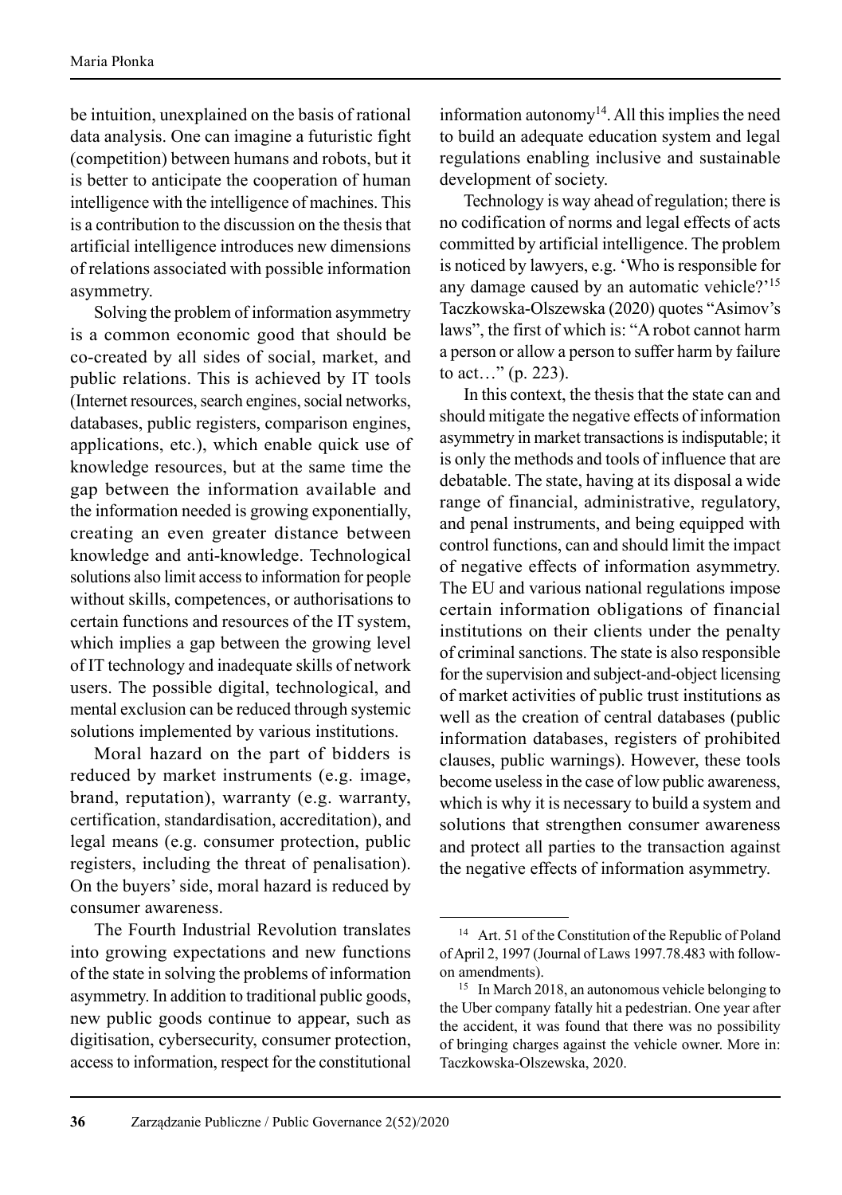be intuition, unexplained on the basis of rational data analysis. One can imagine a futuristic fight (competition) between humans and robots, but it is better to anticipate the cooperation of human intelligence with the intelligence of machines. This is a contribution to the discussion on the thesis that artificial intelligence introduces new dimensions of relations associated with possible information asymmetry.

Solving the problem of information asymmetry is a common economic good that should be co-created by all sides of social, market, and public relations. This is achieved by IT tools (Internet resources, search engines, social networks, databases, public registers, comparison engines, applications, etc.), which enable quick use of knowledge resources, but at the same time the gap between the information available and the information needed is growing exponentially, creating an even greater distance between knowledge and anti-knowledge. Technological solutions also limit access to information for people without skills, competences, or authorisations to certain functions and resources of the IT system, which implies a gap between the growing level of IT technology and inadequate skills of network users. The possible digital, technological, and mental exclusion can be reduced through systemic solutions implemented by various institutions.

Moral hazard on the part of bidders is reduced by market instruments (e.g. image, brand, reputation), warranty (e.g. warranty, certification, standardisation, accreditation), and legal means (e.g. consumer protection, public registers, including the threat of penalisation). On the buyers' side, moral hazard is reduced by consumer awareness.

The Fourth Industrial Revolution translates into growing expectations and new functions of the state in solving the problems of information asymmetry. In addition to traditional public goods, new public goods continue to appear, such as digitisation, cybersecurity, consumer protection, access to information, respect for the constitutional information autonomy[14]. All this implies the need to build an adequate education system and legal regulations enabling inclusive and sustainable development of society.

Technology is way ahead of regulation; there is no codification of norms and legal effects of acts committed by artificial intelligence. The problem is noticed by lawyers, e.g. 'Who is responsible for any damage caused by an automatic vehicle?'[15] Taczkowska-Olszewska (2020) quotes "Asimov's laws", the first of which is: "A robot cannot harm a person or allow a person to suffer harm by failure to act…" (p. 223).

In this context, the thesis that the state can and should mitigate the negative effects of information asymmetry in market transactions is indisputable; it is only the methods and tools of influence that are debatable. The state, having at its disposal a wide range of financial, administrative, regulatory, and penal instruments, and being equipped with control functions, can and should limit the impact of negative effects of information asymmetry. The EU and various national regulations impose certain information obligations of financial institutions on their clients under the penalty of criminal sanctions. The state is also responsible for the supervision and subject-and-object licensing of market activities of public trust institutions as well as the creation of central databases (public information databases, registers of prohibited clauses, public warnings). However, these tools become useless in the case of low public awareness, which is why it is necessary to build a system and solutions that strengthen consumer awareness and protect all parties to the transaction against the negative effects of information asymmetry.

---

[14] Art. 51 of the Constitution of the Republic of Poland of April 2, 1997 (Journal of Laws 1997.78.483 with follow-on amendments).

[15] In March 2018, an autonomous vehicle belonging to the Uber company fatally hit a pedestrian. One year after the accident, it was found that there was no possibility of bringing charges against the vehicle owner. More in: Taczkowska-Olszewska, 2020.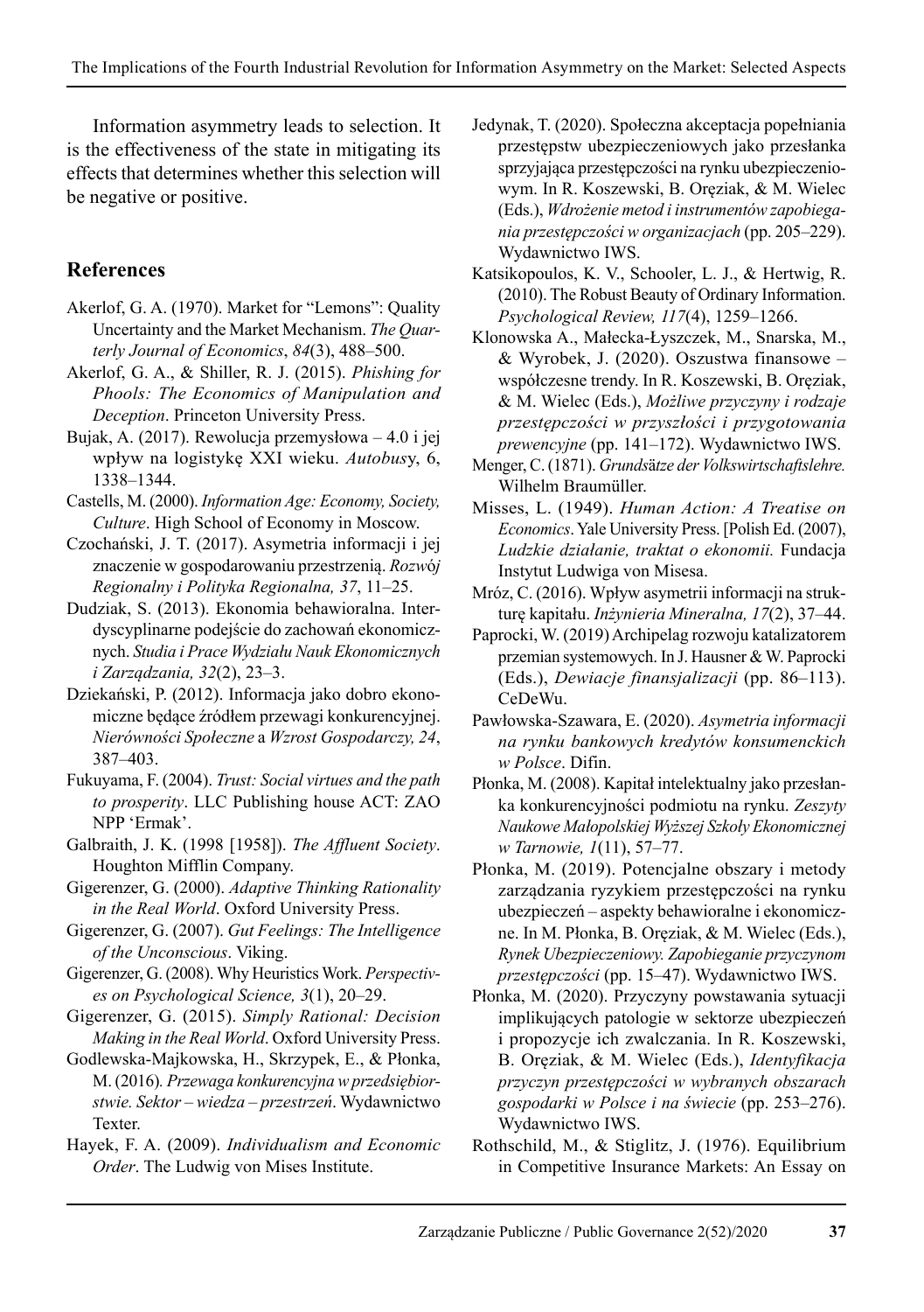Information asymmetry leads to selection. It is the effectiveness of the state in mitigating its effects that determines whether this selection will be negative or positive.

## References

Akerlof, G. A. (1970). Market for "Lemons": Quality Uncertainty and the Market Mechanism. *The Quarterly Journal of Economics*, *84*(3), 488–500.

Akerlof, G. A., & Shiller, R. J. (2015). *Phishing for Phools: The Economics of Manipulation and Deception*. Princeton University Press.

Bujak, A. (2017). Rewolucja przemysłowa – 4.0 i jej wpływ na logistykę XXI wieku. *Autobus*y, 6, 1338–1344.

Castells, M. (2000). *Information Age: Economy, Society, Culture*. High School of Economy in Moscow.

Czochański, J. T. (2017). Asymetria informacji i jej znaczenie w gospodarowaniu przestrzenią. *Rozwój Regionalny i Polityka Regionalna, 37*, 11–25.

Dudziak, S. (2013). Ekonomia behawioralna. Interdyscyplinarne podejście do zachowań ekonomicznych. *Studia i Prace Wydziału Nauk Ekonomicznych i Zarządzania, 32*(2), 23–3.

Dziekański, P. (2012). Informacja jako dobro ekonomiczne będące źródłem przewagi konkurencyjnej. *Nierówności Społeczne* a *Wzrost Gospodarczy, 24*, 387–403.

Fukuyama, F. (2004). *Trust: Social virtues and the path to prosperity*. LLC Publishing house ACT: ZAO NPP 'Ermak'.

Galbraith, J. K. (1998 [1958]). *The Affluent Society*. Houghton Mifflin Company.

Gigerenzer, G. (2000). *Adaptive Thinking Rationality in the Real World*. Oxford University Press.

Gigerenzer, G. (2007). *Gut Feelings: The Intelligence of the Unconscious*. Viking.

Gigerenzer, G. (2008). Why Heuristics Work. *Perspectives on Psychological Science, 3*(1), 20–29.

Gigerenzer, G. (2015). *Simply Rational: Decision Making in the Real World*. Oxford University Press.

Godlewska-Majkowska, H., Skrzypek, E., & Płonka, M. (2016). *Przewaga konkurencyjna w przedsiębiorstwie. Sektor – wiedza – przestrzeń*. Wydawnictwo Texter.

Hayek, F. A. (2009). *Individualism and Economic Order*. The Ludwig von Mises Institute.

Jedynak, T. (2020). Społeczna akceptacja popełniania przestępstw ubezpieczeniowych jako przesłanka sprzyjająca przestępczości na rynku ubezpieczeniowym. In R. Koszewski, B. Oręziak, & M. Wielec (Eds.), *Wdrożenie metod i instrumentów zapobiegania przestępczości w organizacjach* (pp. 205–229). Wydawnictwo IWS.

Katsikopoulos, K. V., Schooler, L. J., & Hertwig, R. (2010). The Robust Beauty of Ordinary Information. *Psychological Review, 117*(4), 1259–1266.

Klonowska A., Małecka-Łyszczek, M., Snarska, M., & Wyrobek, J. (2020). Oszustwa finansowe – współczesne trendy. In R. Koszewski, B. Oręziak, & M. Wielec (Eds.), *Możliwe przyczyny i rodzaje przestępczości w przyszłości i przygotowania prewencyjne* (pp. 141–172). Wydawnictwo IWS.

Menger, C. (1871). *Grundsätze der Volkswirtschaftslehre.* Wilhelm Braumüller.

Misses, L. (1949). *Human Action: A Treatise on Economics*. Yale University Press. [Polish Ed. (2007), *Ludzkie działanie, traktat o ekonomii.* Fundacja Instytut Ludwiga von Misesa.

Mróz, C. (2016). Wpływ asymetrii informacji na strukturę kapitału. *Inżynieria Mineralna, 17*(2), 37–44.

Paprocki, W. (2019) Archipelag rozwoju katalizatorem przemian systemowych. In J. Hausner & W. Paprocki (Eds.), *Dewiacje finansjalizacji* (pp. 86–113). CeDeWu.

Pawłowska-Szawara, E. (2020). *Asymetria informacji na rynku bankowych kredytów konsumenckich w Polsce*. Difin.

Płonka, M. (2008). Kapitał intelektualny jako przesłanka konkurencyjności podmiotu na rynku. *Zeszyty Naukowe Małopolskiej Wyższej Szkoły Ekonomicznej w Tarnowie, 1*(11), 57–77.

Płonka, M. (2019). Potencjalne obszary i metody zarządzania ryzykiem przestępczości na rynku ubezpieczeń – aspekty behawioralne i ekonomiczne. In M. Płonka, B. Oręziak, & M. Wielec (Eds.), *Rynek Ubezpieczeniowy. Zapobieganie przyczynom przestępczości* (pp. 15–47). Wydawnictwo IWS.

Płonka, M. (2020). Przyczyny powstawania sytuacji implikujących patologie w sektorze ubezpieczeń i propozycje ich zwalczania. In R. Koszewski, B. Oręziak, & M. Wielec (Eds.), *Identyfikacja przyczyn przestępczości w wybranych obszarach gospodarki w Polsce i na świecie* (pp. 253–276). Wydawnictwo IWS.

Rothschild, M., & Stiglitz, J. (1976). Equilibrium in Competitive Insurance Markets: An Essay on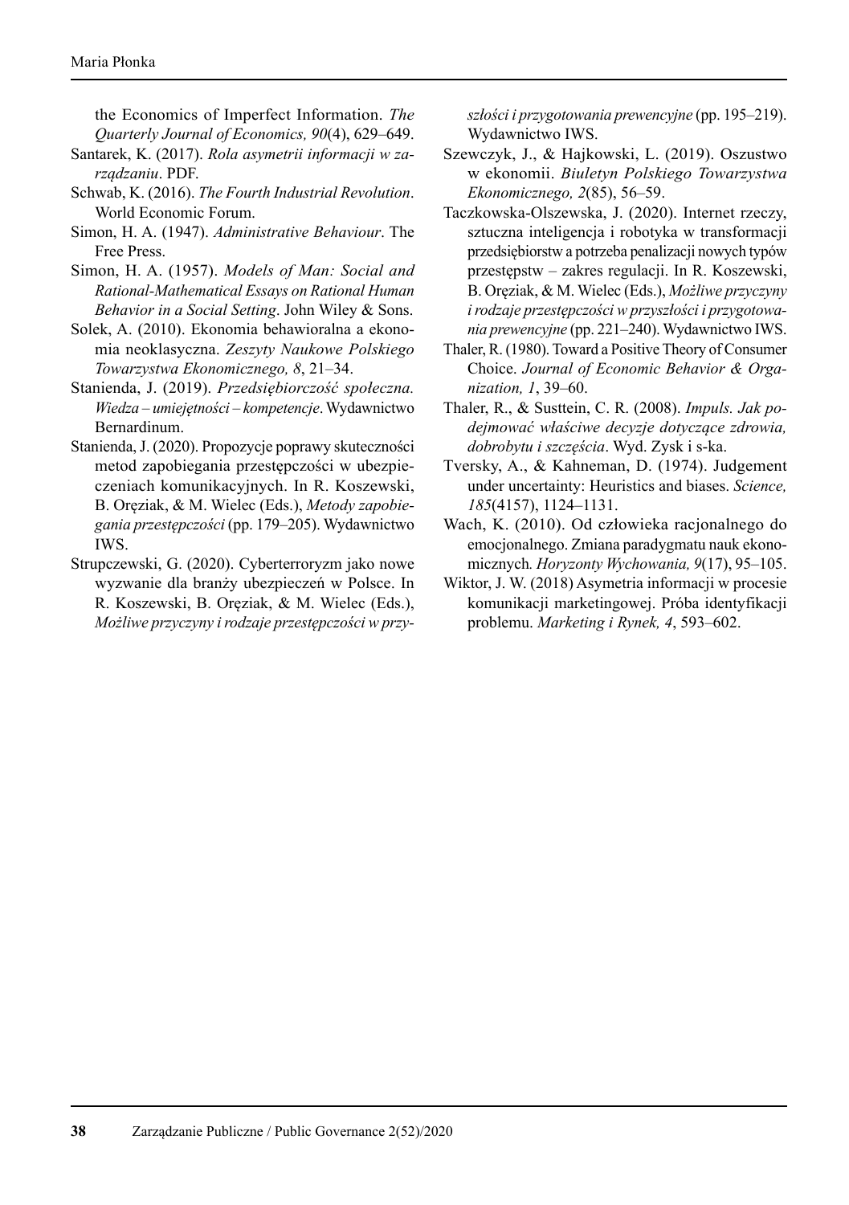the Economics of Imperfect Information. *The Quarterly Journal of Economics, 90*(4), 629–649.

Santarek, K. (2017). *Rola asymetrii informacji w zarządzaniu*. PDF.

Schwab, K. (2016). *The Fourth Industrial Revolution*. World Economic Forum.

Simon, H. A. (1947). *Administrative Behaviour*. The Free Press.

Simon, H. A. (1957). *Models of Man: Social and Rational-Mathematical Essays on Rational Human Behavior in a Social Setting*. John Wiley & Sons.

Solek, A. (2010). Ekonomia behawioralna a ekonomia neoklasyczna. *Zeszyty Naukowe Polskiego Towarzystwa Ekonomicznego, 8*, 21–34.

Stanienda, J. (2019). *Przedsiębiorczość społeczna. Wiedza – umiejętności – kompetencje*. Wydawnictwo Bernardinum.

Stanienda, J. (2020). Propozycje poprawy skuteczności metod zapobiegania przestępczości w ubezpieczeniach komunikacyjnych. In R. Koszewski, B. Oręziak, & M. Wielec (Eds.), *Metody zapobiegania przestępczości* (pp. 179–205). Wydawnictwo IWS.

Strupczewski, G. (2020). Cyberterroryzm jako nowe wyzwanie dla branży ubezpieczeń w Polsce. In R. Koszewski, B. Oręziak, & M. Wielec (Eds.), *Możliwe przyczyny i rodzaje przestępczości w przyszłości i przygotowania prewencyjne* (pp. 195–219). Wydawnictwo IWS.

Szewczyk, J., & Hajkowski, L. (2019). Oszustwo w ekonomii. *Biuletyn Polskiego Towarzystwa Ekonomicznego, 2*(85), 56–59.

Taczkowska-Olszewska, J. (2020). Internet rzeczy, sztuczna inteligencja i robotyka w transformacji przedsiębiorstw a potrzeba penalizacji nowych typów przestępstw – zakres regulacji. In R. Koszewski, B. Oręziak, & M. Wielec (Eds.), *Możliwe przyczyny i rodzaje przestępczości w przyszłości i przygotowania prewencyjne* (pp. 221–240). Wydawnictwo IWS.

Thaler, R. (1980). Toward a Positive Theory of Consumer Choice. *Journal of Economic Behavior & Organization, 1*, 39–60.

Thaler, R., & Susttein, C. R. (2008). *Impuls. Jak podejmować właściwe decyzje dotyczące zdrowia, dobrobytu i szczęścia*. Wyd. Zysk i s-ka.

Tversky, A., & Kahneman, D. (1974). Judgement under uncertainty: Heuristics and biases. *Science, 185*(4157), 1124–1131.

Wach, K. (2010). Od człowieka racjonalnego do emocjonalnego. Zmiana paradygmatu nauk ekonomicznych*. Horyzonty Wychowania, 9*(17), 95–105.

Wiktor, J. W. (2018) Asymetria informacji w procesie komunikacji marketingowej. Próba identyfikacji problemu. *Marketing i Rynek, 4*, 593–602.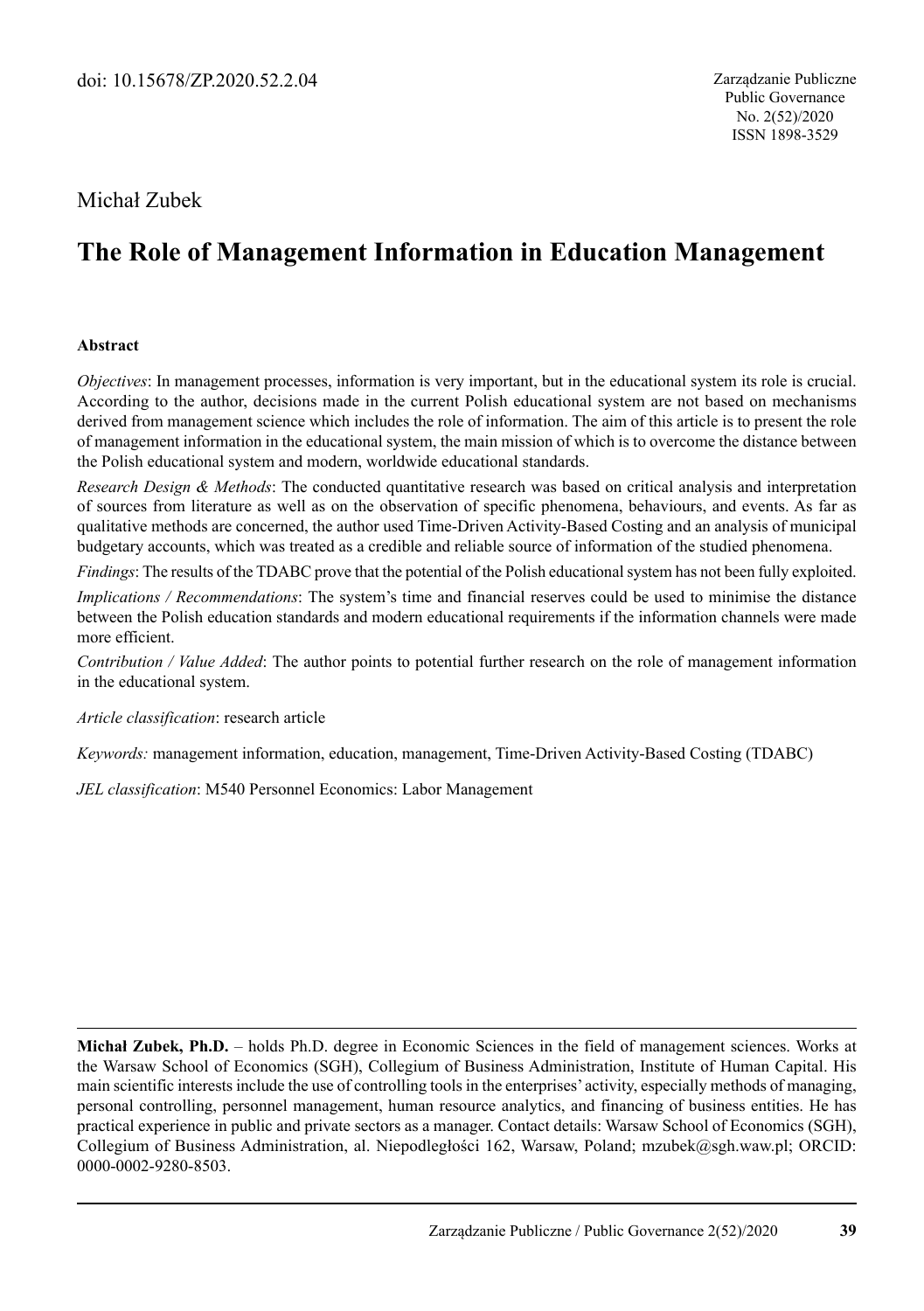doi: 10.15678/ZP.2020.52.2.04

Zarządzanie Publiczne
Public Governance
No. 2(52)/2020
ISSN 1898-3529

Michał Zubek

# The Role of Management Information in Education Management

### Abstract

*Objectives*: In management processes, information is very important, but in the educational system its role is crucial. According to the author, decisions made in the current Polish educational system are not based on mechanisms derived from management science which includes the role of information. The aim of this article is to present the role of management information in the educational system, the main mission of which is to overcome the distance between the Polish educational system and modern, worldwide educational standards.

*Research Design & Methods*: The conducted quantitative research was based on critical analysis and interpretation of sources from literature as well as on the observation of specific phenomena, behaviours, and events. As far as qualitative methods are concerned, the author used Time-Driven Activity-Based Costing and an analysis of municipal budgetary accounts, which was treated as a credible and reliable source of information of the studied phenomena.

*Findings*: The results of the TDABC prove that the potential of the Polish educational system has not been fully exploited.

*Implications / Recommendations*: The system's time and financial reserves could be used to minimise the distance between the Polish education standards and modern educational requirements if the information channels were made more efficient.

*Contribution / Value Added*: The author points to potential further research on the role of management information in the educational system.

*Article classification*: research article

*Keywords:* management information, education, management, Time-Driven Activity-Based Costing (TDABC)

*JEL classification*: M540 Personnel Economics: Labor Management

---

**Michał Zubek, Ph.D.** – holds Ph.D. degree in Economic Sciences in the field of management sciences. Works at the Warsaw School of Economics (SGH), Collegium of Business Administration, Institute of Human Capital. His main scientific interests include the use of controlling tools in the enterprises' activity, especially methods of managing, personal controlling, personnel management, human resource analytics, and financing of business entities. He has practical experience in public and private sectors as a manager. Contact details: Warsaw School of Economics (SGH), Collegium of Business Administration, al. Niepodległości 162, Warsaw, Poland; mzubek@sgh.waw.pl; ORCID: 0000-0002-9280-8503.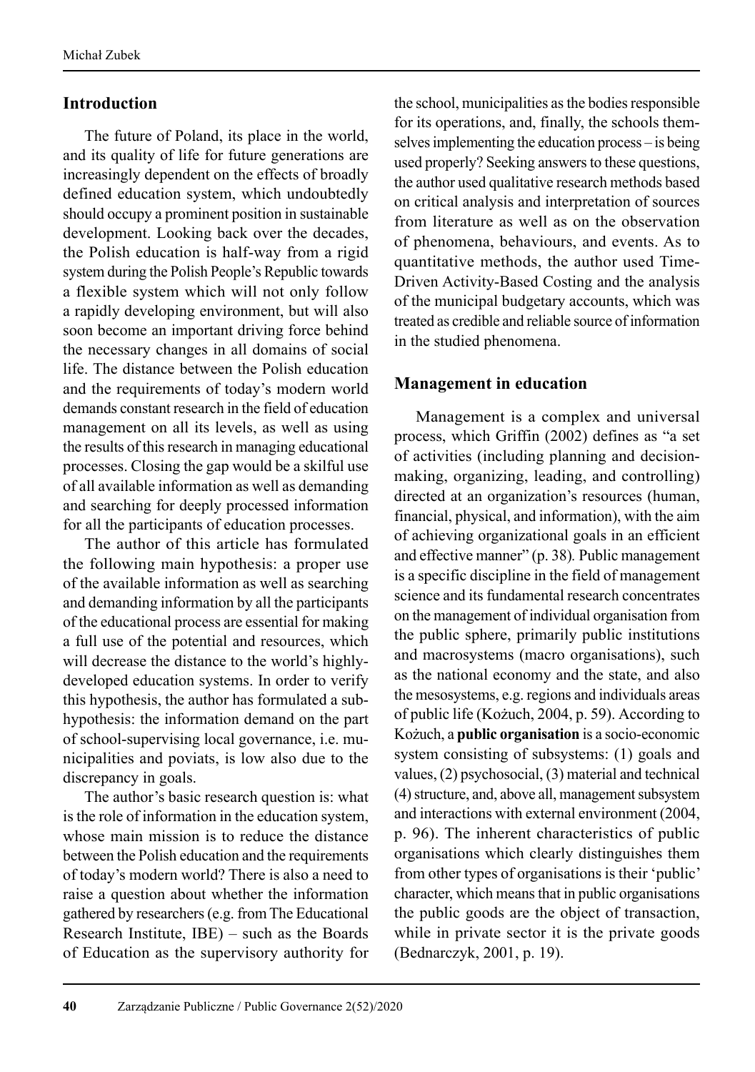## Introduction

The future of Poland, its place in the world, and its quality of life for future generations are increasingly dependent on the effects of broadly defined education system, which undoubtedly should occupy a prominent position in sustainable development. Looking back over the decades, the Polish education is half-way from a rigid system during the Polish People's Republic towards a flexible system which will not only follow a rapidly developing environment, but will also soon become an important driving force behind the necessary changes in all domains of social life. The distance between the Polish education and the requirements of today's modern world demands constant research in the field of education management on all its levels, as well as using the results of this research in managing educational processes. Closing the gap would be a skilful use of all available information as well as demanding and searching for deeply processed information for all the participants of education processes.

The author of this article has formulated the following main hypothesis: a proper use of the available information as well as searching and demanding information by all the participants of the educational process are essential for making a full use of the potential and resources, which will decrease the distance to the world's highly-developed education systems. In order to verify this hypothesis, the author has formulated a sub-hypothesis: the information demand on the part of school-supervising local governance, i.e. municipalities and poviats, is low also due to the discrepancy in goals.

The author's basic research question is: what is the role of information in the education system, whose main mission is to reduce the distance between the Polish education and the requirements of today's modern world? There is also a need to raise a question about whether the information gathered by researchers (e.g. from The Educational Research Institute, IBE) – such as the Boards of Education as the supervisory authority for the school, municipalities as the bodies responsible for its operations, and, finally, the schools themselves implementing the education process – is being used properly? Seeking answers to these questions, the author used qualitative research methods based on critical analysis and interpretation of sources from literature as well as on the observation of phenomena, behaviours, and events. As to quantitative methods, the author used Time-Driven Activity-Based Costing and the analysis of the municipal budgetary accounts, which was treated as credible and reliable source of information in the studied phenomena.

## Management in education

Management is a complex and universal process, which Griffin (2002) defines as "a set of activities (including planning and decision-making, organizing, leading, and controlling) directed at an organization's resources (human, financial, physical, and information), with the aim of achieving organizational goals in an efficient and effective manner" (p. 38). Public management is a specific discipline in the field of management science and its fundamental research concentrates on the management of individual organisation from the public sphere, primarily public institutions and macrosystems (macro organisations), such as the national economy and the state, and also the mesosystems, e.g. regions and individuals areas of public life (Kożuch, 2004, p. 59). According to Kożuch, a **public organisation** is a socio-economic system consisting of subsystems: (1) goals and values, (2) psychosocial, (3) material and technical (4) structure, and, above all, management subsystem and interactions with external environment (2004, p. 96). The inherent characteristics of public organisations which clearly distinguishes them from other types of organisations is their 'public' character, which means that in public organisations the public goods are the object of transaction, while in private sector it is the private goods (Bednarczyk, 2001, p. 19).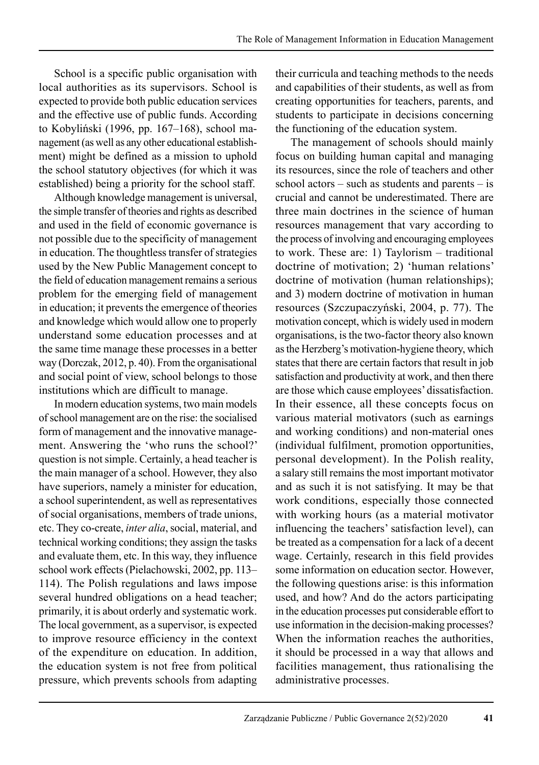School is a specific public organisation with local authorities as its supervisors. School is expected to provide both public education services and the effective use of public funds. According to Kobyliński (1996, pp. 167–168), school management (as well as any other educational establishment) might be defined as a mission to uphold the school statutory objectives (for which it was established) being a priority for the school staff.

Although knowledge management is universal, the simple transfer of theories and rights as described and used in the field of economic governance is not possible due to the specificity of management in education. The thoughtless transfer of strategies used by the New Public Management concept to the field of education management remains a serious problem for the emerging field of management in education; it prevents the emergence of theories and knowledge which would allow one to properly understand some education processes and at the same time manage these processes in a better way (Dorczak, 2012, p. 40). From the organisational and social point of view, school belongs to those institutions which are difficult to manage.

In modern education systems, two main models of school management are on the rise: the socialised form of management and the innovative management. Answering the 'who runs the school?' question is not simple. Certainly, a head teacher is the main manager of a school. However, they also have superiors, namely a minister for education, a school superintendent, as well as representatives of social organisations, members of trade unions, etc. They co-create, *inter alia*, social, material, and technical working conditions; they assign the tasks and evaluate them, etc. In this way, they influence school work effects (Pielachowski, 2002, pp. 113–114). The Polish regulations and laws impose several hundred obligations on a head teacher; primarily, it is about orderly and systematic work. The local government, as a supervisor, is expected to improve resource efficiency in the context of the expenditure on education. In addition, the education system is not free from political pressure, which prevents schools from adapting their curricula and teaching methods to the needs and capabilities of their students, as well as from creating opportunities for teachers, parents, and students to participate in decisions concerning the functioning of the education system.

The management of schools should mainly focus on building human capital and managing its resources, since the role of teachers and other school actors – such as students and parents – is crucial and cannot be underestimated. There are three main doctrines in the science of human resources management that vary according to the process of involving and encouraging employees to work. These are: 1) Taylorism – traditional doctrine of motivation; 2) 'human relations' doctrine of motivation (human relationships); and 3) modern doctrine of motivation in human resources (Szczupaczyński, 2004, p. 77). The motivation concept, which is widely used in modern organisations, is the two-factor theory also known as the Herzberg's motivation-hygiene theory, which states that there are certain factors that result in job satisfaction and productivity at work, and then there are those which cause employees' dissatisfaction. In their essence, all these concepts focus on various material motivators (such as earnings and working conditions) and non-material ones (individual fulfilment, promotion opportunities, personal development). In the Polish reality, a salary still remains the most important motivator and as such it is not satisfying. It may be that work conditions, especially those connected with working hours (as a material motivator influencing the teachers' satisfaction level), can be treated as a compensation for a lack of a decent wage. Certainly, research in this field provides some information on education sector. However, the following questions arise: is this information used, and how? And do the actors participating in the education processes put considerable effort to use information in the decision-making processes? When the information reaches the authorities, it should be processed in a way that allows and facilities management, thus rationalising the administrative processes.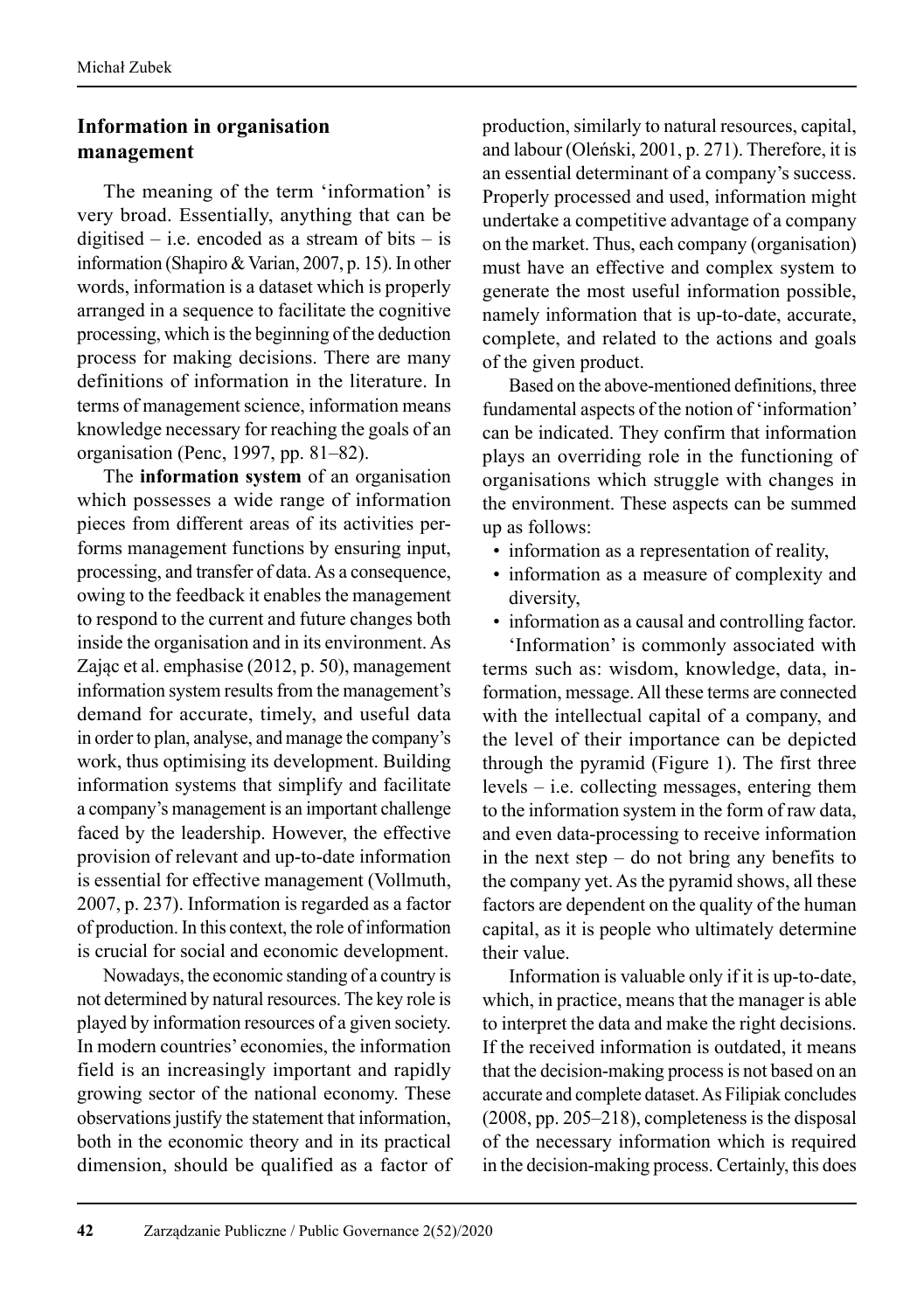## Information in organisation management

The meaning of the term 'information' is very broad. Essentially, anything that can be digitised – i.e. encoded as a stream of bits – is information (Shapiro & Varian, 2007, p. 15). In other words, information is a dataset which is properly arranged in a sequence to facilitate the cognitive processing, which is the beginning of the deduction process for making decisions. There are many definitions of information in the literature. In terms of management science, information means knowledge necessary for reaching the goals of an organisation (Penc, 1997, pp. 81–82).

The **information system** of an organisation which possesses a wide range of information pieces from different areas of its activities performs management functions by ensuring input, processing, and transfer of data. As a consequence, owing to the feedback it enables the management to respond to the current and future changes both inside the organisation and in its environment. As Zając et al. emphasise (2012, p. 50), management information system results from the management's demand for accurate, timely, and useful data in order to plan, analyse, and manage the company's work, thus optimising its development. Building information systems that simplify and facilitate a company's management is an important challenge faced by the leadership. However, the effective provision of relevant and up-to-date information is essential for effective management (Vollmuth, 2007, p. 237). Information is regarded as a factor of production. In this context, the role of information is crucial for social and economic development.

Nowadays, the economic standing of a country is not determined by natural resources. The key role is played by information resources of a given society. In modern countries' economies, the information field is an increasingly important and rapidly growing sector of the national economy. These observations justify the statement that information, both in the economic theory and in its practical dimension, should be qualified as a factor of production, similarly to natural resources, capital, and labour (Oleński, 2001, p. 271). Therefore, it is an essential determinant of a company's success. Properly processed and used, information might undertake a competitive advantage of a company on the market. Thus, each company (organisation) must have an effective and complex system to generate the most useful information possible, namely information that is up-to-date, accurate, complete, and related to the actions and goals of the given product.

Based on the above-mentioned definitions, three fundamental aspects of the notion of 'information' can be indicated. They confirm that information plays an overriding role in the functioning of organisations which struggle with changes in the environment. These aspects can be summed up as follows:

- information as a representation of reality,
- information as a measure of complexity and diversity,
- information as a causal and controlling factor.

'Information' is commonly associated with terms such as: wisdom, knowledge, data, information, message. All these terms are connected with the intellectual capital of a company, and the level of their importance can be depicted through the pyramid (Figure 1). The first three levels – i.e. collecting messages, entering them to the information system in the form of raw data, and even data-processing to receive information in the next step – do not bring any benefits to the company yet. As the pyramid shows, all these factors are dependent on the quality of the human capital, as it is people who ultimately determine their value.

Information is valuable only if it is up-to-date, which, in practice, means that the manager is able to interpret the data and make the right decisions. If the received information is outdated, it means that the decision-making process is not based on an accurate and complete dataset. As Filipiak concludes (2008, pp. 205–218), completeness is the disposal of the necessary information which is required in the decision-making process. Certainly, this does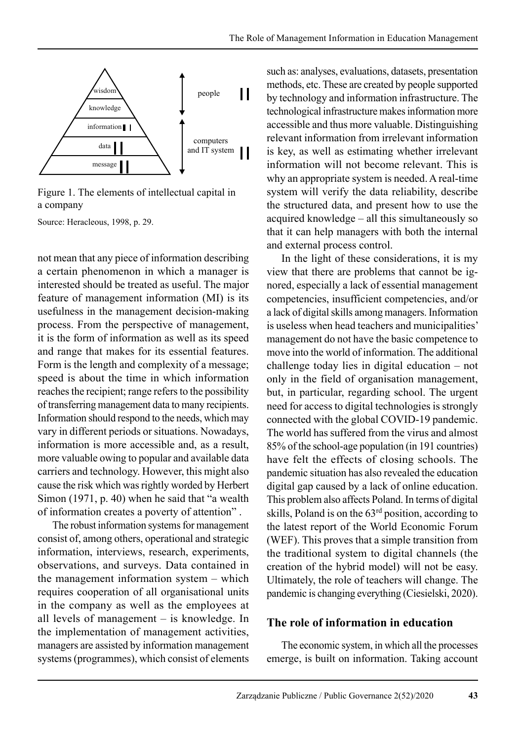Figure 1. The elements of intellectual capital in a company

Source: Heracleous, 1998, p. 29.

not mean that any piece of information describing a certain phenomenon in which a manager is interested should be treated as useful. The major feature of management information (MI) is its usefulness in the management decision-making process. From the perspective of management, it is the form of information as well as its speed and range that makes for its essential features. Form is the length and complexity of a message; speed is about the time in which information reaches the recipient; range refers to the possibility of transferring management data to many recipients. Information should respond to the needs, which may vary in different periods or situations. Nowadays, information is more accessible and, as a result, more valuable owing to popular and available data carriers and technology. However, this might also cause the risk which was rightly worded by Herbert Simon (1971, p. 40) when he said that "a wealth of information creates a poverty of attention" .

The robust information systems for management consist of, among others, operational and strategic information, interviews, research, experiments, observations, and surveys. Data contained in the management information system – which requires cooperation of all organisational units in the company as well as the employees at all levels of management – is knowledge. In the implementation of management activities, managers are assisted by information management systems (programmes), which consist of elements such as: analyses, evaluations, datasets, presentation methods, etc. These are created by people supported by technology and information infrastructure. The technological infrastructure makes information more accessible and thus more valuable. Distinguishing relevant information from irrelevant information is key, as well as estimating whether irrelevant information will not become relevant. This is why an appropriate system is needed. A real-time system will verify the data reliability, describe the structured data, and present how to use the acquired knowledge – all this simultaneously so that it can help managers with both the internal and external process control.

In the light of these considerations, it is my view that there are problems that cannot be ignored, especially a lack of essential management competencies, insufficient competencies, and/or a lack of digital skills among managers. Information is useless when head teachers and municipalities' management do not have the basic competence to move into the world of information. The additional challenge today lies in digital education – not only in the field of organisation management, but, in particular, regarding school. The urgent need for access to digital technologies is strongly connected with the global COVID-19 pandemic. The world has suffered from the virus and almost 85% of the school-age population (in 191 countries) have felt the effects of closing schools. The pandemic situation has also revealed the education digital gap caused by a lack of online education. This problem also affects Poland. In terms of digital skills, Poland is on the 63rd position, according to the latest report of the World Economic Forum (WEF). This proves that a simple transition from the traditional system to digital channels (the creation of the hybrid model) will not be easy. Ultimately, the role of teachers will change. The pandemic is changing everything (Ciesielski, 2020).

## The role of information in education

The economic system, in which all the processes emerge, is built on information. Taking account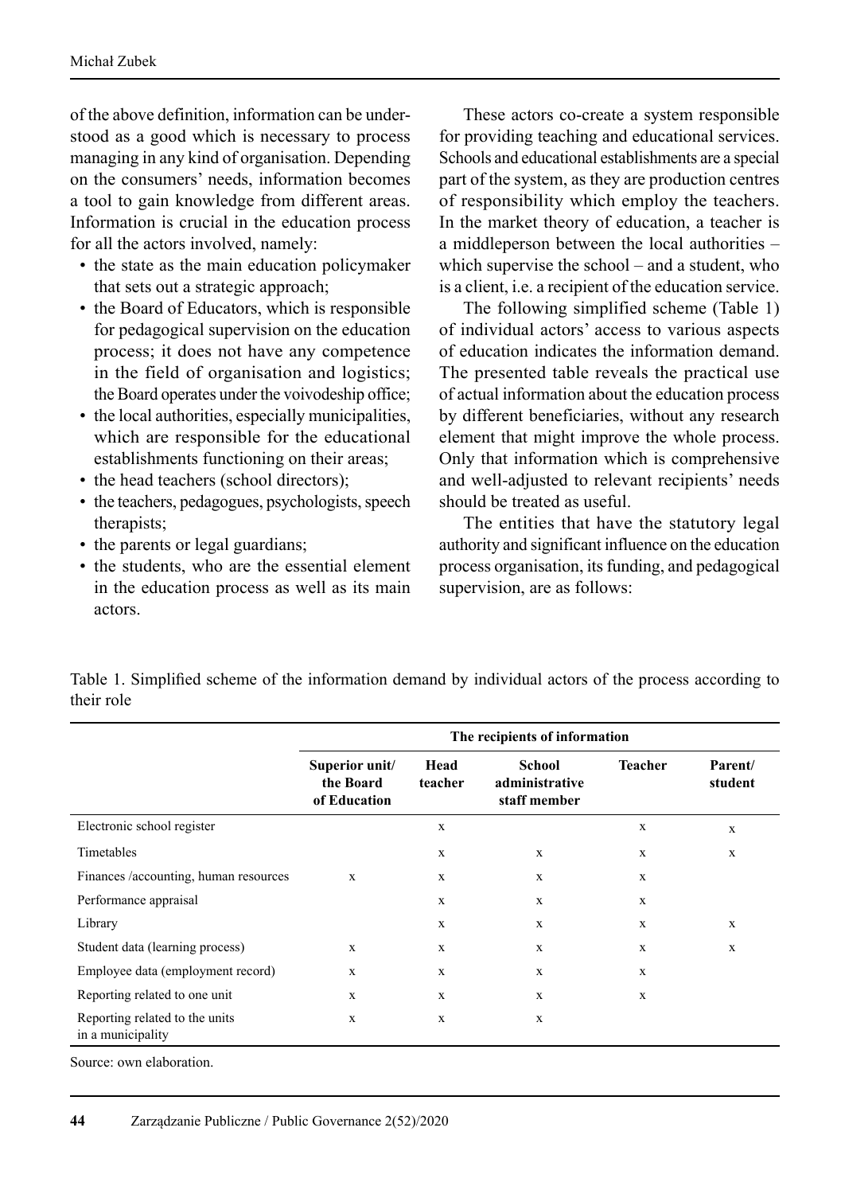of the above definition, information can be understood as a good which is necessary to process managing in any kind of organisation. Depending on the consumers' needs, information becomes a tool to gain knowledge from different areas. Information is crucial in the education process for all the actors involved, namely:

- the state as the main education policymaker that sets out a strategic approach;
- the Board of Educators, which is responsible for pedagogical supervision on the education process; it does not have any competence in the field of organisation and logistics; the Board operates under the voivodeship office;
- the local authorities, especially municipalities, which are responsible for the educational establishments functioning on their areas;
- the head teachers (school directors);
- the teachers, pedagogues, psychologists, speech therapists;
- the parents or legal guardians;
- the students, who are the essential element in the education process as well as its main actors.

These actors co-create a system responsible for providing teaching and educational services. Schools and educational establishments are a special part of the system, as they are production centres of responsibility which employ the teachers. In the market theory of education, a teacher is a middleperson between the local authorities – which supervise the school – and a student, who is a client, i.e. a recipient of the education service.

The following simplified scheme (Table 1) of individual actors' access to various aspects of education indicates the information demand. The presented table reveals the practical use of actual information about the education process by different beneficiaries, without any research element that might improve the whole process. Only that information which is comprehensive and well-adjusted to relevant recipients' needs should be treated as useful.

The entities that have the statutory legal authority and significant influence on the education process organisation, its funding, and pedagogical supervision, are as follows:

Table 1. Simplified scheme of the information demand by individual actors of the process according to their role

| | The recipients of information | | | | |
|---|---|---|---|---|---|
| | **Superior unit/ the Board of Education** | **Head teacher** | **School administrative staff member** | **Teacher** | **Parent/ student** |
| Electronic school register | | x | | x | x |
| Timetables | | x | x | x | x |
| Finances /accounting, human resources | x | x | x | x | |
| Performance appraisal | | x | x | x | |
| Library | | x | x | x | x |
| Student data (learning process) | x | x | x | x | x |
| Employee data (employment record) | x | x | x | x | |
| Reporting related to one unit | x | x | x | x | |
| Reporting related to the units in a municipality | x | x | x | | |

Source: own elaboration.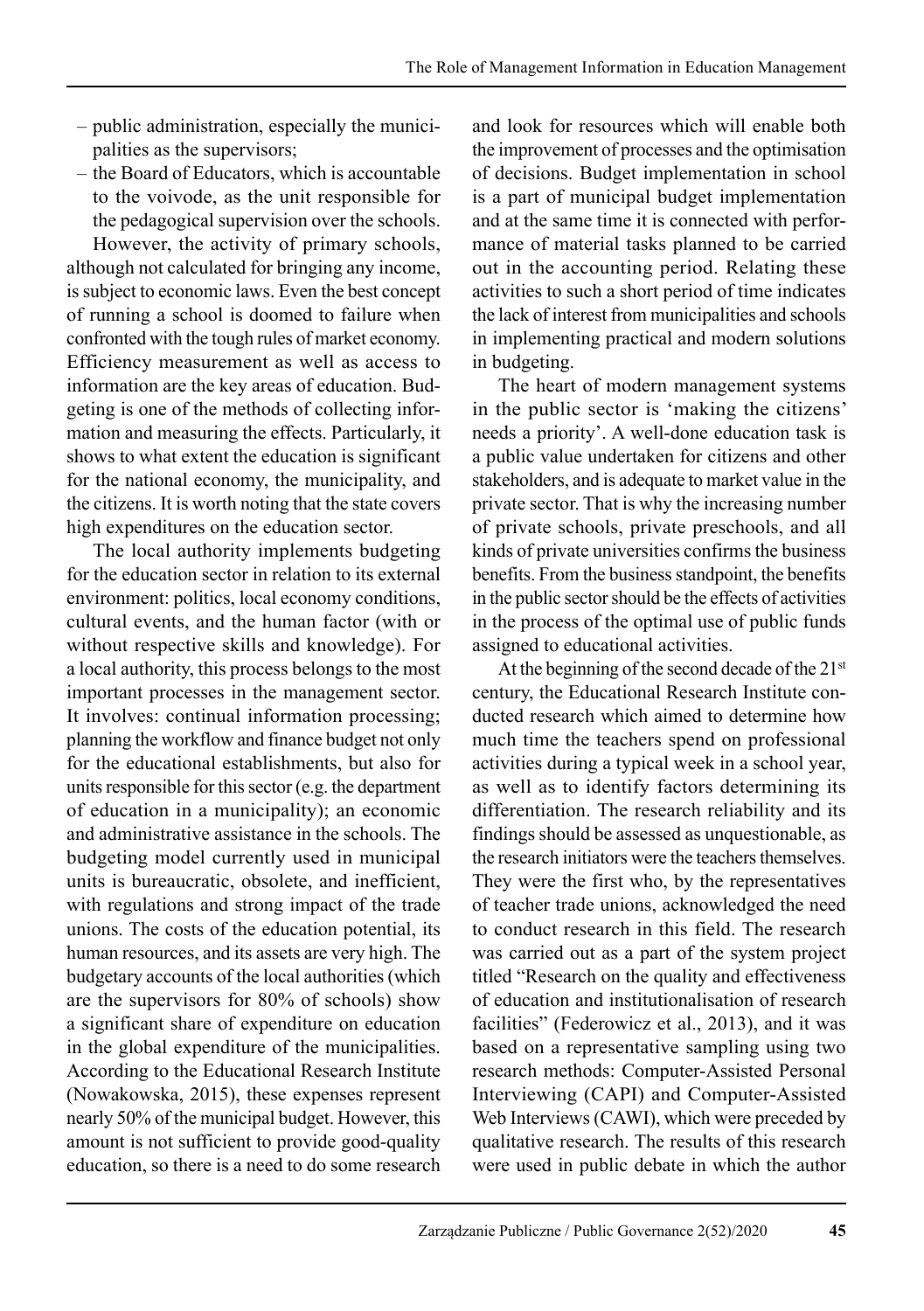- public administration, especially the municipalities as the supervisors;
- the Board of Educators, which is accountable to the voivode, as the unit responsible for the pedagogical supervision over the schools.

However, the activity of primary schools, although not calculated for bringing any income, is subject to economic laws. Even the best concept of running a school is doomed to failure when confronted with the tough rules of market economy. Efficiency measurement as well as access to information are the key areas of education. Budgeting is one of the methods of collecting information and measuring the effects. Particularly, it shows to what extent the education is significant for the national economy, the municipality, and the citizens. It is worth noting that the state covers high expenditures on the education sector.

The local authority implements budgeting for the education sector in relation to its external environment: politics, local economy conditions, cultural events, and the human factor (with or without respective skills and knowledge). For a local authority, this process belongs to the most important processes in the management sector. It involves: continual information processing; planning the workflow and finance budget not only for the educational establishments, but also for units responsible for this sector (e.g. the department of education in a municipality); an economic and administrative assistance in the schools. The budgeting model currently used in municipal units is bureaucratic, obsolete, and inefficient, with regulations and strong impact of the trade unions. The costs of the education potential, its human resources, and its assets are very high. The budgetary accounts of the local authorities (which are the supervisors for 80% of schools) show a significant share of expenditure on education in the global expenditure of the municipalities. According to the Educational Research Institute (Nowakowska, 2015), these expenses represent nearly 50% of the municipal budget. However, this amount is not sufficient to provide good-quality education, so there is a need to do some research and look for resources which will enable both the improvement of processes and the optimisation of decisions. Budget implementation in school is a part of municipal budget implementation and at the same time it is connected with performance of material tasks planned to be carried out in the accounting period. Relating these activities to such a short period of time indicates the lack of interest from municipalities and schools in implementing practical and modern solutions in budgeting.

The heart of modern management systems in the public sector is 'making the citizens' needs a priority'. A well-done education task is a public value undertaken for citizens and other stakeholders, and is adequate to market value in the private sector. That is why the increasing number of private schools, private preschools, and all kinds of private universities confirms the business benefits. From the business standpoint, the benefits in the public sector should be the effects of activities in the process of the optimal use of public funds assigned to educational activities.

At the beginning of the second decade of the 21st century, the Educational Research Institute conducted research which aimed to determine how much time the teachers spend on professional activities during a typical week in a school year, as well as to identify factors determining its differentiation. The research reliability and its findings should be assessed as unquestionable, as the research initiators were the teachers themselves. They were the first who, by the representatives of teacher trade unions, acknowledged the need to conduct research in this field. The research was carried out as a part of the system project titled "Research on the quality and effectiveness of education and institutionalisation of research facilities" (Federowicz et al., 2013), and it was based on a representative sampling using two research methods: Computer-Assisted Personal Interviewing (CAPI) and Computer-Assisted Web Interviews (CAWI), which were preceded by qualitative research. The results of this research were used in public debate in which the author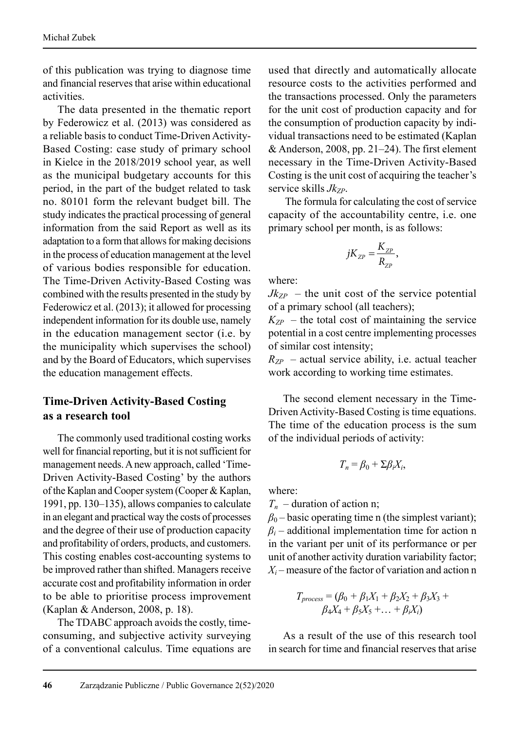of this publication was trying to diagnose time and financial reserves that arise within educational activities.

The data presented in the thematic report by Federowicz et al. (2013) was considered as a reliable basis to conduct Time-Driven Activity-Based Costing: case study of primary school in Kielce in the 2018/2019 school year, as well as the municipal budgetary accounts for this period, in the part of the budget related to task no. 80101 form the relevant budget bill. The study indicates the practical processing of general information from the said Report as well as its adaptation to a form that allows for making decisions in the process of education management at the level of various bodies responsible for education. The Time-Driven Activity-Based Costing was combined with the results presented in the study by Federowicz et al. (2013); it allowed for processing independent information for its double use, namely in the education management sector (i.e. by the municipality which supervises the school) and by the Board of Educators, which supervises the education management effects.

## Time-Driven Activity-Based Costing as a research tool

The commonly used traditional costing works well for financial reporting, but it is not sufficient for management needs. A new approach, called 'Time-Driven Activity-Based Costing' by the authors of the Kaplan and Cooper system (Cooper & Kaplan, 1991, pp. 130–135), allows companies to calculate in an elegant and practical way the costs of processes and the degree of their use of production capacity and profitability of orders, products, and customers. This costing enables cost-accounting systems to be improved rather than shifted. Managers receive accurate cost and profitability information in order to be able to prioritise process improvement (Kaplan & Anderson, 2008, p. 18).

The TDABC approach avoids the costly, time-consuming, and subjective activity surveying of a conventional calculus. Time equations are used that directly and automatically allocate resource costs to the activities performed and the transactions processed. Only the parameters for the unit cost of production capacity and for the consumption of production capacity by individual transactions need to be estimated (Kaplan & Anderson, 2008, pp. 21–24). The first element necessary in the Time-Driven Activity-Based Costing is the unit cost of acquiring the teacher's service skills $Jk_{ZP}$.

The formula for calculating the cost of service capacity of the accountability centre, i.e. one primary school per month, is as follows:

$$jK_{ZP} = \frac{K_{ZP}}{R_{ZP}},$$

where:

$Jk_{ZP}$ – the unit cost of the service potential of a primary school (all teachers);

$K_{ZP}$ – the total cost of maintaining the service potential in a cost centre implementing processes of similar cost intensity;

$R_{ZP}$ – actual service ability, i.e. actual teacher work according to working time estimates.

The second element necessary in the Time-Driven Activity-Based Costing is time equations. The time of the education process is the sum of the individual periods of activity:

$$T_n = \beta_0 + \Sigma\beta_i X_i,$$

where:

$T_n$ – duration of action n;

$\beta_0$ – basic operating time n (the simplest variant);

$\beta_i$ – additional implementation time for action n in the variant per unit of its performance or per unit of another activity duration variability factor;

$X_i$ – measure of the factor of variation and action n

$$T_{process} = (\beta_0 + \beta_1 X_1 + \beta_2 X_2 + \beta_3 X_3 + \beta_4 X_4 + \beta_5 X_5 + \ldots + \beta_i X_i)$$

As a result of the use of this research tool in search for time and financial reserves that arise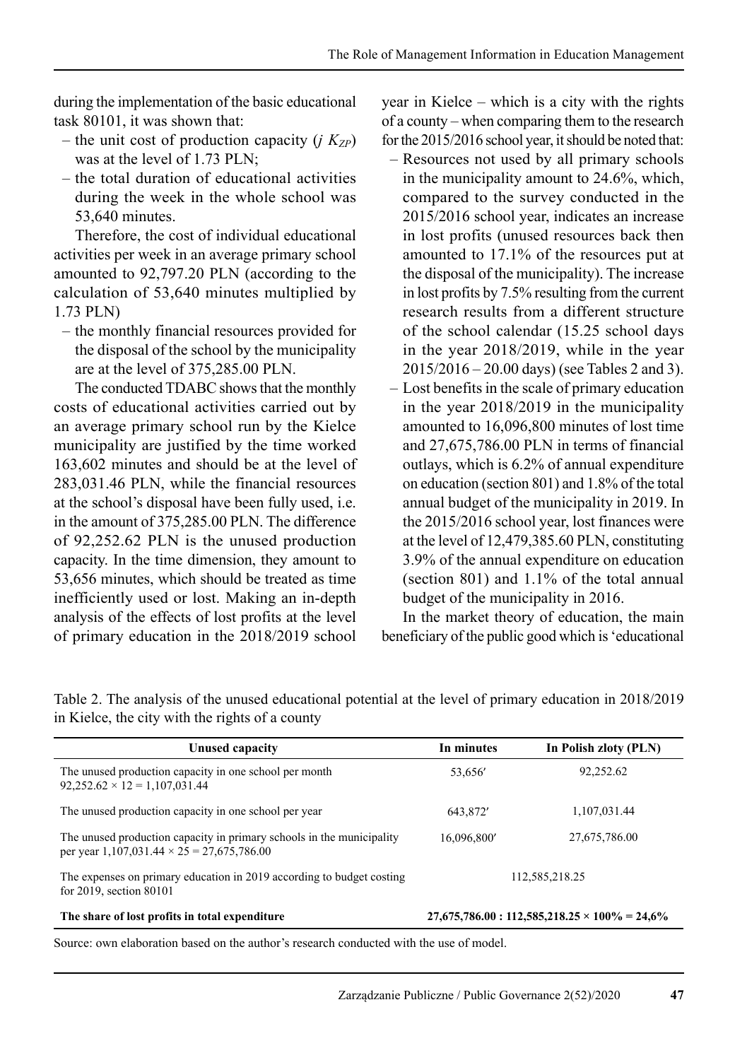during the implementation of the basic educational task 80101, it was shown that:

- the unit cost of production capacity ($j\ K_{ZP}$) was at the level of 1.73 PLN;
- the total duration of educational activities during the week in the whole school was 53,640 minutes.

Therefore, the cost of individual educational activities per week in an average primary school amounted to 92,797.20 PLN (according to the calculation of 53,640 minutes multiplied by 1.73 PLN)

- the monthly financial resources provided for the disposal of the school by the municipality are at the level of 375,285.00 PLN.

The conducted TDABC shows that the monthly costs of educational activities carried out by an average primary school run by the Kielce municipality are justified by the time worked 163,602 minutes and should be at the level of 283,031.46 PLN, while the financial resources at the school's disposal have been fully used, i.e. in the amount of 375,285.00 PLN. The difference of 92,252.62 PLN is the unused production capacity. In the time dimension, they amount to 53,656 minutes, which should be treated as time inefficiently used or lost. Making an in-depth analysis of the effects of lost profits at the level of primary education in the 2018/2019 school year in Kielce – which is a city with the rights of a county – when comparing them to the research for the 2015/2016 school year, it should be noted that:

- Resources not used by all primary schools in the municipality amount to 24.6%, which, compared to the survey conducted in the 2015/2016 school year, indicates an increase in lost profits (unused resources back then amounted to 17.1% of the resources put at the disposal of the municipality). The increase in lost profits by 7.5% resulting from the current research results from a different structure of the school calendar (15.25 school days in the year 2018/2019, while in the year 2015/2016 – 20.00 days) (see Tables 2 and 3).
- Lost benefits in the scale of primary education in the year 2018/2019 in the municipality amounted to 16,096,800 minutes of lost time and 27,675,786.00 PLN in terms of financial outlays, which is 6.2% of annual expenditure on education (section 801) and 1.8% of the total annual budget of the municipality in 2019. In the 2015/2016 school year, lost finances were at the level of 12,479,385.60 PLN, constituting 3.9% of the annual expenditure on education (section 801) and 1.1% of the total annual budget of the municipality in 2016.

In the market theory of education, the main beneficiary of the public good which is 'educational

Table 2. The analysis of the unused educational potential at the level of primary education in 2018/2019 in Kielce, the city with the rights of a county

| Unused capacity | In minutes | In Polish zloty (PLN) |
|---|---|---|
| The unused production capacity in one school per month $92{,}252.62 \times 12 = 1{,}107{,}031.44$ | 53,656′ | 92,252.62 |
| The unused production capacity in one school per year | 643,872′ | 1,107,031.44 |
| The unused production capacity in primary schools in the municipality per year $1{,}107{,}031.44 \times 25 = 27{,}675{,}786.00$ | 16,096,800′ | 27,675,786.00 |
| The expenses on primary education in 2019 according to budget costing for 2019, section 80101 | 112,585,218.25 | |
| **The share of lost profits in total expenditure** | **27,675,786.00 : 112,585,218.25 × 100% = 24,6%** | |

Source: own elaboration based on the author's research conducted with the use of model.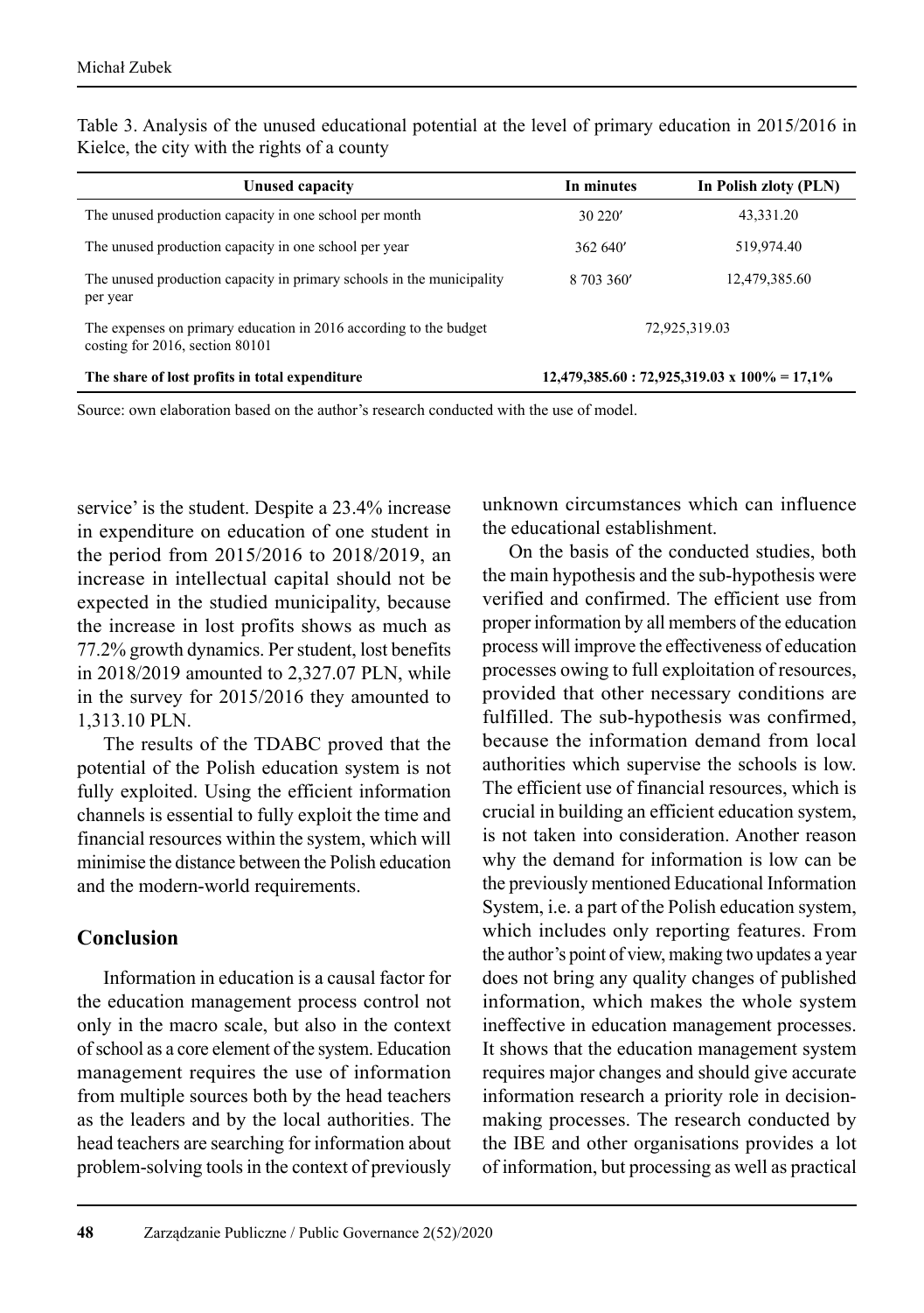Table 3. Analysis of the unused educational potential at the level of primary education in 2015/2016 in Kielce, the city with the rights of a county

| Unused capacity | In minutes | In Polish zloty (PLN) |
|---|---|---|
| The unused production capacity in one school per month | 30 220′ | 43,331.20 |
| The unused production capacity in one school per year | 362 640′ | 519,974.40 |
| The unused production capacity in primary schools in the municipality per year | 8 703 360′ | 12,479,385.60 |
| The expenses on primary education in 2016 according to the budget costing for 2016, section 80101 | 72,925,319.03 | |
| **The share of lost profits in total expenditure** | **12,479,385.60 : 72,925,319.03 x 100% = 17,1%** | |

Source: own elaboration based on the author's research conducted with the use of model.

service' is the student. Despite a 23.4% increase in expenditure on education of one student in the period from 2015/2016 to 2018/2019, an increase in intellectual capital should not be expected in the studied municipality, because the increase in lost profits shows as much as 77.2% growth dynamics. Per student, lost benefits in 2018/2019 amounted to 2,327.07 PLN, while in the survey for 2015/2016 they amounted to 1,313.10 PLN.

The results of the TDABC proved that the potential of the Polish education system is not fully exploited. Using the efficient information channels is essential to fully exploit the time and financial resources within the system, which will minimise the distance between the Polish education and the modern-world requirements.

## Conclusion

Information in education is a causal factor for the education management process control not only in the macro scale, but also in the context of school as a core element of the system. Education management requires the use of information from multiple sources both by the head teachers as the leaders and by the local authorities. The head teachers are searching for information about problem-solving tools in the context of previously unknown circumstances which can influence the educational establishment.

On the basis of the conducted studies, both the main hypothesis and the sub-hypothesis were verified and confirmed. The efficient use from proper information by all members of the education process will improve the effectiveness of education processes owing to full exploitation of resources, provided that other necessary conditions are fulfilled. The sub-hypothesis was confirmed, because the information demand from local authorities which supervise the schools is low. The efficient use of financial resources, which is crucial in building an efficient education system, is not taken into consideration. Another reason why the demand for information is low can be the previously mentioned Educational Information System, i.e. a part of the Polish education system, which includes only reporting features. From the author's point of view, making two updates a year does not bring any quality changes of published information, which makes the whole system ineffective in education management processes. It shows that the education management system requires major changes and should give accurate information research a priority role in decision-making processes. The research conducted by the IBE and other organisations provides a lot of information, but processing as well as practical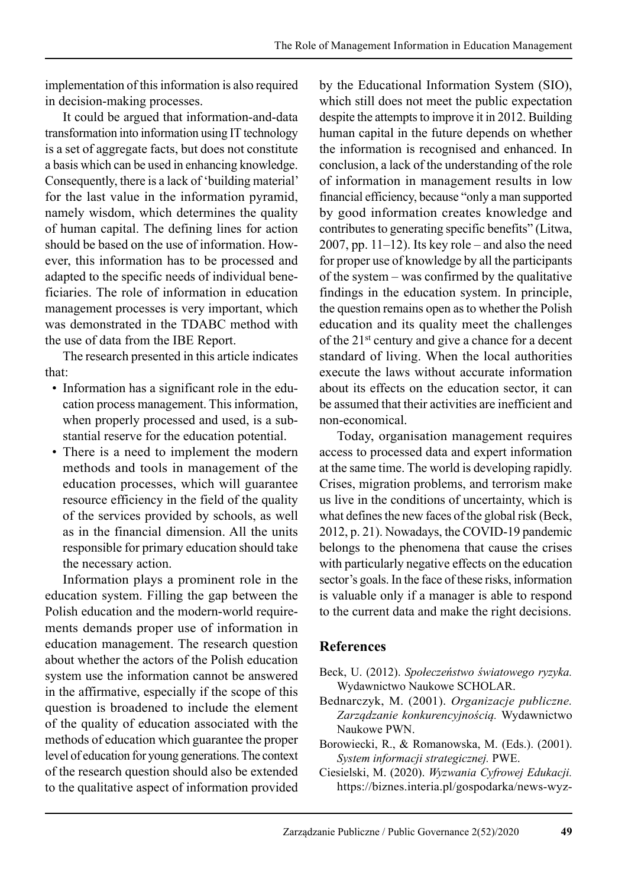implementation of this information is also required in decision-making processes.

It could be argued that information-and-data transformation into information using IT technology is a set of aggregate facts, but does not constitute a basis which can be used in enhancing knowledge. Consequently, there is a lack of 'building material' for the last value in the information pyramid, namely wisdom, which determines the quality of human capital. The defining lines for action should be based on the use of information. However, this information has to be processed and adapted to the specific needs of individual beneficiaries. The role of information in education management processes is very important, which was demonstrated in the TDABC method with the use of data from the IBE Report.

The research presented in this article indicates that:

- Information has a significant role in the education process management. This information, when properly processed and used, is a substantial reserve for the education potential.
- There is a need to implement the modern methods and tools in management of the education processes, which will guarantee resource efficiency in the field of the quality of the services provided by schools, as well as in the financial dimension. All the units responsible for primary education should take the necessary action.

Information plays a prominent role in the education system. Filling the gap between the Polish education and the modern-world requirements demands proper use of information in education management. The research question about whether the actors of the Polish education system use the information cannot be answered in the affirmative, especially if the scope of this question is broadened to include the element of the quality of education associated with the methods of education which guarantee the proper level of education for young generations. The context of the research question should also be extended to the qualitative aspect of information provided by the Educational Information System (SIO), which still does not meet the public expectation despite the attempts to improve it in 2012. Building human capital in the future depends on whether the information is recognised and enhanced. In conclusion, a lack of the understanding of the role of information in management results in low financial efficiency, because "only a man supported by good information creates knowledge and contributes to generating specific benefits" (Litwa, 2007, pp. 11–12). Its key role – and also the need for proper use of knowledge by all the participants of the system – was confirmed by the qualitative findings in the education system. In principle, the question remains open as to whether the Polish education and its quality meet the challenges of the 21st century and give a chance for a decent standard of living. When the local authorities execute the laws without accurate information about its effects on the education sector, it can be assumed that their activities are inefficient and non-economical.

Today, organisation management requires access to processed data and expert information at the same time. The world is developing rapidly. Crises, migration problems, and terrorism make us live in the conditions of uncertainty, which is what defines the new faces of the global risk (Beck, 2012, p. 21). Nowadays, the COVID-19 pandemic belongs to the phenomena that cause the crises with particularly negative effects on the education sector's goals. In the face of these risks, information is valuable only if a manager is able to respond to the current data and make the right decisions.

## References

Beck, U. (2012). *Społeczeństwo światowego ryzyka.* Wydawnictwo Naukowe SCHOLAR.

Bednarczyk, M. (2001). *Organizacje publiczne. Zarządzanie konkurencyjnością.* Wydawnictwo Naukowe PWN.

Borowiecki, R., & Romanowska, M. (Eds.). (2001). *System informacji strategicznej.* PWE.

Ciesielski, M. (2020). *Wyzwania Cyfrowej Edukacji.* https://biznes.interia.pl/gospodarka/news-wyz-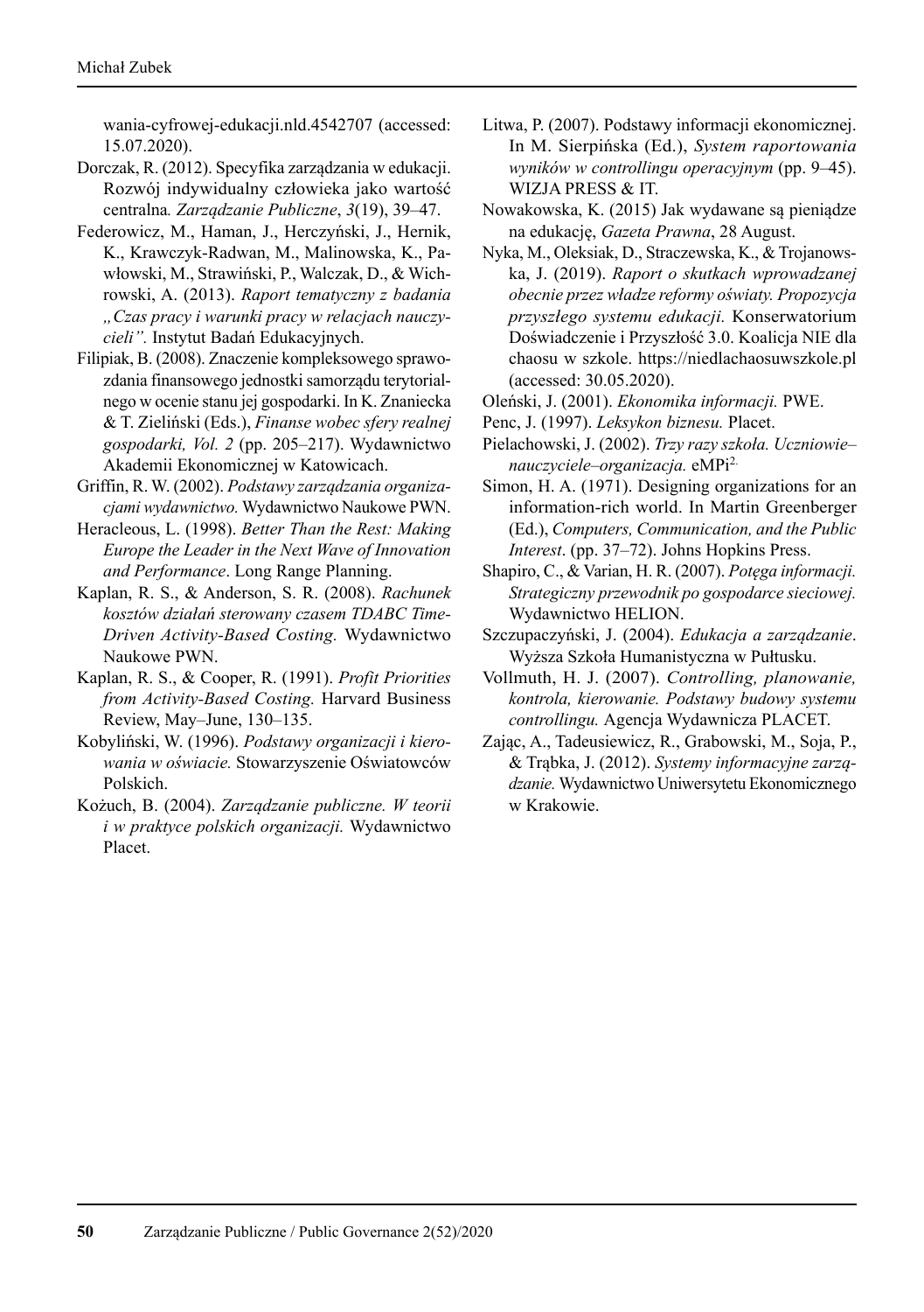wania-cyfrowej-edukacji.nld.4542707 (accessed: 15.07.2020).

Dorczak, R. (2012). Specyfika zarządzania w edukacji. Rozwój indywidualny człowieka jako wartość centralna. *Zarządzanie Publiczne*, *3*(19), 39–47.

Federowicz, M., Haman, J., Herczyński, J., Hernik, K., Krawczyk-Radwan, M., Malinowska, K., Pawłowski, M., Strawiński, P., Walczak, D., & Wichrowski, A. (2013). *Raport tematyczny z badania „Czas pracy i warunki pracy w relacjach nauczycieli".* Instytut Badań Edukacyjnych.

Filipiak, B. (2008). Znaczenie kompleksowego sprawozdania finansowego jednostki samorządu terytorialnego w ocenie stanu jej gospodarki. In K. Znaniecka & T. Zieliński (Eds.), *Finanse wobec sfery realnej gospodarki, Vol. 2* (pp. 205–217). Wydawnictwo Akademii Ekonomicznej w Katowicach.

Griffin, R. W. (2002). *Podstawy zarządzania organizacjami wydawnictwo.* Wydawnictwo Naukowe PWN.

Heracleous, L. (1998). *Better Than the Rest: Making Europe the Leader in the Next Wave of Innovation and Performance*. Long Range Planning.

Kaplan, R. S., & Anderson, S. R. (2008). *Rachunek kosztów działań sterowany czasem TDABC Time-Driven Activity-Based Costing.* Wydawnictwo Naukowe PWN.

Kaplan, R. S., & Cooper, R. (1991). *Profit Priorities from Activity-Based Costing.* Harvard Business Review, May–June, 130–135.

Kobyliński, W. (1996). *Podstawy organizacji i kierowania w oświacie.* Stowarzyszenie Oświatowców Polskich.

Kożuch, B. (2004). *Zarządzanie publiczne. W teorii i w praktyce polskich organizacji.* Wydawnictwo Placet.

Litwa, P. (2007). Podstawy informacji ekonomicznej. In M. Sierpińska (Ed.), *System raportowania wyników w controllingu operacyjnym* (pp. 9–45). WIZJA PRESS & IT.

Nowakowska, K. (2015) Jak wydawane są pieniądze na edukację, *Gazeta Prawna*, 28 August.

Nyka, M., Oleksiak, D., Straczewska, K., & Trojanowska, J. (2019). *Raport o skutkach wprowadzanej obecnie przez władze reformy oświaty. Propozycja przyszłego systemu edukacji.* Konserwatorium Doświadczenie i Przyszłość 3.0. Koalicja NIE dla chaosu w szkole. https://niedlachaosuwszkole.pl (accessed: 30.05.2020).

Oleński, J. (2001). *Ekonomika informacji.* PWE.

Penc, J. (1997). *Leksykon biznesu.* Placet.

Pielachowski, J. (2002). *Trzy razy szkoła. Uczniowie–nauczyciele–organizacja.* eMPi[2.]

Simon, H. A. (1971). Designing organizations for an information-rich world. In Martin Greenberger (Ed.), *Computers, Communication, and the Public Interest*. (pp. 37–72). Johns Hopkins Press.

Shapiro, C., & Varian, H. R. (2007). *Potęga informacji. Strategiczny przewodnik po gospodarce sieciowej.* Wydawnictwo HELION.

Szczupaczyński, J. (2004). *Edukacja a zarządzanie*. Wyższa Szkoła Humanistyczna w Pułtusku.

Vollmuth, H. J. (2007). *Controlling, planowanie, kontrola, kierowanie. Podstawy budowy systemu controllingu.* Agencja Wydawnicza PLACET.

Zając, A., Tadeusiewicz, R., Grabowski, M., Soja, P., & Trąbka, J. (2012). *Systemy informacyjne zarządzanie.* Wydawnictwo Uniwersytetu Ekonomicznego w Krakowie.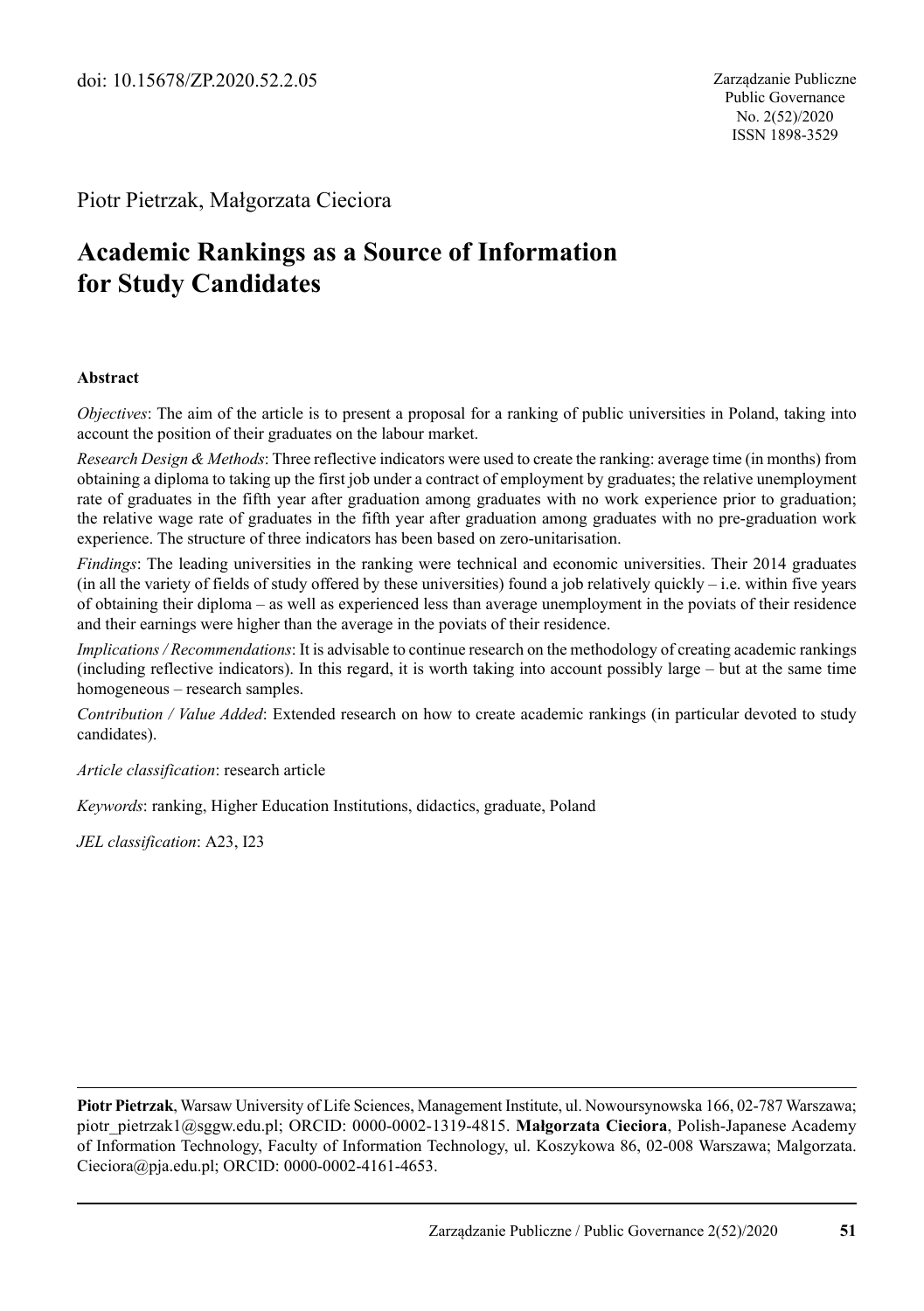doi: 10.15678/ZP.2020.52.2.05

Zarządzanie Publiczne
Public Governance
No. 2(52)/2020
ISSN 1898-3529

Piotr Pietrzak, Małgorzata Cieciora

# Academic Rankings as a Source of Information for Study Candidates

### Abstract

*Objectives*: The aim of the article is to present a proposal for a ranking of public universities in Poland, taking into account the position of their graduates on the labour market.

*Research Design & Methods*: Three reflective indicators were used to create the ranking: average time (in months) from obtaining a diploma to taking up the first job under a contract of employment by graduates; the relative unemployment rate of graduates in the fifth year after graduation among graduates with no work experience prior to graduation; the relative wage rate of graduates in the fifth year after graduation among graduates with no pre-graduation work experience. The structure of three indicators has been based on zero-unitarisation.

*Findings*: The leading universities in the ranking were technical and economic universities. Their 2014 graduates (in all the variety of fields of study offered by these universities) found a job relatively quickly – i.e. within five years of obtaining their diploma – as well as experienced less than average unemployment in the poviats of their residence and their earnings were higher than the average in the poviats of their residence.

*Implications / Recommendations*: It is advisable to continue research on the methodology of creating academic rankings (including reflective indicators). In this regard, it is worth taking into account possibly large – but at the same time homogeneous – research samples.

*Contribution / Value Added*: Extended research on how to create academic rankings (in particular devoted to study candidates).

*Article classification*: research article

*Keywords*: ranking, Higher Education Institutions, didactics, graduate, Poland

*JEL classification*: A23, I23

---

**Piotr Pietrzak**, Warsaw University of Life Sciences, Management Institute, ul. Nowoursynowska 166, 02-787 Warszawa; piotr_pietrzak1@sggw.edu.pl; ORCID: 0000-0002-1319-4815. **Małgorzata Cieciora**, Polish-Japanese Academy of Information Technology, Faculty of Information Technology, ul. Koszykowa 86, 02-008 Warszawa; Malgorzata.Cieciora@pja.edu.pl; ORCID: 0000-0002-4161-4653.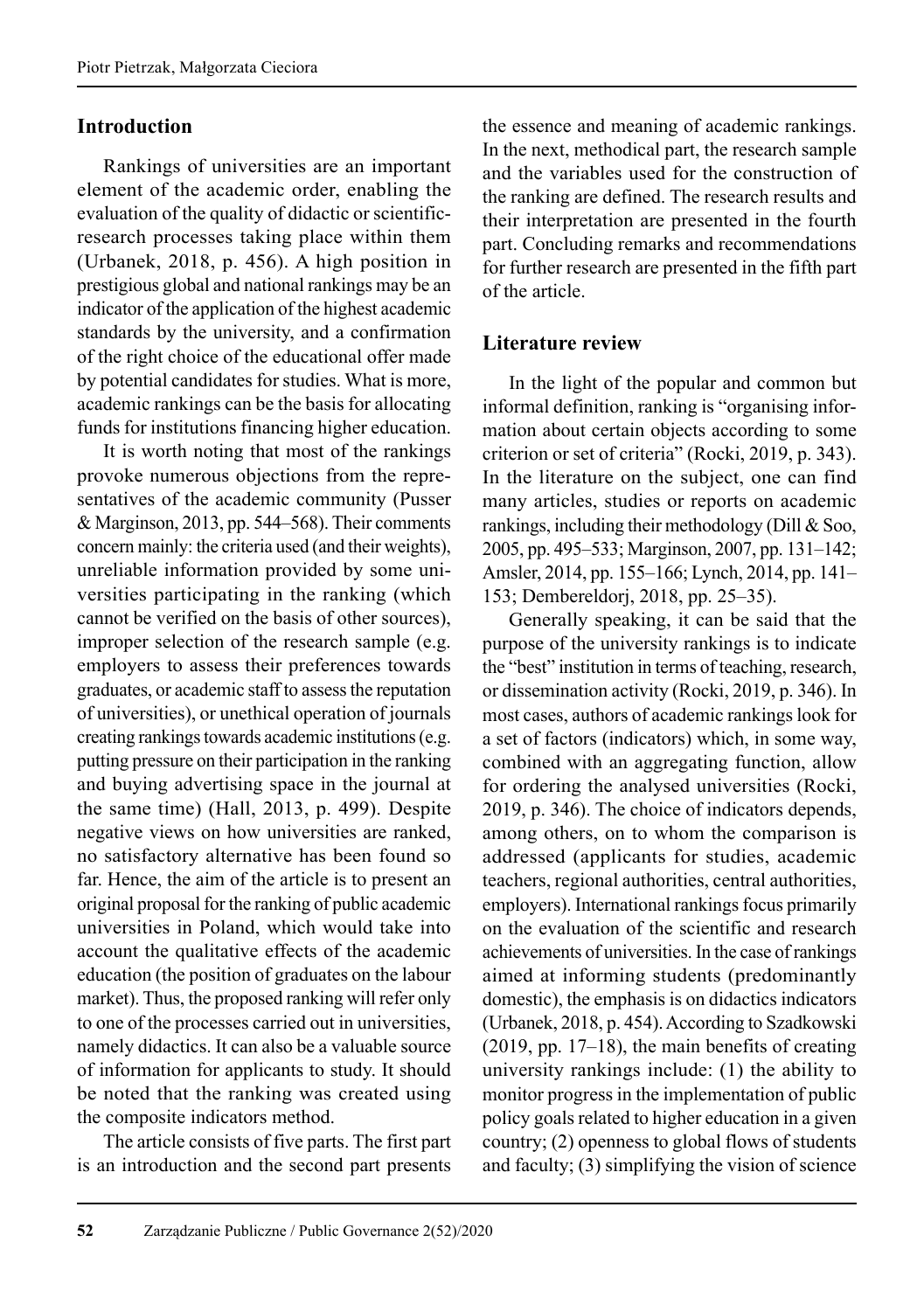## Introduction

Rankings of universities are an important element of the academic order, enabling the evaluation of the quality of didactic or scientific-research processes taking place within them (Urbanek, 2018, p. 456). A high position in prestigious global and national rankings may be an indicator of the application of the highest academic standards by the university, and a confirmation of the right choice of the educational offer made by potential candidates for studies. What is more, academic rankings can be the basis for allocating funds for institutions financing higher education.

It is worth noting that most of the rankings provoke numerous objections from the representatives of the academic community (Pusser & Marginson, 2013, pp. 544–568). Their comments concern mainly: the criteria used (and their weights), unreliable information provided by some universities participating in the ranking (which cannot be verified on the basis of other sources), improper selection of the research sample (e.g. employers to assess their preferences towards graduates, or academic staff to assess the reputation of universities), or unethical operation of journals creating rankings towards academic institutions (e.g. putting pressure on their participation in the ranking and buying advertising space in the journal at the same time) (Hall, 2013, p. 499). Despite negative views on how universities are ranked, no satisfactory alternative has been found so far. Hence, the aim of the article is to present an original proposal for the ranking of public academic universities in Poland, which would take into account the qualitative effects of the academic education (the position of graduates on the labour market). Thus, the proposed ranking will refer only to one of the processes carried out in universities, namely didactics. It can also be a valuable source of information for applicants to study. It should be noted that the ranking was created using the composite indicators method.

The article consists of five parts. The first part is an introduction and the second part presents the essence and meaning of academic rankings. In the next, methodical part, the research sample and the variables used for the construction of the ranking are defined. The research results and their interpretation are presented in the fourth part. Concluding remarks and recommendations for further research are presented in the fifth part of the article.

## Literature review

In the light of the popular and common but informal definition, ranking is "organising information about certain objects according to some criterion or set of criteria" (Rocki, 2019, p. 343). In the literature on the subject, one can find many articles, studies or reports on academic rankings, including their methodology (Dill & Soo, 2005, pp. 495–533; Marginson, 2007, pp. 131–142; Amsler, 2014, pp. 155–166; Lynch, 2014, pp. 141–153; Dembereldorj, 2018, pp. 25–35).

Generally speaking, it can be said that the purpose of the university rankings is to indicate the "best" institution in terms of teaching, research, or dissemination activity (Rocki, 2019, p. 346). In most cases, authors of academic rankings look for a set of factors (indicators) which, in some way, combined with an aggregating function, allow for ordering the analysed universities (Rocki, 2019, p. 346). The choice of indicators depends, among others, on to whom the comparison is addressed (applicants for studies, academic teachers, regional authorities, central authorities, employers). International rankings focus primarily on the evaluation of the scientific and research achievements of universities. In the case of rankings aimed at informing students (predominantly domestic), the emphasis is on didactics indicators (Urbanek, 2018, p. 454). According to Szadkowski (2019, pp. 17–18), the main benefits of creating university rankings include: (1) the ability to monitor progress in the implementation of public policy goals related to higher education in a given country; (2) openness to global flows of students and faculty; (3) simplifying the vision of science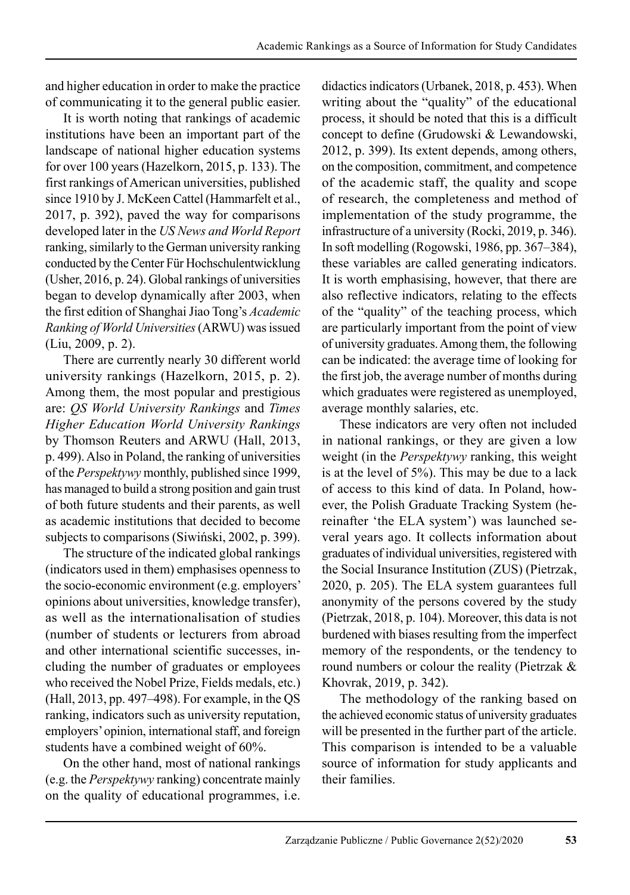and higher education in order to make the practice of communicating it to the general public easier.

It is worth noting that rankings of academic institutions have been an important part of the landscape of national higher education systems for over 100 years (Hazelkorn, 2015, p. 133). The first rankings of American universities, published since 1910 by J. McKeen Cattel (Hammarfelt et al., 2017, p. 392), paved the way for comparisons developed later in the *US News and World Report* ranking, similarly to the German university ranking conducted by the Center Für Hochschulentwicklung (Usher, 2016, p. 24). Global rankings of universities began to develop dynamically after 2003, when the first edition of Shanghai Jiao Tong's *Academic Ranking of World Universities* (ARWU) was issued (Liu, 2009, p. 2).

There are currently nearly 30 different world university rankings (Hazelkorn, 2015, p. 2). Among them, the most popular and prestigious are: *QS World University Rankings* and *Times Higher Education World University Rankings* by Thomson Reuters and ARWU (Hall, 2013, p. 499). Also in Poland, the ranking of universities of the *Perspektywy* monthly, published since 1999, has managed to build a strong position and gain trust of both future students and their parents, as well as academic institutions that decided to become subjects to comparisons (Siwiński, 2002, p. 399).

The structure of the indicated global rankings (indicators used in them) emphasises openness to the socio-economic environment (e.g. employers' opinions about universities, knowledge transfer), as well as the internationalisation of studies (number of students or lecturers from abroad and other international scientific successes, including the number of graduates or employees who received the Nobel Prize, Fields medals, etc.) (Hall, 2013, pp. 497–498). For example, in the QS ranking, indicators such as university reputation, employers' opinion, international staff, and foreign students have a combined weight of 60%.

On the other hand, most of national rankings (e.g. the *Perspektywy* ranking) concentrate mainly on the quality of educational programmes, i.e. didactics indicators (Urbanek, 2018, p. 453). When writing about the "quality" of the educational process, it should be noted that this is a difficult concept to define (Grudowski & Lewandowski, 2012, p. 399). Its extent depends, among others, on the composition, commitment, and competence of the academic staff, the quality and scope of research, the completeness and method of implementation of the study programme, the infrastructure of a university (Rocki, 2019, p. 346). In soft modelling (Rogowski, 1986, pp. 367–384), these variables are called generating indicators. It is worth emphasising, however, that there are also reflective indicators, relating to the effects of the "quality" of the teaching process, which are particularly important from the point of view of university graduates. Among them, the following can be indicated: the average time of looking for the first job, the average number of months during which graduates were registered as unemployed, average monthly salaries, etc.

These indicators are very often not included in national rankings, or they are given a low weight (in the *Perspektywy* ranking, this weight is at the level of 5%). This may be due to a lack of access to this kind of data. In Poland, however, the Polish Graduate Tracking System (hereinafter 'the ELA system') was launched several years ago. It collects information about graduates of individual universities, registered with the Social Insurance Institution (ZUS) (Pietrzak, 2020, p. 205). The ELA system guarantees full anonymity of the persons covered by the study (Pietrzak, 2018, p. 104). Moreover, this data is not burdened with biases resulting from the imperfect memory of the respondents, or the tendency to round numbers or colour the reality (Pietrzak & Khovrak, 2019, p. 342).

The methodology of the ranking based on the achieved economic status of university graduates will be presented in the further part of the article. This comparison is intended to be a valuable source of information for study applicants and their families.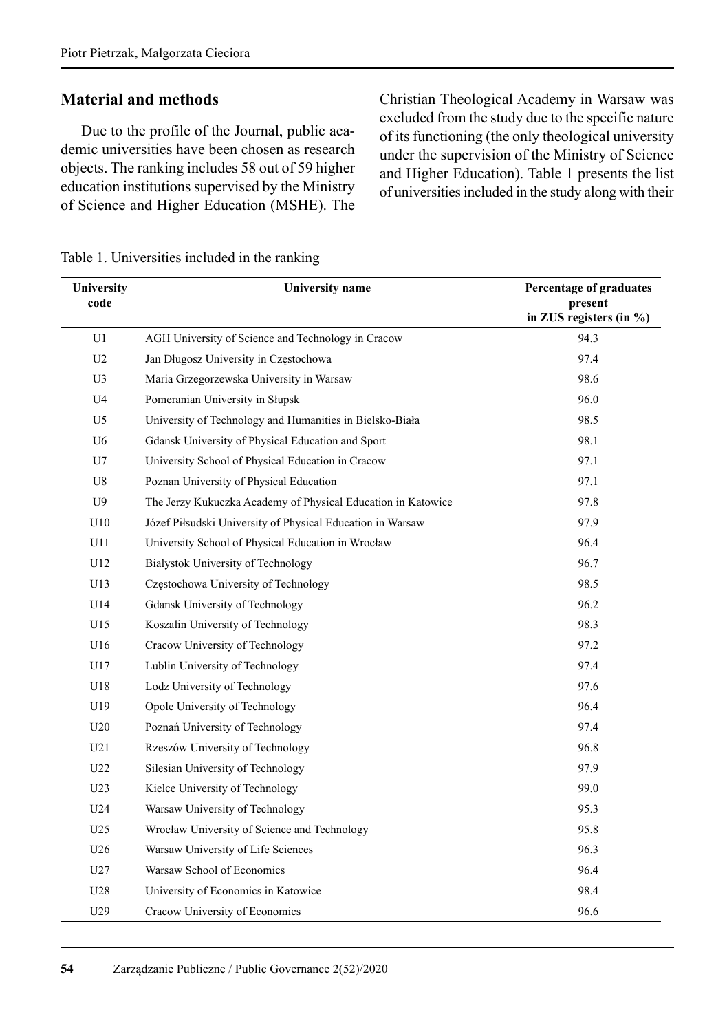## Material and methods

Due to the profile of the Journal, public academic universities have been chosen as research objects. The ranking includes 58 out of 59 higher education institutions supervised by the Ministry of Science and Higher Education (MSHE). The Christian Theological Academy in Warsaw was excluded from the study due to the specific nature of its functioning (the only theological university under the supervision of the Ministry of Science and Higher Education). Table 1 presents the list of universities included in the study along with their

Table 1. Universities included in the ranking

| University code | University name | Percentage of graduates present in ZUS registers (in %) |
|---|---|---|
| U1 | AGH University of Science and Technology in Cracow | 94.3 |
| U2 | Jan Długosz University in Częstochowa | 97.4 |
| U3 | Maria Grzegorzewska University in Warsaw | 98.6 |
| U4 | Pomeranian University in Słupsk | 96.0 |
| U5 | University of Technology and Humanities in Bielsko-Biała | 98.5 |
| U6 | Gdansk University of Physical Education and Sport | 98.1 |
| U7 | University School of Physical Education in Cracow | 97.1 |
| U8 | Poznan University of Physical Education | 97.1 |
| U9 | The Jerzy Kukuczka Academy of Physical Education in Katowice | 97.8 |
| U10 | Józef Piłsudski University of Physical Education in Warsaw | 97.9 |
| U11 | University School of Physical Education in Wrocław | 96.4 |
| U12 | Bialystok University of Technology | 96.7 |
| U13 | Częstochowa University of Technology | 98.5 |
| U14 | Gdansk University of Technology | 96.2 |
| U15 | Koszalin University of Technology | 98.3 |
| U16 | Cracow University of Technology | 97.2 |
| U17 | Lublin University of Technology | 97.4 |
| U18 | Lodz University of Technology | 97.6 |
| U19 | Opole University of Technology | 96.4 |
| U20 | Poznań University of Technology | 97.4 |
| U21 | Rzeszów University of Technology | 96.8 |
| U22 | Silesian University of Technology | 97.9 |
| U23 | Kielce University of Technology | 99.0 |
| U24 | Warsaw University of Technology | 95.3 |
| U25 | Wrocław University of Science and Technology | 95.8 |
| U26 | Warsaw University of Life Sciences | 96.3 |
| U27 | Warsaw School of Economics | 96.4 |
| U28 | University of Economics in Katowice | 98.4 |
| U29 | Cracow University of Economics | 96.6 |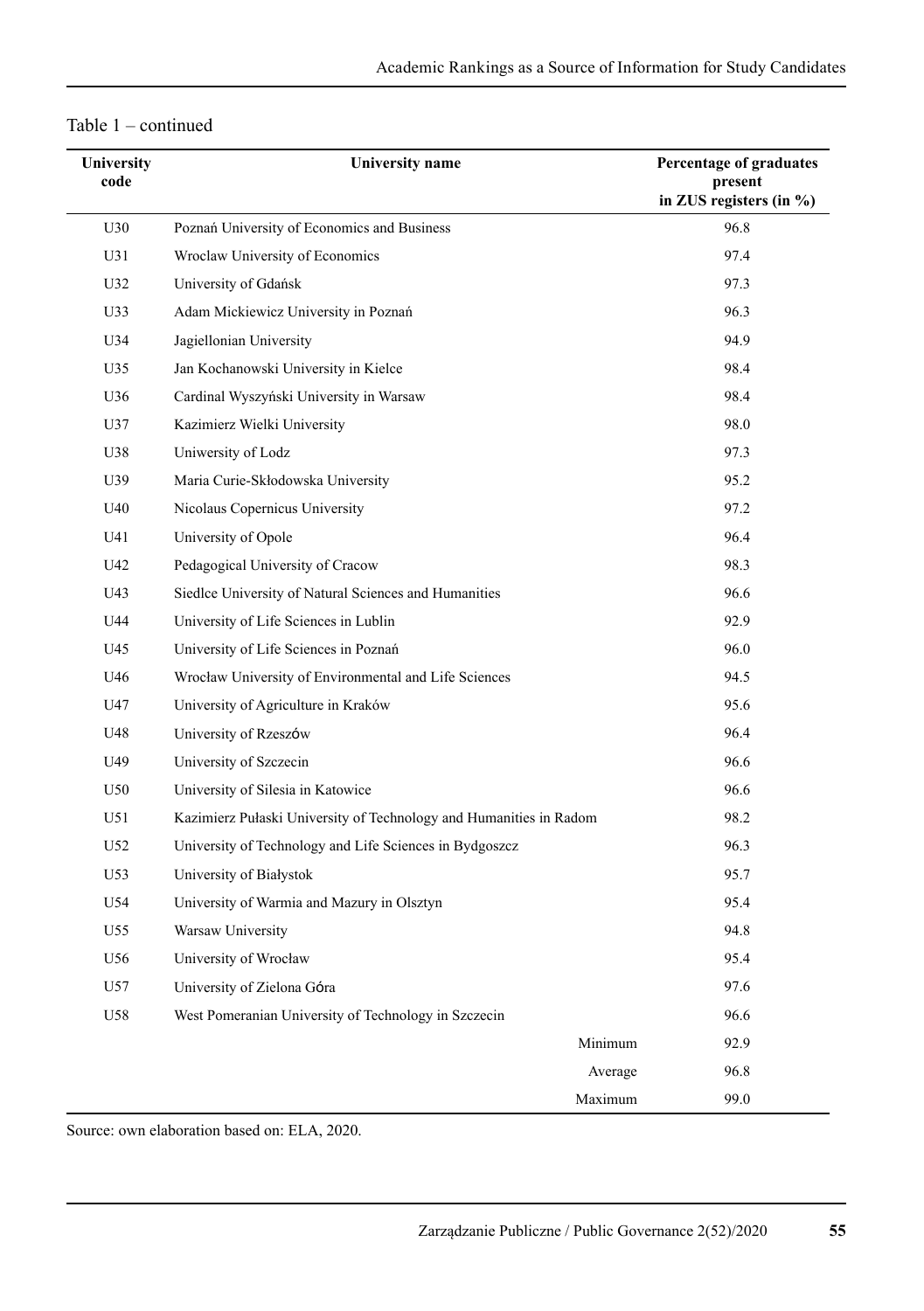Table 1 – continued

| University code | University name | Percentage of graduates present in ZUS registers (in %) |
|---|---|---|
| U30 | Poznań University of Economics and Business | 96.8 |
| U31 | Wroclaw University of Economics | 97.4 |
| U32 | University of Gdańsk | 97.3 |
| U33 | Adam Mickiewicz University in Poznań | 96.3 |
| U34 | Jagiellonian University | 94.9 |
| U35 | Jan Kochanowski University in Kielce | 98.4 |
| U36 | Cardinal Wyszyński University in Warsaw | 98.4 |
| U37 | Kazimierz Wielki University | 98.0 |
| U38 | Uniwersity of Lodz | 97.3 |
| U39 | Maria Curie-Skłodowska University | 95.2 |
| U40 | Nicolaus Copernicus University | 97.2 |
| U41 | University of Opole | 96.4 |
| U42 | Pedagogical University of Cracow | 98.3 |
| U43 | Siedlce University of Natural Sciences and Humanities | 96.6 |
| U44 | University of Life Sciences in Lublin | 92.9 |
| U45 | University of Life Sciences in Poznań | 96.0 |
| U46 | Wrocław University of Environmental and Life Sciences | 94.5 |
| U47 | University of Agriculture in Kraków | 95.6 |
| U48 | University of Rzeszów | 96.4 |
| U49 | University of Szczecin | 96.6 |
| U50 | University of Silesia in Katowice | 96.6 |
| U51 | Kazimierz Pułaski University of Technology and Humanities in Radom | 98.2 |
| U52 | University of Technology and Life Sciences in Bydgoszcz | 96.3 |
| U53 | University of Białystok | 95.7 |
| U54 | University of Warmia and Mazury in Olsztyn | 95.4 |
| U55 | Warsaw University | 94.8 |
| U56 | University of Wrocław | 95.4 |
| U57 | University of Zielona Góra | 97.6 |
| U58 | West Pomeranian University of Technology in Szczecin | 96.6 |
| | Minimum | 92.9 |
| | Average | 96.8 |
| | Maximum | 99.0 |

Source: own elaboration based on: ELA, 2020.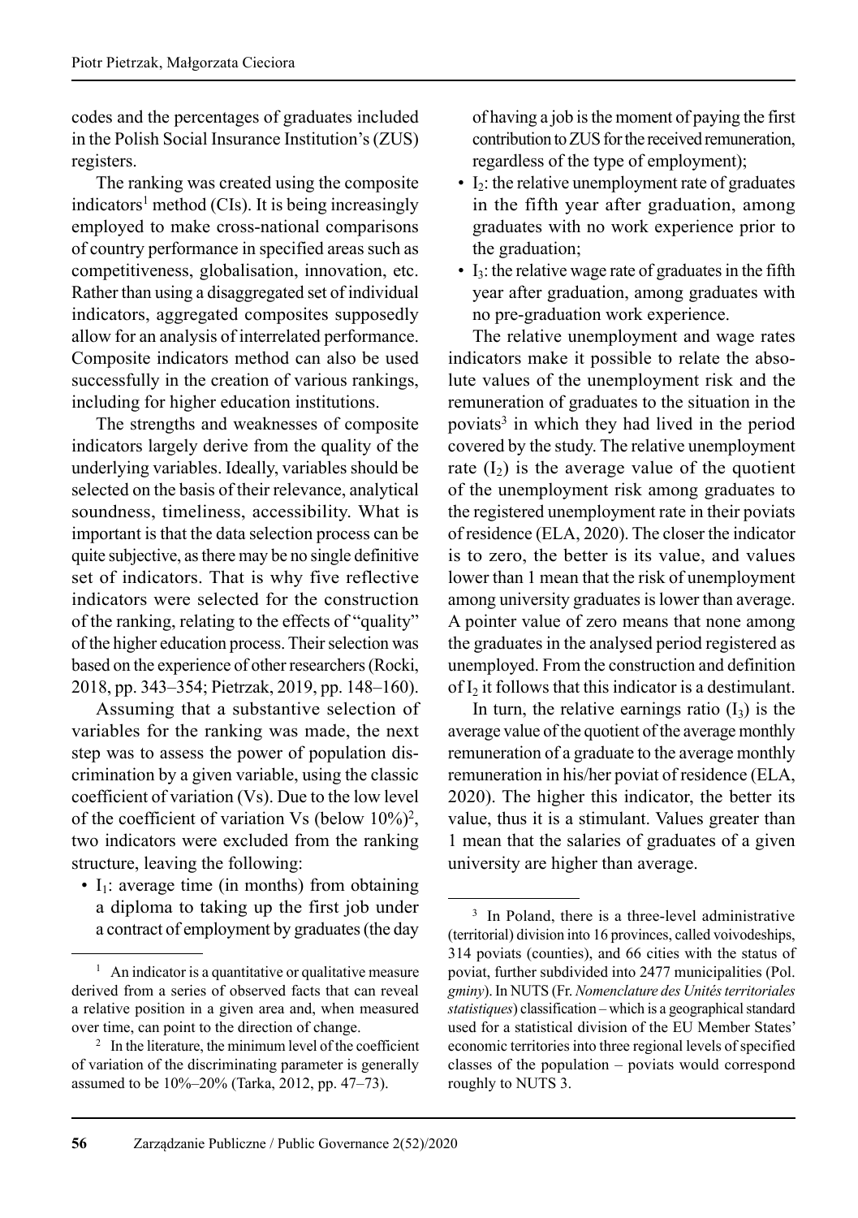codes and the percentages of graduates included in the Polish Social Insurance Institution's (ZUS) registers.

The ranking was created using the composite indicators[1] method (CIs). It is being increasingly employed to make cross-national comparisons of country performance in specified areas such as competitiveness, globalisation, innovation, etc. Rather than using a disaggregated set of individual indicators, aggregated composites supposedly allow for an analysis of interrelated performance. Composite indicators method can also be used successfully in the creation of various rankings, including for higher education institutions.

The strengths and weaknesses of composite indicators largely derive from the quality of the underlying variables. Ideally, variables should be selected on the basis of their relevance, analytical soundness, timeliness, accessibility. What is important is that the data selection process can be quite subjective, as there may be no single definitive set of indicators. That is why five reflective indicators were selected for the construction of the ranking, relating to the effects of "quality" of the higher education process. Their selection was based on the experience of other researchers (Rocki, 2018, pp. 343–354; Pietrzak, 2019, pp. 148–160).

Assuming that a substantive selection of variables for the ranking was made, the next step was to assess the power of population discrimination by a given variable, using the classic coefficient of variation (Vs). Due to the low level of the coefficient of variation Vs (below 10%)[2], two indicators were excluded from the ranking structure, leaving the following:

- $I_1$: average time (in months) from obtaining a diploma to taking up the first job under a contract of employment by graduates (the day of having a job is the moment of paying the first contribution to ZUS for the received remuneration, regardless of the type of employment);
- $I_2$: the relative unemployment rate of graduates in the fifth year after graduation, among graduates with no work experience prior to the graduation;
- $I_3$: the relative wage rate of graduates in the fifth year after graduation, among graduates with no pre-graduation work experience.

The relative unemployment and wage rates indicators make it possible to relate the absolute values of the unemployment risk and the remuneration of graduates to the situation in the poviats[3] in which they had lived in the period covered by the study. The relative unemployment rate ($I_2$) is the average value of the quotient of the unemployment risk among graduates to the registered unemployment rate in their poviats of residence (ELA, 2020). The closer the indicator is to zero, the better is its value, and values lower than 1 mean that the risk of unemployment among university graduates is lower than average. A pointer value of zero means that none among the graduates in the analysed period registered as unemployed. From the construction and definition of $I_2$ it follows that this indicator is a destimulant.

In turn, the relative earnings ratio ($I_3$) is the average value of the quotient of the average monthly remuneration of a graduate to the average monthly remuneration in his/her poviat of residence (ELA, 2020). The higher this indicator, the better its value, thus it is a stimulant. Values greater than 1 mean that the salaries of graduates of a given university are higher than average.

---

[1] An indicator is a quantitative or qualitative measure derived from a series of observed facts that can reveal a relative position in a given area and, when measured over time, can point to the direction of change.

[2] In the literature, the minimum level of the coefficient of variation of the discriminating parameter is generally assumed to be 10%–20% (Tarka, 2012, pp. 47–73).

[3] In Poland, there is a three-level administrative (territorial) division into 16 provinces, called voivodeships, 314 poviats (counties), and 66 cities with the status of poviat, further subdivided into 2477 municipalities (Pol. *gminy*). In NUTS (Fr. *Nomenclature des Unités territoriales statistiques*) classification – which is a geographical standard used for a statistical division of the EU Member States' economic territories into three regional levels of specified classes of the population – poviats would correspond roughly to NUTS 3.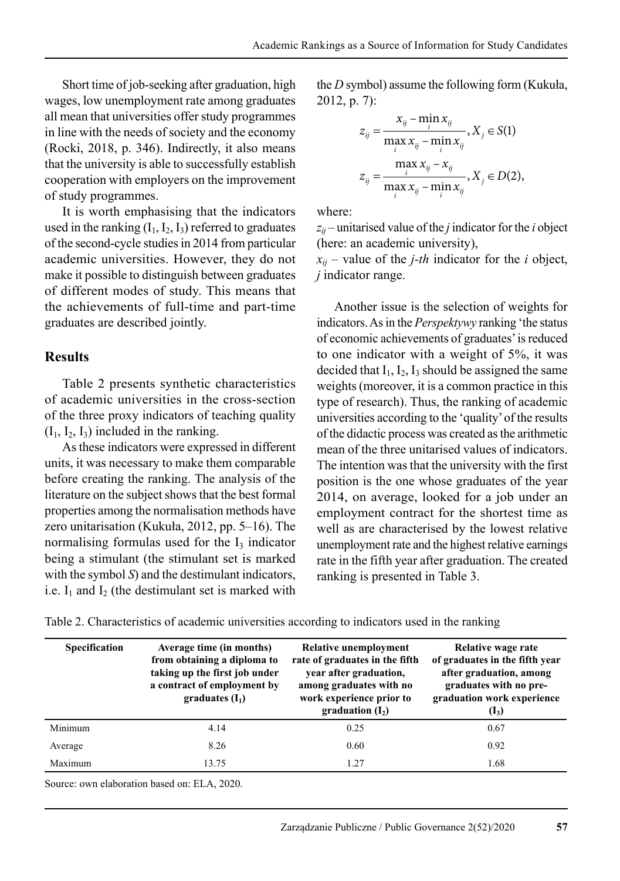Short time of job-seeking after graduation, high wages, low unemployment rate among graduates all mean that universities offer study programmes in line with the needs of society and the economy (Rocki, 2018, p. 346). Indirectly, it also means that the university is able to successfully establish cooperation with employers on the improvement of study programmes.

It is worth emphasising that the indicators used in the ranking ($I_1$, $I_2$, $I_3$) referred to graduates of the second-cycle studies in 2014 from particular academic universities. However, they do not make it possible to distinguish between graduates of different modes of study. This means that the achievements of full-time and part-time graduates are described jointly.

## Results

Table 2 presents synthetic characteristics of academic universities in the cross-section of the three proxy indicators of teaching quality ($I_1$, $I_2$, $I_3$) included in the ranking.

As these indicators were expressed in different units, it was necessary to make them comparable before creating the ranking. The analysis of the literature on the subject shows that the best formal properties among the normalisation methods have zero unitarisation (Kukuła, 2012, pp. 5–16). The normalising formulas used for the $I_3$ indicator being a stimulant (the stimulant set is marked with the symbol *S*) and the destimulant indicators, i.e. $I_1$ and $I_2$ (the destimulant set is marked with the *D* symbol) assume the following form (Kukuła, 2012, p. 7):

$$z_{ij} = \frac{x_{ij} - \min_i x_{ij}}{\max_i x_{ij} - \min_i x_{ij}}, X_j \in S(1)$$

$$z_{ij} = \frac{\max_i x_{ij} - x_{ij}}{\max_i x_{ij} - \min_i x_{ij}}, X_j \in D(2),$$

where:

$z_{ij}$ – unitarised value of the *j* indicator for the *i* object (here: an academic university),

$x_{ij}$ – value of the *j-th* indicator for the *i* object, *j* indicator range.

Another issue is the selection of weights for indicators. As in the *Perspektywy* ranking 'the status of economic achievements of graduates' is reduced to one indicator with a weight of 5%, it was decided that $I_1$, $I_2$, $I_3$ should be assigned the same weights (moreover, it is a common practice in this type of research). Thus, the ranking of academic universities according to the 'quality' of the results of the didactic process was created as the arithmetic mean of the three unitarised values of indicators. The intention was that the university with the first position is the one whose graduates of the year 2014, on average, looked for a job under an employment contract for the shortest time as well as are characterised by the lowest relative unemployment rate and the highest relative earnings rate in the fifth year after graduation. The created ranking is presented in Table 3.

Table 2. Characteristics of academic universities according to indicators used in the ranking

| Specification | Average time (in months) from obtaining a diploma to taking up the first job under a contract of employment by graduates ($I_1$) | Relative unemployment rate of graduates in the fifth year after graduation, among graduates with no work experience prior to graduation ($I_2$) | Relative wage rate of graduates in the fifth year after graduation, among graduates with no pre-graduation work experience ($I_3$) |
|---|---|---|---|
| Minimum | 4.14 | 0.25 | 0.67 |
| Average | 8.26 | 0.60 | 0.92 |
| Maximum | 13.75 | 1.27 | 1.68 |

Source: own elaboration based on: ELA, 2020.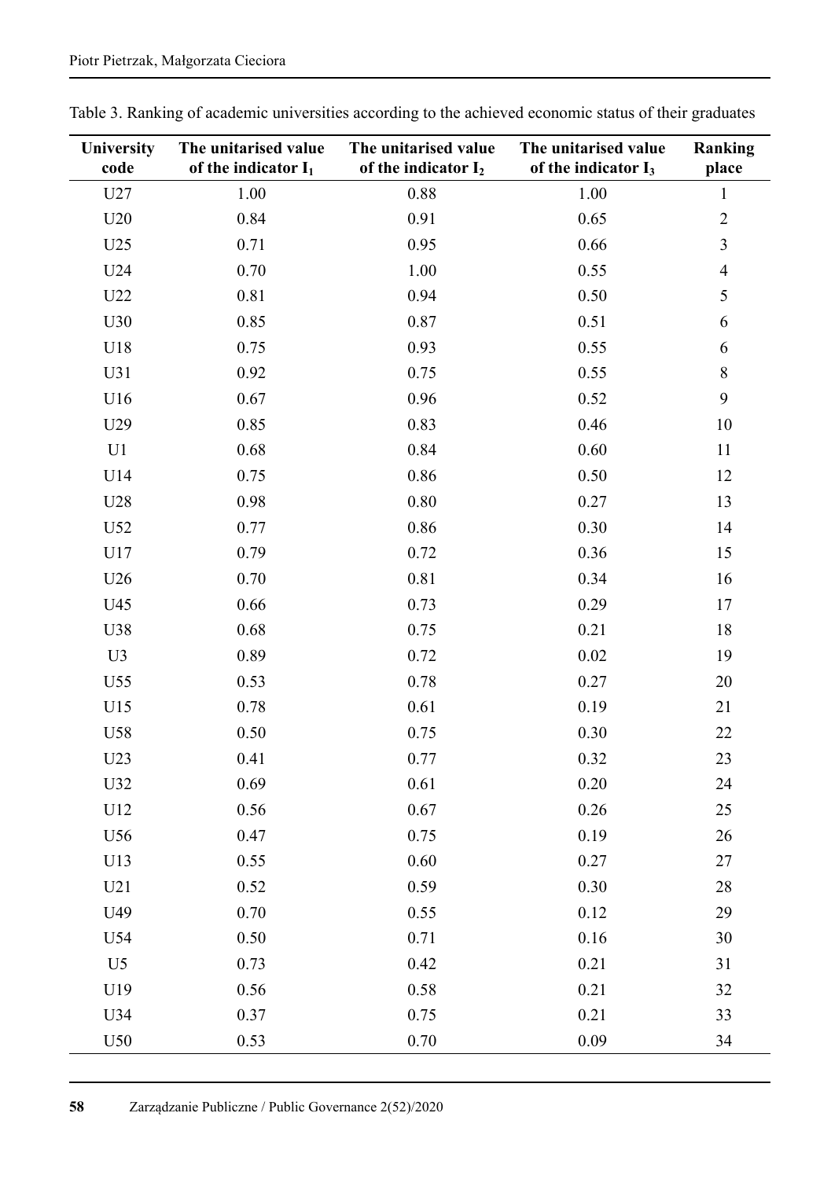Table 3. Ranking of academic universities according to the achieved economic status of their graduates

| University code | The unitarised value of the indicator $I_1$ | The unitarised value of the indicator $I_2$ | The unitarised value of the indicator $I_3$ | Ranking place |
|---|---|---|---|---|
| U27 | 1.00 | 0.88 | 1.00 | 1 |
| U20 | 0.84 | 0.91 | 0.65 | 2 |
| U25 | 0.71 | 0.95 | 0.66 | 3 |
| U24 | 0.70 | 1.00 | 0.55 | 4 |
| U22 | 0.81 | 0.94 | 0.50 | 5 |
| U30 | 0.85 | 0.87 | 0.51 | 6 |
| U18 | 0.75 | 0.93 | 0.55 | 6 |
| U31 | 0.92 | 0.75 | 0.55 | 8 |
| U16 | 0.67 | 0.96 | 0.52 | 9 |
| U29 | 0.85 | 0.83 | 0.46 | 10 |
| U1 | 0.68 | 0.84 | 0.60 | 11 |
| U14 | 0.75 | 0.86 | 0.50 | 12 |
| U28 | 0.98 | 0.80 | 0.27 | 13 |
| U52 | 0.77 | 0.86 | 0.30 | 14 |
| U17 | 0.79 | 0.72 | 0.36 | 15 |
| U26 | 0.70 | 0.81 | 0.34 | 16 |
| U45 | 0.66 | 0.73 | 0.29 | 17 |
| U38 | 0.68 | 0.75 | 0.21 | 18 |
| U3 | 0.89 | 0.72 | 0.02 | 19 |
| U55 | 0.53 | 0.78 | 0.27 | 20 |
| U15 | 0.78 | 0.61 | 0.19 | 21 |
| U58 | 0.50 | 0.75 | 0.30 | 22 |
| U23 | 0.41 | 0.77 | 0.32 | 23 |
| U32 | 0.69 | 0.61 | 0.20 | 24 |
| U12 | 0.56 | 0.67 | 0.26 | 25 |
| U56 | 0.47 | 0.75 | 0.19 | 26 |
| U13 | 0.55 | 0.60 | 0.27 | 27 |
| U21 | 0.52 | 0.59 | 0.30 | 28 |
| U49 | 0.70 | 0.55 | 0.12 | 29 |
| U54 | 0.50 | 0.71 | 0.16 | 30 |
| U5 | 0.73 | 0.42 | 0.21 | 31 |
| U19 | 0.56 | 0.58 | 0.21 | 32 |
| U34 | 0.37 | 0.75 | 0.21 | 33 |
| U50 | 0.53 | 0.70 | 0.09 | 34 |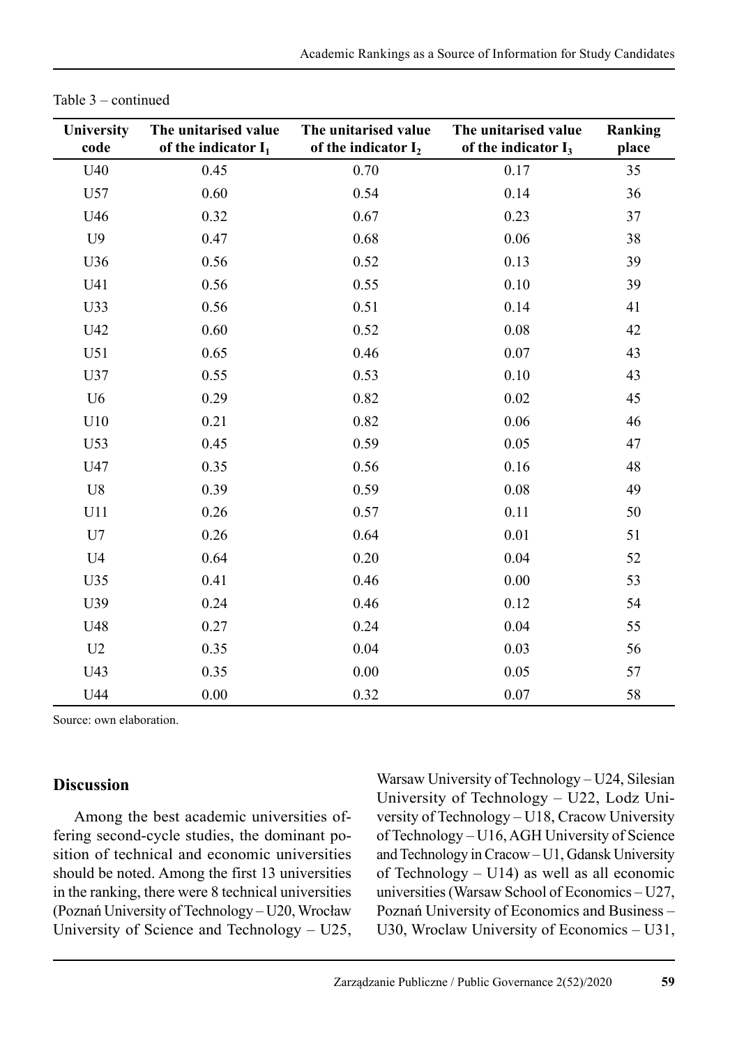Table 3 – continued

| University code | The unitarised value of the indicator $I_1$ | The unitarised value of the indicator $I_2$ | The unitarised value of the indicator $I_3$ | Ranking place |
|---|---|---|---|---|
| U40 | 0.45 | 0.70 | 0.17 | 35 |
| U57 | 0.60 | 0.54 | 0.14 | 36 |
| U46 | 0.32 | 0.67 | 0.23 | 37 |
| U9 | 0.47 | 0.68 | 0.06 | 38 |
| U36 | 0.56 | 0.52 | 0.13 | 39 |
| U41 | 0.56 | 0.55 | 0.10 | 39 |
| U33 | 0.56 | 0.51 | 0.14 | 41 |
| U42 | 0.60 | 0.52 | 0.08 | 42 |
| U51 | 0.65 | 0.46 | 0.07 | 43 |
| U37 | 0.55 | 0.53 | 0.10 | 43 |
| U6 | 0.29 | 0.82 | 0.02 | 45 |
| U10 | 0.21 | 0.82 | 0.06 | 46 |
| U53 | 0.45 | 0.59 | 0.05 | 47 |
| U47 | 0.35 | 0.56 | 0.16 | 48 |
| U8 | 0.39 | 0.59 | 0.08 | 49 |
| U11 | 0.26 | 0.57 | 0.11 | 50 |
| U7 | 0.26 | 0.64 | 0.01 | 51 |
| U4 | 0.64 | 0.20 | 0.04 | 52 |
| U35 | 0.41 | 0.46 | 0.00 | 53 |
| U39 | 0.24 | 0.46 | 0.12 | 54 |
| U48 | 0.27 | 0.24 | 0.04 | 55 |
| U2 | 0.35 | 0.04 | 0.03 | 56 |
| U43 | 0.35 | 0.00 | 0.05 | 57 |
| U44 | 0.00 | 0.32 | 0.07 | 58 |

Source: own elaboration.

## Discussion

Among the best academic universities offering second-cycle studies, the dominant position of technical and economic universities should be noted. Among the first 13 universities in the ranking, there were 8 technical universities (Poznań University of Technology – U20, Wrocław University of Science and Technology – U25, Warsaw University of Technology – U24, Silesian University of Technology – U22, Lodz University of Technology – U18, Cracow University of Technology – U16, AGH University of Science and Technology in Cracow – U1, Gdansk University of Technology – U14) as well as all economic universities (Warsaw School of Economics – U27, Poznań University of Economics and Business – U30, Wroclaw University of Economics – U31,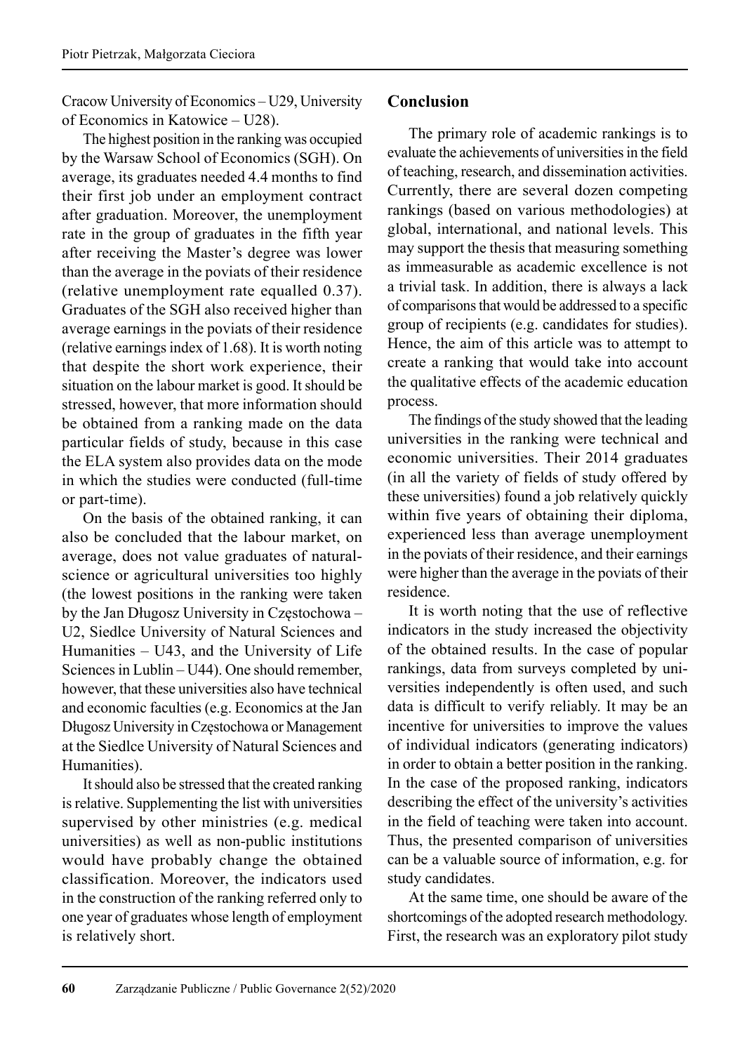Cracow University of Economics – U29, University of Economics in Katowice – U28).

The highest position in the ranking was occupied by the Warsaw School of Economics (SGH). On average, its graduates needed 4.4 months to find their first job under an employment contract after graduation. Moreover, the unemployment rate in the group of graduates in the fifth year after receiving the Master's degree was lower than the average in the poviats of their residence (relative unemployment rate equalled 0.37). Graduates of the SGH also received higher than average earnings in the poviats of their residence (relative earnings index of 1.68). It is worth noting that despite the short work experience, their situation on the labour market is good. It should be stressed, however, that more information should be obtained from a ranking made on the data particular fields of study, because in this case the ELA system also provides data on the mode in which the studies were conducted (full-time or part-time).

On the basis of the obtained ranking, it can also be concluded that the labour market, on average, does not value graduates of natural-science or agricultural universities too highly (the lowest positions in the ranking were taken by the Jan Długosz University in Częstochowa – U2, Siedlce University of Natural Sciences and Humanities – U43, and the University of Life Sciences in Lublin – U44). One should remember, however, that these universities also have technical and economic faculties (e.g. Economics at the Jan Długosz University in Częstochowa or Management at the Siedlce University of Natural Sciences and Humanities).

It should also be stressed that the created ranking is relative. Supplementing the list with universities supervised by other ministries (e.g. medical universities) as well as non-public institutions would have probably change the obtained classification. Moreover, the indicators used in the construction of the ranking referred only to one year of graduates whose length of employment is relatively short.

## Conclusion

The primary role of academic rankings is to evaluate the achievements of universities in the field of teaching, research, and dissemination activities. Currently, there are several dozen competing rankings (based on various methodologies) at global, international, and national levels. This may support the thesis that measuring something as immeasurable as academic excellence is not a trivial task. In addition, there is always a lack of comparisons that would be addressed to a specific group of recipients (e.g. candidates for studies). Hence, the aim of this article was to attempt to create a ranking that would take into account the qualitative effects of the academic education process.

The findings of the study showed that the leading universities in the ranking were technical and economic universities. Their 2014 graduates (in all the variety of fields of study offered by these universities) found a job relatively quickly within five years of obtaining their diploma, experienced less than average unemployment in the poviats of their residence, and their earnings were higher than the average in the poviats of their residence.

It is worth noting that the use of reflective indicators in the study increased the objectivity of the obtained results. In the case of popular rankings, data from surveys completed by universities independently is often used, and such data is difficult to verify reliably. It may be an incentive for universities to improve the values of individual indicators (generating indicators) in order to obtain a better position in the ranking. In the case of the proposed ranking, indicators describing the effect of the university's activities in the field of teaching were taken into account. Thus, the presented comparison of universities can be a valuable source of information, e.g. for study candidates.

At the same time, one should be aware of the shortcomings of the adopted research methodology. First, the research was an exploratory pilot study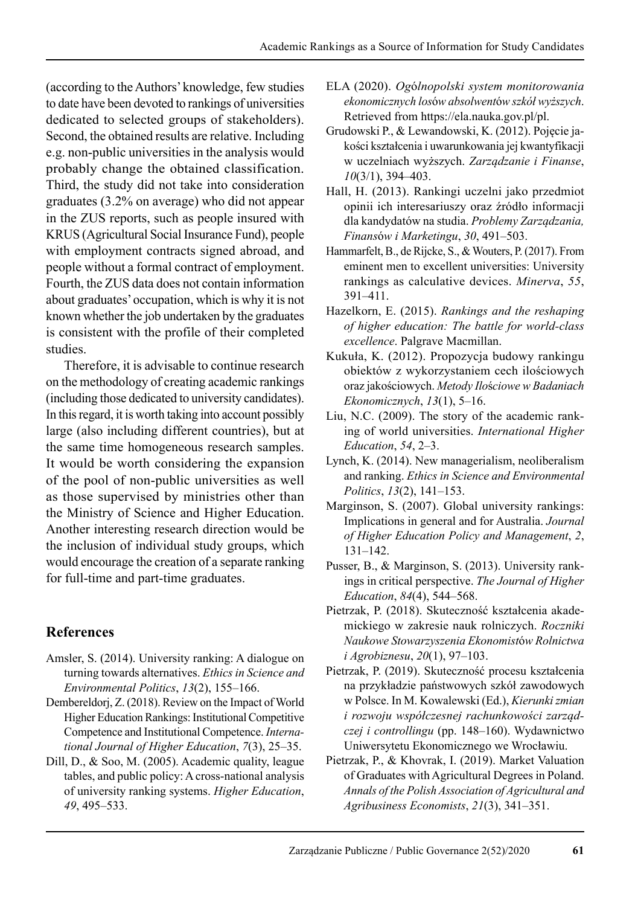(according to the Authors' knowledge, few studies to date have been devoted to rankings of universities dedicated to selected groups of stakeholders). Second, the obtained results are relative. Including e.g. non-public universities in the analysis would probably change the obtained classification. Third, the study did not take into consideration graduates (3.2% on average) who did not appear in the ZUS reports, such as people insured with KRUS (Agricultural Social Insurance Fund), people with employment contracts signed abroad, and people without a formal contract of employment. Fourth, the ZUS data does not contain information about graduates' occupation, which is why it is not known whether the job undertaken by the graduates is consistent with the profile of their completed studies.

Therefore, it is advisable to continue research on the methodology of creating academic rankings (including those dedicated to university candidates). In this regard, it is worth taking into account possibly large (also including different countries), but at the same time homogeneous research samples. It would be worth considering the expansion of the pool of non-public universities as well as those supervised by ministries other than the Ministry of Science and Higher Education. Another interesting research direction would be the inclusion of individual study groups, which would encourage the creation of a separate ranking for full-time and part-time graduates.

## References

Amsler, S. (2014). University ranking: A dialogue on turning towards alternatives. *Ethics in Science and Environmental Politics*, *13*(2), 155–166.

Dembereldorj, Z. (2018). Review on the Impact of World Higher Education Rankings: Institutional Competitive Competence and Institutional Competence. *International Journal of Higher Education*, *7*(3), 25–35.

Dill, D., & Soo, M. (2005). Academic quality, league tables, and public policy: A cross-national analysis of university ranking systems. *Higher Education*, *49*, 495–533.

ELA (2020). *Ogólnopolski system monitorowania ekonomicznych losów absolwentów szkół wyższych*. Retrieved from https://ela.nauka.gov.pl/pl.

Grudowski P., & Lewandowski, K. (2012). Pojęcie jakości kształcenia i uwarunkowania jej kwantyfikacji w uczelniach wyższych. *Zarządzanie i Finanse*, *10*(3/1), 394–403.

Hall, H. (2013). Rankingi uczelni jako przedmiot opinii ich interesariuszy oraz źródło informacji dla kandydatów na studia. *Problemy Zarządzania, Finansów i Marketingu*, *30*, 491–503.

Hammarfelt, B., de Rijcke, S., & Wouters, P. (2017). From eminent men to excellent universities: University rankings as calculative devices. *Minerva*, *55*, 391–411.

Hazelkorn, E. (2015). *Rankings and the reshaping of higher education: The battle for world-class excellence*. Palgrave Macmillan.

Kukuła, K. (2012). Propozycja budowy rankingu obiektów z wykorzystaniem cech ilościowych oraz jakościowych. *Metody Ilościowe w Badaniach Ekonomicznych*, *13*(1), 5–16.

Liu, N.C. (2009). The story of the academic ranking of world universities. *International Higher Education*, *54*, 2–3.

Lynch, K. (2014). New managerialism, neoliberalism and ranking. *Ethics in Science and Environmental Politics*, *13*(2), 141–153.

Marginson, S. (2007). Global university rankings: Implications in general and for Australia. *Journal of Higher Education Policy and Management*, *2*, 131–142.

Pusser, B., & Marginson, S. (2013). University rankings in critical perspective. *The Journal of Higher Education*, *84*(4), 544–568.

Pietrzak, P. (2018). Skuteczność kształcenia akademickiego w zakresie nauk rolniczych. *Roczniki Naukowe Stowarzyszenia Ekonomistów Rolnictwa i Agrobiznesu*, *20*(1), 97–103.

Pietrzak, P. (2019). Skuteczność procesu kształcenia na przykładzie państwowych szkół zawodowych w Polsce. In M. Kowalewski (Ed.), *Kierunki zmian i rozwoju współczesnej rachunkowości zarządczej i controllingu* (pp. 148–160). Wydawnictwo Uniwersytetu Ekonomicznego we Wrocławiu.

Pietrzak, P., & Khovrak, I. (2019). Market Valuation of Graduates with Agricultural Degrees in Poland. *Annals of the Polish Association of Agricultural and Agribusiness Economists*, *21*(3), 341–351.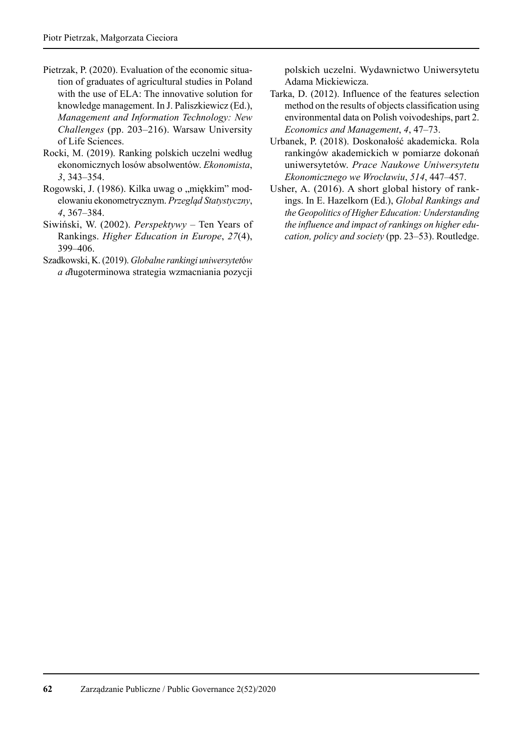Pietrzak, P. (2020). Evaluation of the economic situation of graduates of agricultural studies in Poland with the use of ELA: The innovative solution for knowledge management. In J. Paliszkiewicz (Ed.), *Management and Information Technology: New Challenges* (pp. 203–216). Warsaw University of Life Sciences.

Rocki, M. (2019). Ranking polskich uczelni według ekonomicznych losów absolwentów. *Ekonomista*, *3*, 343–354.

Rogowski, J. (1986). Kilka uwag o „miękkim" modelowaniu ekonometrycznym. *Przegląd Statystyczny*, *4*, 367–384.

Siwiński, W. (2002). *Perspektywy* – Ten Years of Rankings. *Higher Education in Europe*, *27*(4), 399–406.

Szadkowski, K. (2019). *Globalne rankingi uniwersytetów a długoterminowa strategia wzmacniania pozycji* polskich uczelni. Wydawnictwo Uniwersytetu Adama Mickiewicza.

Tarka, D. (2012). Influence of the features selection method on the results of objects classification using environmental data on Polish voivodeships, part 2. *Economics and Management*, *4*, 47–73.

Urbanek, P. (2018). Doskonałość akademicka. Rola rankingów akademickich w pomiarze dokonań uniwersytetów. *Prace Naukowe Uniwersytetu Ekonomicznego we Wrocławiu*, *514*, 447–457.

Usher, A. (2016). A short global history of rankings. In E. Hazelkorn (Ed.), *Global Rankings and the Geopolitics of Higher Education: Understanding the influence and impact of rankings on higher education, policy and society* (pp. 23–53). Routledge.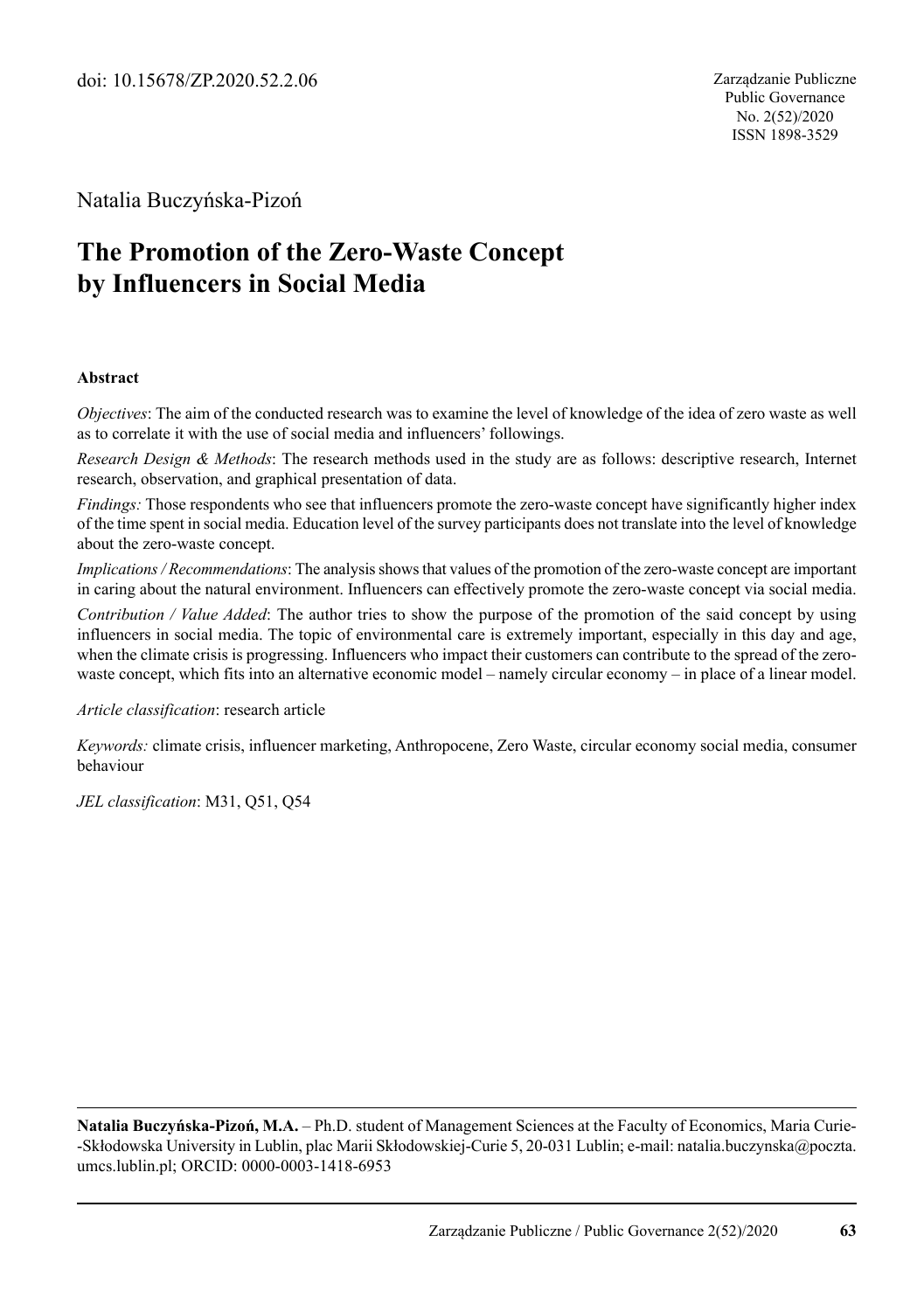doi: 10.15678/ZP.2020.52.2.06

Zarządzanie Publiczne
Public Governance
No. 2(52)/2020
ISSN 1898-3529

Natalia Buczyńska-Pizoń

# The Promotion of the Zero-Waste Concept by Influencers in Social Media

### Abstract

*Objectives*: The aim of the conducted research was to examine the level of knowledge of the idea of zero waste as well as to correlate it with the use of social media and influencers' followings.

*Research Design & Methods*: The research methods used in the study are as follows: descriptive research, Internet research, observation, and graphical presentation of data.

*Findings:* Those respondents who see that influencers promote the zero-waste concept have significantly higher index of the time spent in social media. Education level of the survey participants does not translate into the level of knowledge about the zero-waste concept.

*Implications / Recommendations*: The analysis shows that values of the promotion of the zero-waste concept are important in caring about the natural environment. Influencers can effectively promote the zero-waste concept via social media.

*Contribution / Value Added*: The author tries to show the purpose of the promotion of the said concept by using influencers in social media. The topic of environmental care is extremely important, especially in this day and age, when the climate crisis is progressing. Influencers who impact their customers can contribute to the spread of the zero-waste concept, which fits into an alternative economic model – namely circular economy – in place of a linear model.

*Article classification*: research article

*Keywords:* climate crisis, influencer marketing, Anthropocene, Zero Waste, circular economy social media, consumer behaviour

*JEL classification*: M31, Q51, Q54

---

**Natalia Buczyńska-Pizoń, M.A.** – Ph.D. student of Management Sciences at the Faculty of Economics, Maria Curie-Skłodowska University in Lublin, plac Marii Skłodowskiej-Curie 5, 20-031 Lublin; e-mail: natalia.buczynska@poczta.umcs.lublin.pl; ORCID: 0000-0003-1418-6953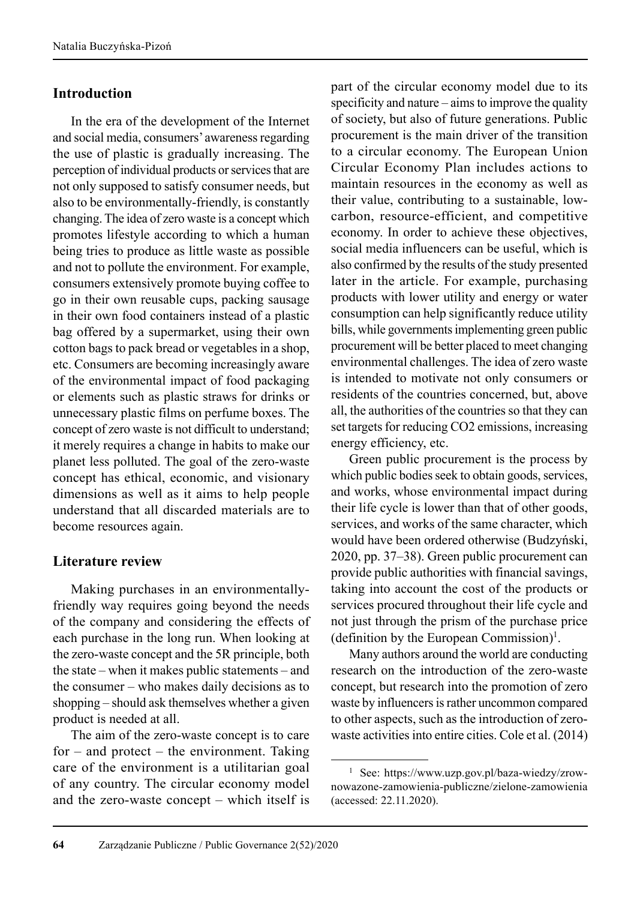## Introduction

In the era of the development of the Internet and social media, consumers' awareness regarding the use of plastic is gradually increasing. The perception of individual products or services that are not only supposed to satisfy consumer needs, but also to be environmentally-friendly, is constantly changing. The idea of zero waste is a concept which promotes lifestyle according to which a human being tries to produce as little waste as possible and not to pollute the environment. For example, consumers extensively promote buying coffee to go in their own reusable cups, packing sausage in their own food containers instead of a plastic bag offered by a supermarket, using their own cotton bags to pack bread or vegetables in a shop, etc. Consumers are becoming increasingly aware of the environmental impact of food packaging or elements such as plastic straws for drinks or unnecessary plastic films on perfume boxes. The concept of zero waste is not difficult to understand; it merely requires a change in habits to make our planet less polluted. The goal of the zero-waste concept has ethical, economic, and visionary dimensions as well as it aims to help people understand that all discarded materials are to become resources again.

## Literature review

Making purchases in an environmentally-friendly way requires going beyond the needs of the company and considering the effects of each purchase in the long run. When looking at the zero-waste concept and the 5R principle, both the state – when it makes public statements – and the consumer – who makes daily decisions as to shopping – should ask themselves whether a given product is needed at all.

The aim of the zero-waste concept is to care for – and protect – the environment. Taking care of the environment is a utilitarian goal of any country. The circular economy model and the zero-waste concept – which itself is part of the circular economy model due to its specificity and nature – aims to improve the quality of society, but also of future generations. Public procurement is the main driver of the transition to a circular economy. The European Union Circular Economy Plan includes actions to maintain resources in the economy as well as their value, contributing to a sustainable, low-carbon, resource-efficient, and competitive economy. In order to achieve these objectives, social media influencers can be useful, which is also confirmed by the results of the study presented later in the article. For example, purchasing products with lower utility and energy or water consumption can help significantly reduce utility bills, while governments implementing green public procurement will be better placed to meet changing environmental challenges. The idea of zero waste is intended to motivate not only consumers or residents of the countries concerned, but, above all, the authorities of the countries so that they can set targets for reducing CO2 emissions, increasing energy efficiency, etc.

Green public procurement is the process by which public bodies seek to obtain goods, services, and works, whose environmental impact during their life cycle is lower than that of other goods, services, and works of the same character, which would have been ordered otherwise (Budzyński, 2020, pp. 37–38). Green public procurement can provide public authorities with financial savings, taking into account the cost of the products or services procured throughout their life cycle and not just through the prism of the purchase price (definition by the European Commission)[1].

Many authors around the world are conducting research on the introduction of the zero-waste concept, but research into the promotion of zero waste by influencers is rather uncommon compared to other aspects, such as the introduction of zero-waste activities into entire cities. Cole et al. (2014)

---

[1] See: https://www.uzp.gov.pl/baza-wiedzy/zrownowazone-zamowienia-publiczne/zielone-zamowienia (accessed: 22.11.2020).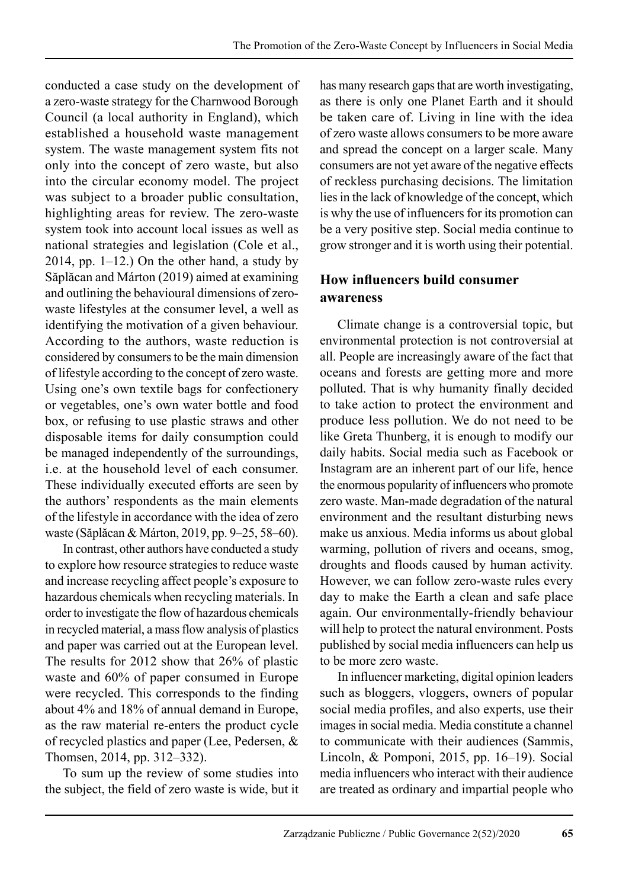conducted a case study on the development of a zero-waste strategy for the Charnwood Borough Council (a local authority in England), which established a household waste management system. The waste management system fits not only into the concept of zero waste, but also into the circular economy model. The project was subject to a broader public consultation, highlighting areas for review. The zero-waste system took into account local issues as well as national strategies and legislation (Cole et al., 2014, pp. 1–12.) On the other hand, a study by Săplăcan and Márton (2019) aimed at examining and outlining the behavioural dimensions of zero-waste lifestyles at the consumer level, a well as identifying the motivation of a given behaviour. According to the authors, waste reduction is considered by consumers to be the main dimension of lifestyle according to the concept of zero waste. Using one's own textile bags for confectionery or vegetables, one's own water bottle and food box, or refusing to use plastic straws and other disposable items for daily consumption could be managed independently of the surroundings, i.e. at the household level of each consumer. These individually executed efforts are seen by the authors' respondents as the main elements of the lifestyle in accordance with the idea of zero waste (Săplăcan & Márton, 2019, pp. 9–25, 58–60).

In contrast, other authors have conducted a study to explore how resource strategies to reduce waste and increase recycling affect people's exposure to hazardous chemicals when recycling materials. In order to investigate the flow of hazardous chemicals in recycled material, a mass flow analysis of plastics and paper was carried out at the European level. The results for 2012 show that 26% of plastic waste and 60% of paper consumed in Europe were recycled. This corresponds to the finding about 4% and 18% of annual demand in Europe, as the raw material re-enters the product cycle of recycled plastics and paper (Lee, Pedersen, & Thomsen, 2014, pp. 312–332).

To sum up the review of some studies into the subject, the field of zero waste is wide, but it has many research gaps that are worth investigating, as there is only one Planet Earth and it should be taken care of. Living in line with the idea of zero waste allows consumers to be more aware and spread the concept on a larger scale. Many consumers are not yet aware of the negative effects of reckless purchasing decisions. The limitation lies in the lack of knowledge of the concept, which is why the use of influencers for its promotion can be a very positive step. Social media continue to grow stronger and it is worth using their potential.

## How influencers build consumer awareness

Climate change is a controversial topic, but environmental protection is not controversial at all. People are increasingly aware of the fact that oceans and forests are getting more and more polluted. That is why humanity finally decided to take action to protect the environment and produce less pollution. We do not need to be like Greta Thunberg, it is enough to modify our daily habits. Social media such as Facebook or Instagram are an inherent part of our life, hence the enormous popularity of influencers who promote zero waste. Man-made degradation of the natural environment and the resultant disturbing news make us anxious. Media informs us about global warming, pollution of rivers and oceans, smog, droughts and floods caused by human activity. However, we can follow zero-waste rules every day to make the Earth a clean and safe place again. Our environmentally-friendly behaviour will help to protect the natural environment. Posts published by social media influencers can help us to be more zero waste.

In influencer marketing, digital opinion leaders such as bloggers, vloggers, owners of popular social media profiles, and also experts, use their images in social media. Media constitute a channel to communicate with their audiences (Sammis, Lincoln, & Pomponi, 2015, pp. 16–19). Social media influencers who interact with their audience are treated as ordinary and impartial people who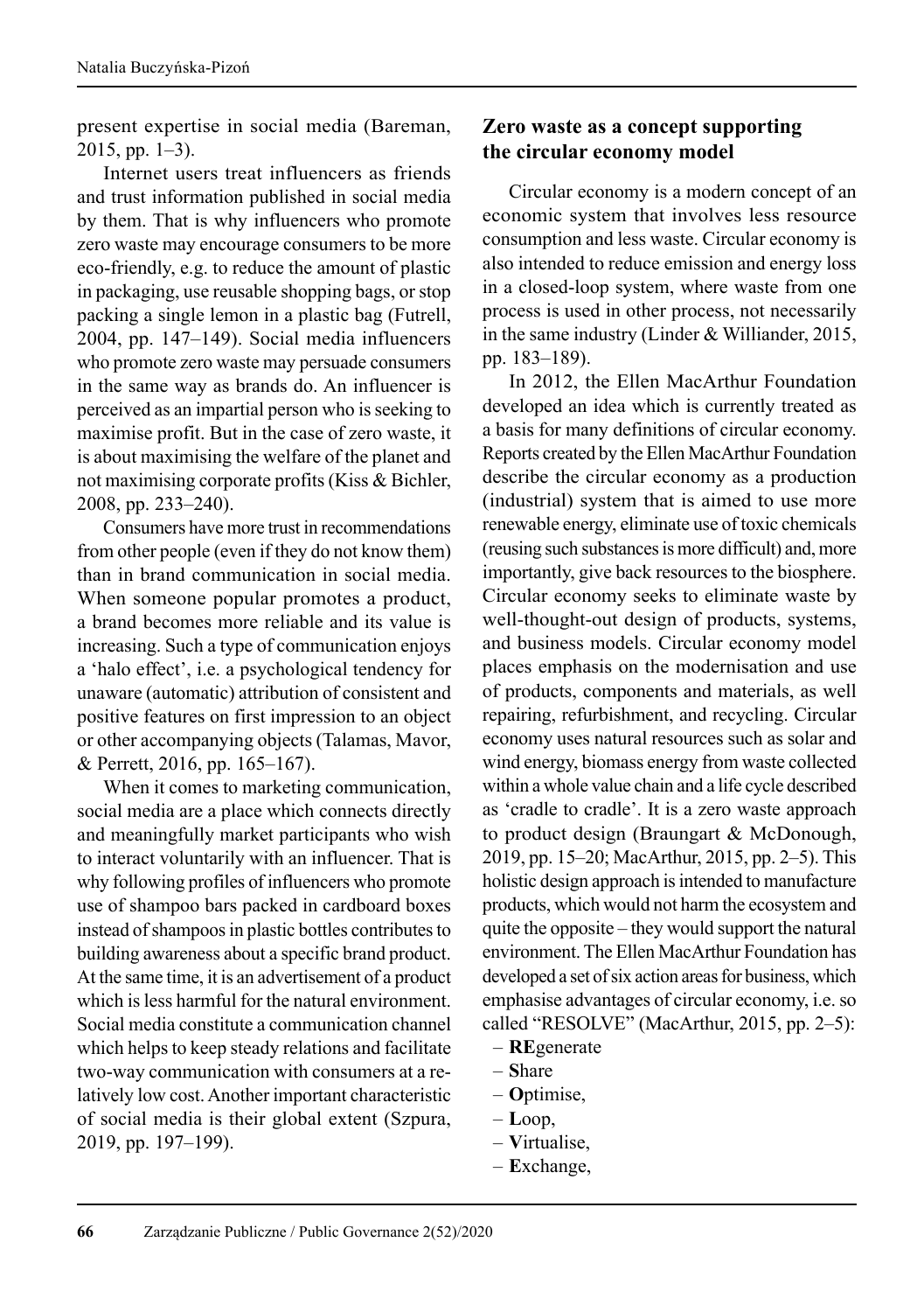present expertise in social media (Bareman, 2015, pp. 1–3).

Internet users treat influencers as friends and trust information published in social media by them. That is why influencers who promote zero waste may encourage consumers to be more eco-friendly, e.g. to reduce the amount of plastic in packaging, use reusable shopping bags, or stop packing a single lemon in a plastic bag (Futrell, 2004, pp. 147–149). Social media influencers who promote zero waste may persuade consumers in the same way as brands do. An influencer is perceived as an impartial person who is seeking to maximise profit. But in the case of zero waste, it is about maximising the welfare of the planet and not maximising corporate profits (Kiss & Bichler, 2008, pp. 233–240).

Consumers have more trust in recommendations from other people (even if they do not know them) than in brand communication in social media. When someone popular promotes a product, a brand becomes more reliable and its value is increasing. Such a type of communication enjoys a 'halo effect', i.e. a psychological tendency for unaware (automatic) attribution of consistent and positive features on first impression to an object or other accompanying objects (Talamas, Mavor, & Perrett, 2016, pp. 165–167).

When it comes to marketing communication, social media are a place which connects directly and meaningfully market participants who wish to interact voluntarily with an influencer. That is why following profiles of influencers who promote use of shampoo bars packed in cardboard boxes instead of shampoos in plastic bottles contributes to building awareness about a specific brand product. At the same time, it is an advertisement of a product which is less harmful for the natural environment. Social media constitute a communication channel which helps to keep steady relations and facilitate two-way communication with consumers at a relatively low cost. Another important characteristic of social media is their global extent (Szpura, 2019, pp. 197–199).

## Zero waste as a concept supporting the circular economy model

Circular economy is a modern concept of an economic system that involves less resource consumption and less waste. Circular economy is also intended to reduce emission and energy loss in a closed-loop system, where waste from one process is used in other process, not necessarily in the same industry (Linder & Williander, 2015, pp. 183–189).

In 2012, the Ellen MacArthur Foundation developed an idea which is currently treated as a basis for many definitions of circular economy. Reports created by the Ellen MacArthur Foundation describe the circular economy as a production (industrial) system that is aimed to use more renewable energy, eliminate use of toxic chemicals (reusing such substances is more difficult) and, more importantly, give back resources to the biosphere. Circular economy seeks to eliminate waste by well-thought-out design of products, systems, and business models. Circular economy model places emphasis on the modernisation and use of products, components and materials, as well repairing, refurbishment, and recycling. Circular economy uses natural resources such as solar and wind energy, biomass energy from waste collected within a whole value chain and a life cycle described as 'cradle to cradle'. It is a zero waste approach to product design (Braungart & McDonough, 2019, pp. 15–20; MacArthur, 2015, pp. 2–5). This holistic design approach is intended to manufacture products, which would not harm the ecosystem and quite the opposite – they would support the natural environment. The Ellen MacArthur Foundation has developed a set of six action areas for business, which emphasise advantages of circular economy, i.e. so called "RESOLVE" (MacArthur, 2015, pp. 2–5):

- **RE**generate
- **S**hare
- **O**ptimise,
- **L**oop,
- **V**irtualise,
- **E**xchange,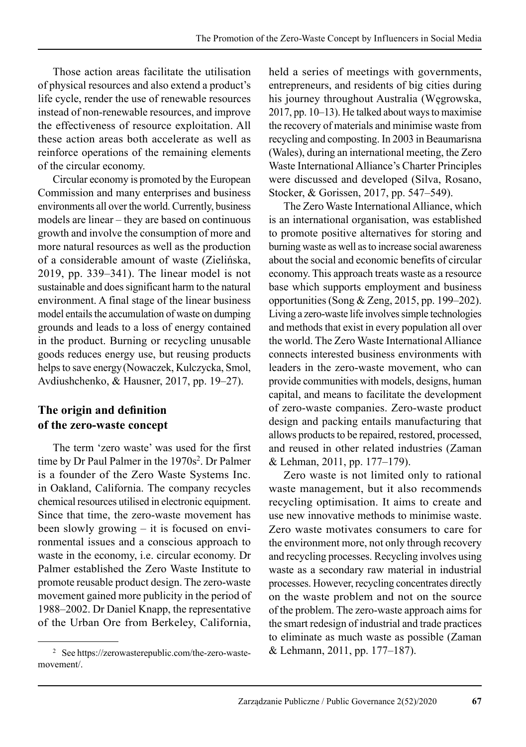Those action areas facilitate the utilisation of physical resources and also extend a product's life cycle, render the use of renewable resources instead of non-renewable resources, and improve the effectiveness of resource exploitation. All these action areas both accelerate as well as reinforce operations of the remaining elements of the circular economy.

Circular economy is promoted by the European Commission and many enterprises and business environments all over the world. Currently, business models are linear – they are based on continuous growth and involve the consumption of more and more natural resources as well as the production of a considerable amount of waste (Zielińska, 2019, pp. 339–341). The linear model is not sustainable and does significant harm to the natural environment. A final stage of the linear business model entails the accumulation of waste on dumping grounds and leads to a loss of energy contained in the product. Burning or recycling unusable goods reduces energy use, but reusing products helps to save energy (Nowaczek, Kulczycka, Smol, Avdiushchenko, & Hausner, 2017, pp. 19–27).

## The origin and definition of the zero-waste concept

The term 'zero waste' was used for the first time by Dr Paul Palmer in the 1970s[2]. Dr Palmer is a founder of the Zero Waste Systems Inc. in Oakland, California. The company recycles chemical resources utilised in electronic equipment. Since that time, the zero-waste movement has been slowly growing – it is focused on environmental issues and a conscious approach to waste in the economy, i.e. circular economy. Dr Palmer established the Zero Waste Institute to promote reusable product design. The zero-waste movement gained more publicity in the period of 1988–2002. Dr Daniel Knapp, the representative of the Urban Ore from Berkeley, California, held a series of meetings with governments, entrepreneurs, and residents of big cities during his journey throughout Australia (Węgrowska, 2017, pp. 10–13). He talked about ways to maximise the recovery of materials and minimise waste from recycling and composting. In 2003 in Beaumarisna (Wales), during an international meeting, the Zero Waste International Alliance's Charter Principles were discussed and developed (Silva, Rosano, Stocker, & Gorissen, 2017, pp. 547–549).

The Zero Waste International Alliance, which is an international organisation, was established to promote positive alternatives for storing and burning waste as well as to increase social awareness about the social and economic benefits of circular economy. This approach treats waste as a resource base which supports employment and business opportunities (Song & Zeng, 2015, pp. 199–202). Living a zero-waste life involves simple technologies and methods that exist in every population all over the world. The Zero Waste International Alliance connects interested business environments with leaders in the zero-waste movement, who can provide communities with models, designs, human capital, and means to facilitate the development of zero-waste companies. Zero-waste product design and packing entails manufacturing that allows products to be repaired, restored, processed, and reused in other related industries (Zaman & Lehman, 2011, pp. 177–179).

Zero waste is not limited only to rational waste management, but it also recommends recycling optimisation. It aims to create and use new innovative methods to minimise waste. Zero waste motivates consumers to care for the environment more, not only through recovery and recycling processes. Recycling involves using waste as a secondary raw material in industrial processes. However, recycling concentrates directly on the waste problem and not on the source of the problem. The zero-waste approach aims for the smart redesign of industrial and trade practices to eliminate as much waste as possible (Zaman & Lehmann, 2011, pp. 177–187).

---

[2] See https://zerowasterepublic.com/the-zero-waste-movement/.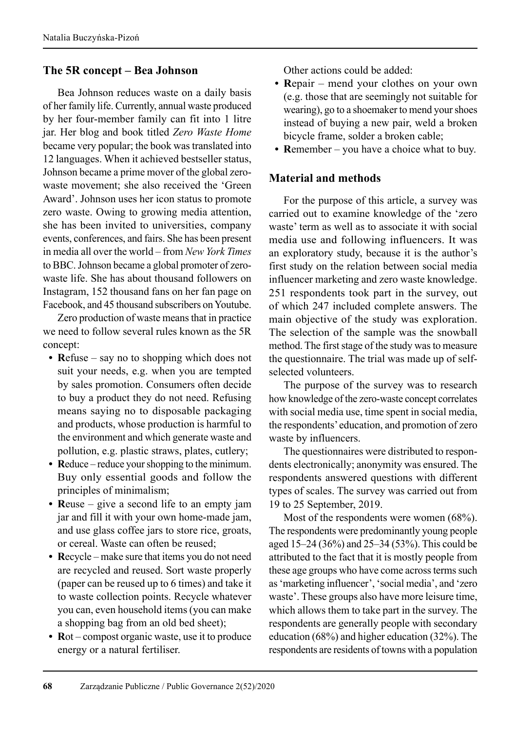## The 5R concept – Bea Johnson

Bea Johnson reduces waste on a daily basis of her family life. Currently, annual waste produced by her four-member family can fit into 1 litre jar. Her blog and book titled *Zero Waste Home* became very popular; the book was translated into 12 languages. When it achieved bestseller status, Johnson became a prime mover of the global zero-waste movement; she also received the 'Green Award'. Johnson uses her icon status to promote zero waste. Owing to growing media attention, she has been invited to universities, company events, conferences, and fairs. She has been present in media all over the world – from *New York Times* to BBC. Johnson became a global promoter of zero-waste life. She has about thousand followers on Instagram, 152 thousand fans on her fan page on Facebook, and 45 thousand subscribers on Youtube.

Zero production of waste means that in practice we need to follow several rules known as the 5R concept:

- **R**efuse – say no to shopping which does not suit your needs, e.g. when you are tempted by sales promotion. Consumers often decide to buy a product they do not need. Refusing means saying no to disposable packaging and products, whose production is harmful to the environment and which generate waste and pollution, e.g. plastic straws, plates, cutlery;
- **R**educe – reduce your shopping to the minimum. Buy only essential goods and follow the principles of minimalism;
- **R**euse – give a second life to an empty jam jar and fill it with your own home-made jam, and use glass coffee jars to store rice, groats, or cereal. Waste can often be reused;
- **R**ecycle – make sure that items you do not need are recycled and reused. Sort waste properly (paper can be reused up to 6 times) and take it to waste collection points. Recycle whatever you can, even household items (you can make a shopping bag from an old bed sheet);
- **R**ot – compost organic waste, use it to produce energy or a natural fertiliser.

Other actions could be added:

- **R**epair – mend your clothes on your own (e.g. those that are seemingly not suitable for wearing), go to a shoemaker to mend your shoes instead of buying a new pair, weld a broken bicycle frame, solder a broken cable;
- **R**emember – you have a choice what to buy.

## Material and methods

For the purpose of this article, a survey was carried out to examine knowledge of the 'zero waste' term as well as to associate it with social media use and following influencers. It was an exploratory study, because it is the author's first study on the relation between social media influencer marketing and zero waste knowledge. 251 respondents took part in the survey, out of which 247 included complete answers. The main objective of the study was exploration. The selection of the sample was the snowball method. The first stage of the study was to measure the questionnaire. The trial was made up of self-selected volunteers.

The purpose of the survey was to research how knowledge of the zero-waste concept correlates with social media use, time spent in social media, the respondents' education, and promotion of zero waste by influencers.

The questionnaires were distributed to respondents electronically; anonymity was ensured. The respondents answered questions with different types of scales. The survey was carried out from 19 to 25 September, 2019.

Most of the respondents were women (68%). The respondents were predominantly young people aged 15–24 (36%) and 25–34 (53%). This could be attributed to the fact that it is mostly people from these age groups who have come across terms such as 'marketing influencer', 'social media', and 'zero waste'. These groups also have more leisure time, which allows them to take part in the survey. The respondents are generally people with secondary education (68%) and higher education (32%). The respondents are residents of towns with a population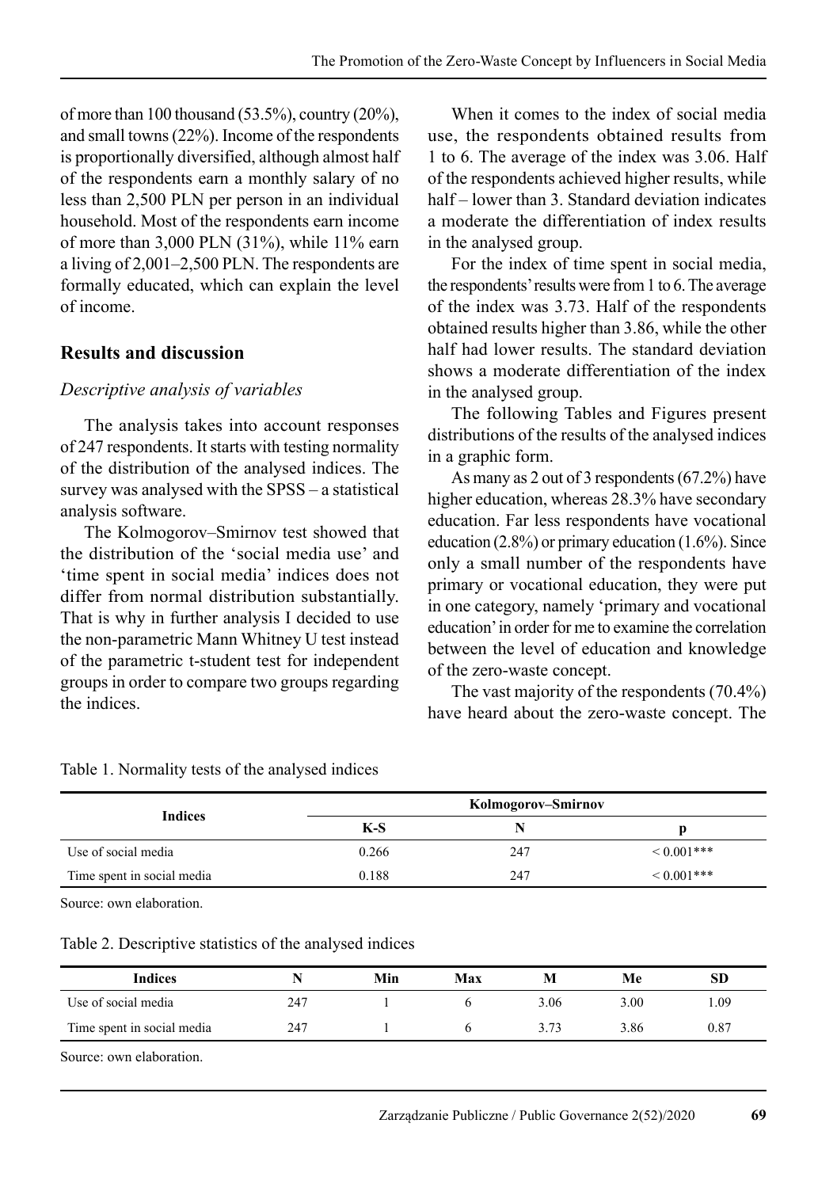of more than 100 thousand (53.5%), country (20%), and small towns (22%). Income of the respondents is proportionally diversified, although almost half of the respondents earn a monthly salary of no less than 2,500 PLN per person in an individual household. Most of the respondents earn income of more than 3,000 PLN (31%), while 11% earn a living of 2,001–2,500 PLN. The respondents are formally educated, which can explain the level of income.

## Results and discussion

### *Descriptive analysis of variables*

The analysis takes into account responses of 247 respondents. It starts with testing normality of the distribution of the analysed indices. The survey was analysed with the SPSS – a statistical analysis software.

The Kolmogorov–Smirnov test showed that the distribution of the 'social media use' and 'time spent in social media' indices does not differ from normal distribution substantially. That is why in further analysis I decided to use the non-parametric Mann Whitney U test instead of the parametric t-student test for independent groups in order to compare two groups regarding the indices.

When it comes to the index of social media use, the respondents obtained results from 1 to 6. The average of the index was 3.06. Half of the respondents achieved higher results, while half – lower than 3. Standard deviation indicates a moderate the differentiation of index results in the analysed group.

For the index of time spent in social media, the respondents' results were from 1 to 6. The average of the index was 3.73. Half of the respondents obtained results higher than 3.86, while the other half had lower results. The standard deviation shows a moderate differentiation of the index in the analysed group.

The following Tables and Figures present distributions of the results of the analysed indices in a graphic form.

As many as 2 out of 3 respondents (67.2%) have higher education, whereas 28.3% have secondary education. Far less respondents have vocational education (2.8%) or primary education (1.6%). Since only a small number of the respondents have primary or vocational education, they were put in one category, namely 'primary and vocational education' in order for me to examine the correlation between the level of education and knowledge of the zero-waste concept.

The vast majority of the respondents (70.4%) have heard about the zero-waste concept. The

Table 1. Normality tests of the analysed indices

| Indices | Kolmogorov–Smirnov | | |
|---|---|---|---|
| | K-S | N | p |
| Use of social media | 0.266 | 247 | < 0.001*** |
| Time spent in social media | 0.188 | 247 | < 0.001*** |

Source: own elaboration.

Table 2. Descriptive statistics of the analysed indices

| Indices | N | Min | Max | M | Me | SD |
|---|---|---|---|---|---|---|
| Use of social media | 247 | 1 | 6 | 3.06 | 3.00 | 1.09 |
| Time spent in social media | 247 | 1 | 6 | 3.73 | 3.86 | 0.87 |

Source: own elaboration.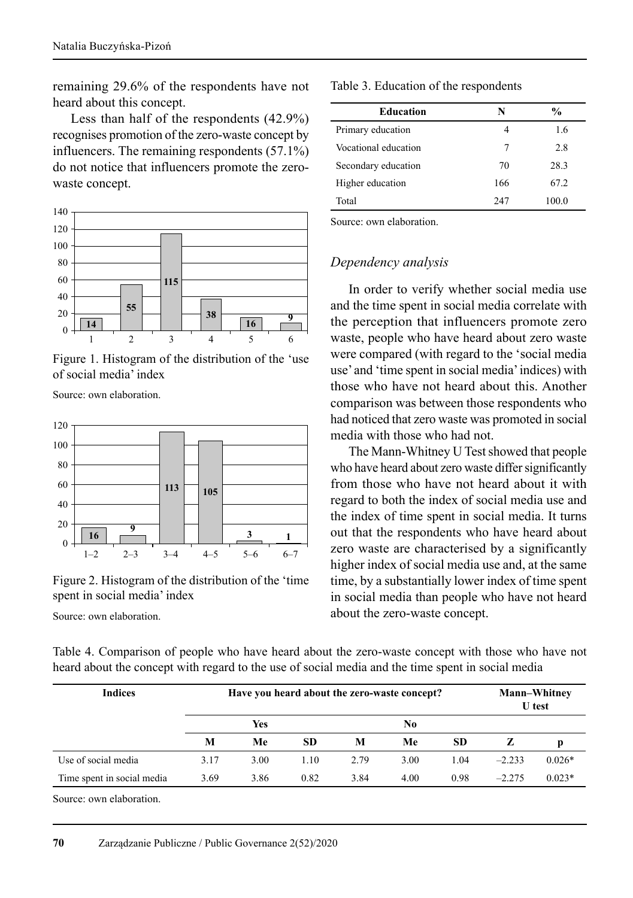remaining 29.6% of the respondents have not heard about this concept.

Less than half of the respondents (42.9%) recognises promotion of the zero-waste concept by influencers. The remaining respondents (57.1%) do not notice that influencers promote the zero-waste concept.

Figure 1. Histogram of the distribution of the 'use of social media' index

Source: own elaboration.

Figure 2. Histogram of the distribution of the 'time spent in social media' index

Source: own elaboration.

Table 3. Education of the respondents

| Education | N | % |
|---|---|---|
| Primary education | 4 | 1.6 |
| Vocational education | 7 | 2.8 |
| Secondary education | 70 | 28.3 |
| Higher education | 166 | 67.2 |
| Total | 247 | 100.0 |

Source: own elaboration.

### *Dependency analysis*

In order to verify whether social media use and the time spent in social media correlate with the perception that influencers promote zero waste, people who have heard about zero waste were compared (with regard to the 'social media use' and 'time spent in social media' indices) with those who have not heard about this. Another comparison was between those respondents who had noticed that zero waste was promoted in social media with those who had not.

The Mann-Whitney U Test showed that people who have heard about zero waste differ significantly from those who have not heard about it with regard to both the index of social media use and the index of time spent in social media. It turns out that the respondents who have heard about zero waste are characterised by a significantly higher index of social media use and, at the same time, by a substantially lower index of time spent in social media than people who have not heard about the zero-waste concept.

Table 4. Comparison of people who have heard about the zero-waste concept with those who have not heard about the concept with regard to the use of social media and the time spent in social media

| Indices | Have you heard about the zero-waste concept? | | | | | | Mann–Whitney U test | |
|---|---|---|---|---|---|---|---|---|
| | Yes | | | No | | | | |
| | M | Me | SD | M | Me | SD | Z | p |
| Use of social media | 3.17 | 3.00 | 1.10 | 2.79 | 3.00 | 1.04 | –2.233 | 0.026* |
| Time spent in social media | 3.69 | 3.86 | 0.82 | 3.84 | 4.00 | 0.98 | –2.275 | 0.023* |

Source: own elaboration.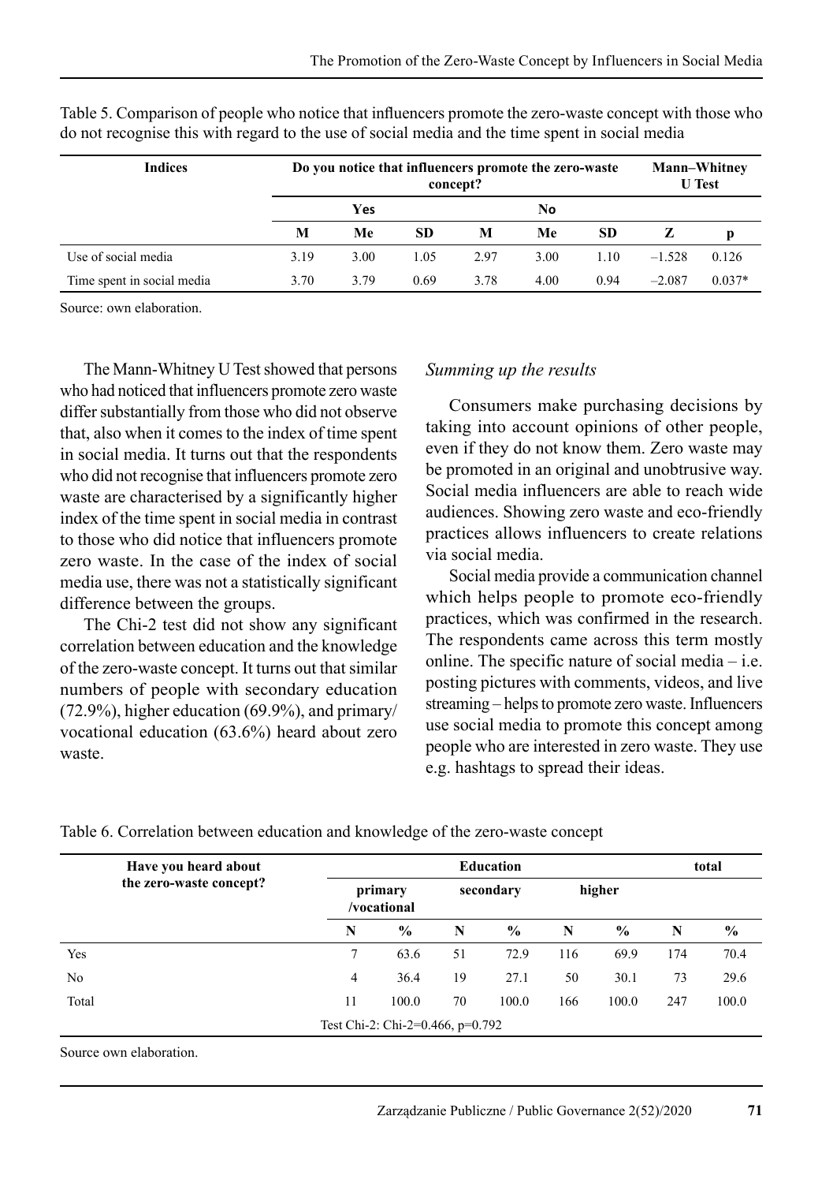Table 5. Comparison of people who notice that influencers promote the zero-waste concept with those who do not recognise this with regard to the use of social media and the time spent in social media

| Indices | Do you notice that influencers promote the zero-waste concept? | | | | | | Mann–Whitney U Test | |
|---|---|---|---|---|---|---|---|---|
| | Yes | | | No | | | | |
| | M | Me | SD | M | Me | SD | Z | p |
| Use of social media | 3.19 | 3.00 | 1.05 | 2.97 | 3.00 | 1.10 | –1.528 | 0.126 |
| Time spent in social media | 3.70 | 3.79 | 0.69 | 3.78 | 4.00 | 0.94 | –2.087 | 0.037* |

Source: own elaboration.

The Mann-Whitney U Test showed that persons who had noticed that influencers promote zero waste differ substantially from those who did not observe that, also when it comes to the index of time spent in social media. It turns out that the respondents who did not recognise that influencers promote zero waste are characterised by a significantly higher index of the time spent in social media in contrast to those who did notice that influencers promote zero waste. In the case of the index of social media use, there was not a statistically significant difference between the groups.

The Chi-2 test did not show any significant correlation between education and the knowledge of the zero-waste concept. It turns out that similar numbers of people with secondary education (72.9%), higher education (69.9%), and primary/vocational education (63.6%) heard about zero waste.

*Summing up the results*

Consumers make purchasing decisions by taking into account opinions of other people, even if they do not know them. Zero waste may be promoted in an original and unobtrusive way. Social media influencers are able to reach wide audiences. Showing zero waste and eco-friendly practices allows influencers to create relations via social media.

Social media provide a communication channel which helps people to promote eco-friendly practices, which was confirmed in the research. The respondents came across this term mostly online. The specific nature of social media – i.e. posting pictures with comments, videos, and live streaming – helps to promote zero waste. Influencers use social media to promote this concept among people who are interested in zero waste. They use e.g. hashtags to spread their ideas.

Table 6. Correlation between education and knowledge of the zero-waste concept

| Have you heard about the zero-waste concept? | Education | | | | | | total | |
|---|---|---|---|---|---|---|---|---|
| | primary /vocational | | secondary | | higher | | | |
| | N | % | N | % | N | % | N | % |
| Yes | 7 | 63.6 | 51 | 72.9 | 116 | 69.9 | 174 | 70.4 |
| No | 4 | 36.4 | 19 | 27.1 | 50 | 30.1 | 73 | 29.6 |
| Total | 11 | 100.0 | 70 | 100.0 | 166 | 100.0 | 247 | 100.0 |
| | Test Chi-2: Chi-2=0.466, p=0.792 | | | | | | | |

Source own elaboration.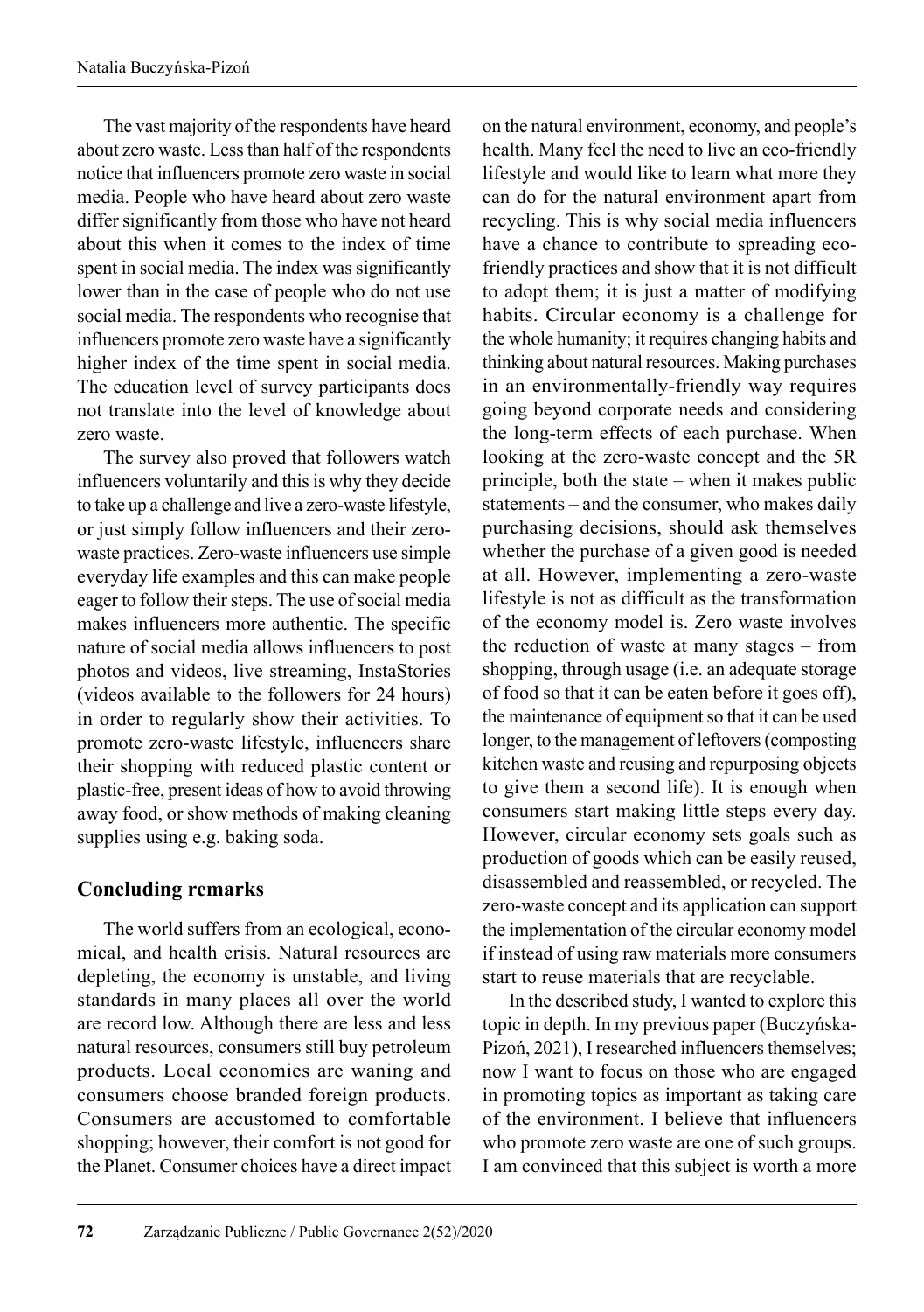The vast majority of the respondents have heard about zero waste. Less than half of the respondents notice that influencers promote zero waste in social media. People who have heard about zero waste differ significantly from those who have not heard about this when it comes to the index of time spent in social media. The index was significantly lower than in the case of people who do not use social media. The respondents who recognise that influencers promote zero waste have a significantly higher index of the time spent in social media. The education level of survey participants does not translate into the level of knowledge about zero waste.

The survey also proved that followers watch influencers voluntarily and this is why they decide to take up a challenge and live a zero-waste lifestyle, or just simply follow influencers and their zero-waste practices. Zero-waste influencers use simple everyday life examples and this can make people eager to follow their steps. The use of social media makes influencers more authentic. The specific nature of social media allows influencers to post photos and videos, live streaming, InstaStories (videos available to the followers for 24 hours) in order to regularly show their activities. To promote zero-waste lifestyle, influencers share their shopping with reduced plastic content or plastic-free, present ideas of how to avoid throwing away food, or show methods of making cleaning supplies using e.g. baking soda.

## Concluding remarks

The world suffers from an ecological, economical, and health crisis. Natural resources are depleting, the economy is unstable, and living standards in many places all over the world are record low. Although there are less and less natural resources, consumers still buy petroleum products. Local economies are waning and consumers choose branded foreign products. Consumers are accustomed to comfortable shopping; however, their comfort is not good for the Planet. Consumer choices have a direct impact on the natural environment, economy, and people's health. Many feel the need to live an eco-friendly lifestyle and would like to learn what more they can do for the natural environment apart from recycling. This is why social media influencers have a chance to contribute to spreading eco-friendly practices and show that it is not difficult to adopt them; it is just a matter of modifying habits. Circular economy is a challenge for the whole humanity; it requires changing habits and thinking about natural resources. Making purchases in an environmentally-friendly way requires going beyond corporate needs and considering the long-term effects of each purchase. When looking at the zero-waste concept and the 5R principle, both the state – when it makes public statements – and the consumer, who makes daily purchasing decisions, should ask themselves whether the purchase of a given good is needed at all. However, implementing a zero-waste lifestyle is not as difficult as the transformation of the economy model is. Zero waste involves the reduction of waste at many stages – from shopping, through usage (i.e. an adequate storage of food so that it can be eaten before it goes off), the maintenance of equipment so that it can be used longer, to the management of leftovers (composting kitchen waste and reusing and repurposing objects to give them a second life). It is enough when consumers start making little steps every day. However, circular economy sets goals such as production of goods which can be easily reused, disassembled and reassembled, or recycled. The zero-waste concept and its application can support the implementation of the circular economy model if instead of using raw materials more consumers start to reuse materials that are recyclable.

In the described study, I wanted to explore this topic in depth. In my previous paper (Buczyńska-Pizoń, 2021), I researched influencers themselves; now I want to focus on those who are engaged in promoting topics as important as taking care of the environment. I believe that influencers who promote zero waste are one of such groups. I am convinced that this subject is worth a more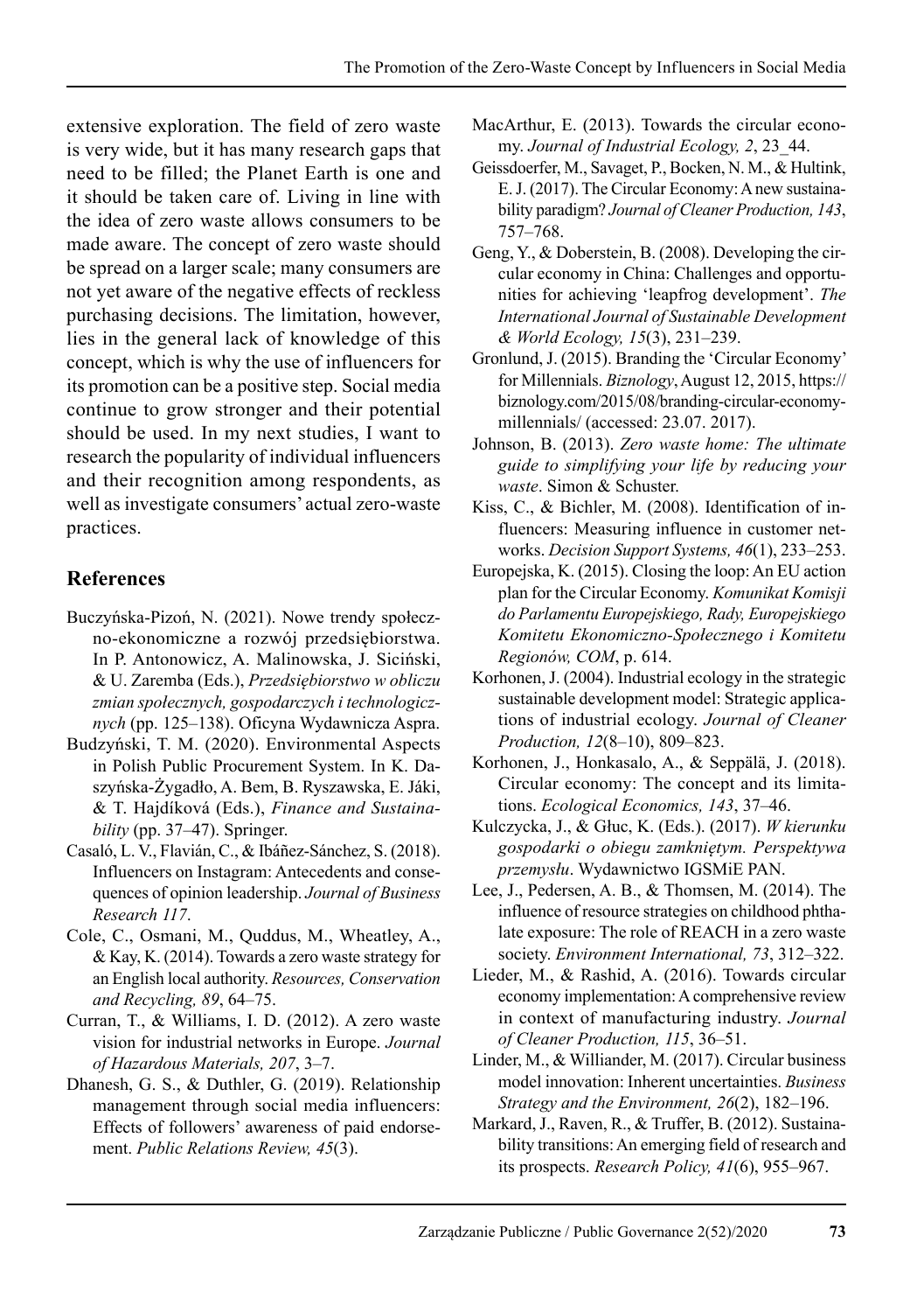extensive exploration. The field of zero waste is very wide, but it has many research gaps that need to be filled; the Planet Earth is one and it should be taken care of. Living in line with the idea of zero waste allows consumers to be made aware. The concept of zero waste should be spread on a larger scale; many consumers are not yet aware of the negative effects of reckless purchasing decisions. The limitation, however, lies in the general lack of knowledge of this concept, which is why the use of influencers for its promotion can be a positive step. Social media continue to grow stronger and their potential should be used. In my next studies, I want to research the popularity of individual influencers and their recognition among respondents, as well as investigate consumers' actual zero-waste practices.

## References

Buczyńska-Pizoń, N. (2021). Nowe trendy społeczno-ekonomiczne a rozwój przedsiębiorstwa. In P. Antonowicz, A. Malinowska, J. Siciński, & U. Zaremba (Eds.), *Przedsiębiorstwo w obliczu zmian społecznych, gospodarczych i technologicznych* (pp. 125–138). Oficyna Wydawnicza Aspra.

Budzyński, T. M. (2020). Environmental Aspects in Polish Public Procurement System. In K. Daszyńska-Żygadło, A. Bem, B. Ryszawska, E. Jáki, & T. Hajdíková (Eds.), *Finance and Sustainability* (pp. 37–47). Springer.

Casaló, L. V., Flavián, C., & Ibáñez-Sánchez, S. (2018). Influencers on Instagram: Antecedents and consequences of opinion leadership. *Journal of Business Research 117*.

Cole, C., Osmani, M., Quddus, M., Wheatley, A., & Kay, K. (2014). Towards a zero waste strategy for an English local authority. *Resources, Conservation and Recycling, 89*, 64–75.

Curran, T., & Williams, I. D. (2012). A zero waste vision for industrial networks in Europe. *Journal of Hazardous Materials, 207*, 3–7.

Dhanesh, G. S., & Duthler, G. (2019). Relationship management through social media influencers: Effects of followers' awareness of paid endorsement. *Public Relations Review, 45*(3).

MacArthur, E. (2013). Towards the circular economy. *Journal of Industrial Ecology, 2*, 23_44.

Geissdoerfer, M., Savaget, P., Bocken, N. M., & Hultink, E. J. (2017). The Circular Economy: A new sustainability paradigm? *Journal of Cleaner Production, 143*, 757–768.

Geng, Y., & Doberstein, B. (2008). Developing the circular economy in China: Challenges and opportunities for achieving 'leapfrog development'. *The International Journal of Sustainable Development & World Ecology, 15*(3), 231–239.

Gronlund, J. (2015). Branding the 'Circular Economy' for Millennials. *Biznology*, August 12, 2015, https://biznology.com/2015/08/branding-circular-economy-millennials/ (accessed: 23.07. 2017).

Johnson, B. (2013). *Zero waste home: The ultimate guide to simplifying your life by reducing your waste*. Simon & Schuster.

Kiss, C., & Bichler, M. (2008). Identification of influencers: Measuring influence in customer networks. *Decision Support Systems, 46*(1), 233–253.

Europejska, K. (2015). Closing the loop: An EU action plan for the Circular Economy. *Komunikat Komisji do Parlamentu Europejskiego, Rady, Europejskiego Komitetu Ekonomiczno-Społecznego i Komitetu Regionów, COM*, p. 614.

Korhonen, J. (2004). Industrial ecology in the strategic sustainable development model: Strategic applications of industrial ecology. *Journal of Cleaner Production, 12*(8–10), 809–823.

Korhonen, J., Honkasalo, A., & Seppälä, J. (2018). Circular economy: The concept and its limitations. *Ecological Economics, 143*, 37–46.

Kulczycka, J., & Głuc, K. (Eds.). (2017). *W kierunku gospodarki o obiegu zamkniętym. Perspektywa przemysłu*. Wydawnictwo IGSMiE PAN.

Lee, J., Pedersen, A. B., & Thomsen, M. (2014). The influence of resource strategies on childhood phthalate exposure: The role of REACH in a zero waste society. *Environment International, 73*, 312–322.

Lieder, M., & Rashid, A. (2016). Towards circular economy implementation: A comprehensive review in context of manufacturing industry. *Journal of Cleaner Production, 115*, 36–51.

Linder, M., & Williander, M. (2017). Circular business model innovation: Inherent uncertainties. *Business Strategy and the Environment, 26*(2), 182–196.

Markard, J., Raven, R., & Truffer, B. (2012). Sustainability transitions: An emerging field of research and its prospects. *Research Policy, 41*(6), 955–967.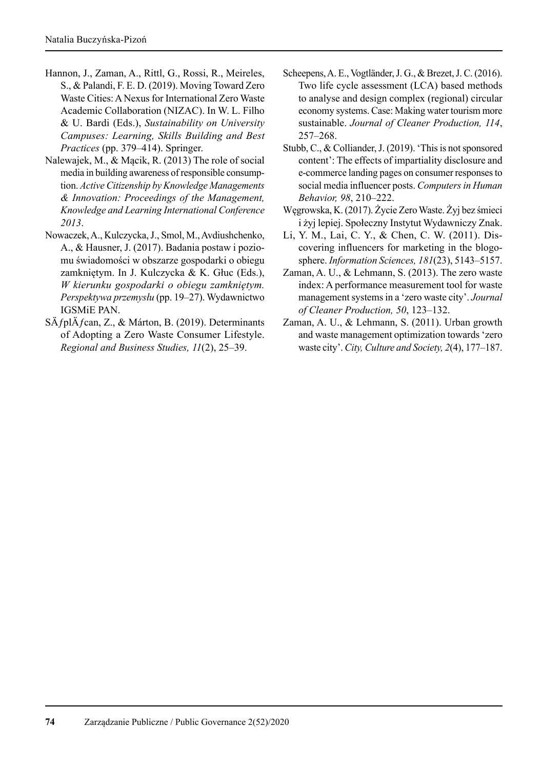Hannon, J., Zaman, A., Rittl, G., Rossi, R., Meireles, S., & Palandi, F. E. D. (2019). Moving Toward Zero Waste Cities: A Nexus for International Zero Waste Academic Collaboration (NIZAC). In W. L. Filho & U. Bardi (Eds.), *Sustainability on University Campuses: Learning, Skills Building and Best Practices* (pp. 379–414). Springer.

Nalewajek, M., & Mącik, R. (2013) The role of social media in building awareness of responsible consumption. *Active Citizenship by Knowledge Managements & Innovation: Proceedings of the Management, Knowledge and Learning International Conference 2013*.

Nowaczek, A., Kulczycka, J., Smol, M., Avdiushchenko, A., & Hausner, J. (2017). Badania postaw i poziomu świadomości w obszarze gospodarki o obiegu zamkniętym. In J. Kulczycka & K. Głuc (Eds.), *W kierunku gospodarki o obiegu zamkniętym. Perspektywa przemysłu* (pp. 19–27). Wydawnictwo IGSMiE PAN.

SÄƒplÄƒcan, Z., & Márton, B. (2019). Determinants of Adopting a Zero Waste Consumer Lifestyle. *Regional and Business Studies, 11*(2), 25–39.

Scheepens, A. E., Vogtländer, J. G., & Brezet, J. C. (2016). Two life cycle assessment (LCA) based methods to analyse and design complex (regional) circular economy systems. Case: Making water tourism more sustainable. *Journal of Cleaner Production, 114*, 257–268.

Stubb, C., & Colliander, J. (2019). 'This is not sponsored content': The effects of impartiality disclosure and e-commerce landing pages on consumer responses to social media influencer posts. *Computers in Human Behavior, 98*, 210–222.

Węgrowska, K. (2017). Życie Zero Waste. Żyj bez śmieci i żyj lepiej. Społeczny Instytut Wydawniczy Znak.

Li, Y. M., Lai, C. Y., & Chen, C. W. (2011). Discovering influencers for marketing in the blogosphere. *Information Sciences, 181*(23), 5143–5157.

Zaman, A. U., & Lehmann, S. (2013). The zero waste index: A performance measurement tool for waste management systems in a 'zero waste city'. *Journal of Cleaner Production, 50*, 123–132.

Zaman, A. U., & Lehmann, S. (2011). Urban growth and waste management optimization towards 'zero waste city'. *City, Culture and Society, 2*(4), 177–187.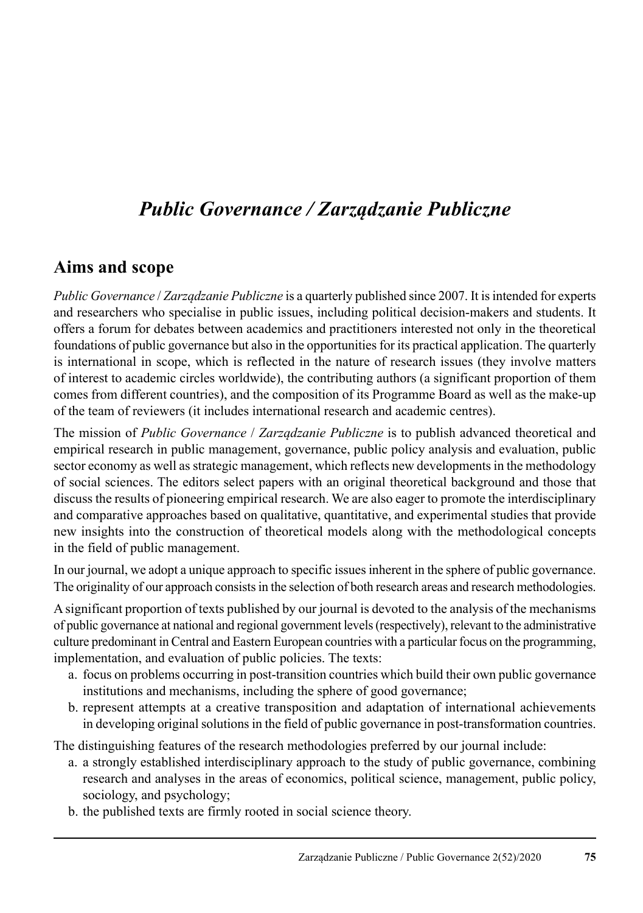# *Public Governance / Zarządzanie Publiczne*

## Aims and scope

*Public Governance* / *Zarządzanie Publiczne* is a quarterly published since 2007. It is intended for experts and researchers who specialise in public issues, including political decision-makers and students. It offers a forum for debates between academics and practitioners interested not only in the theoretical foundations of public governance but also in the opportunities for its practical application. The quarterly is international in scope, which is reflected in the nature of research issues (they involve matters of interest to academic circles worldwide), the contributing authors (a significant proportion of them comes from different countries), and the composition of its Programme Board as well as the make-up of the team of reviewers (it includes international research and academic centres).

The mission of *Public Governance* / *Zarządzanie Publiczne* is to publish advanced theoretical and empirical research in public management, governance, public policy analysis and evaluation, public sector economy as well as strategic management, which reflects new developments in the methodology of social sciences. The editors select papers with an original theoretical background and those that discuss the results of pioneering empirical research. We are also eager to promote the interdisciplinary and comparative approaches based on qualitative, quantitative, and experimental studies that provide new insights into the construction of theoretical models along with the methodological concepts in the field of public management.

In our journal, we adopt a unique approach to specific issues inherent in the sphere of public governance. The originality of our approach consists in the selection of both research areas and research methodologies.

A significant proportion of texts published by our journal is devoted to the analysis of the mechanisms of public governance at national and regional government levels (respectively), relevant to the administrative culture predominant in Central and Eastern European countries with a particular focus on the programming, implementation, and evaluation of public policies. The texts:

a. focus on problems occurring in post-transition countries which build their own public governance institutions and mechanisms, including the sphere of good governance;
b. represent attempts at a creative transposition and adaptation of international achievements in developing original solutions in the field of public governance in post-transformation countries.

The distinguishing features of the research methodologies preferred by our journal include:

a. a strongly established interdisciplinary approach to the study of public governance, combining research and analyses in the areas of economics, political science, management, public policy, sociology, and psychology;
b. the published texts are firmly rooted in social science theory.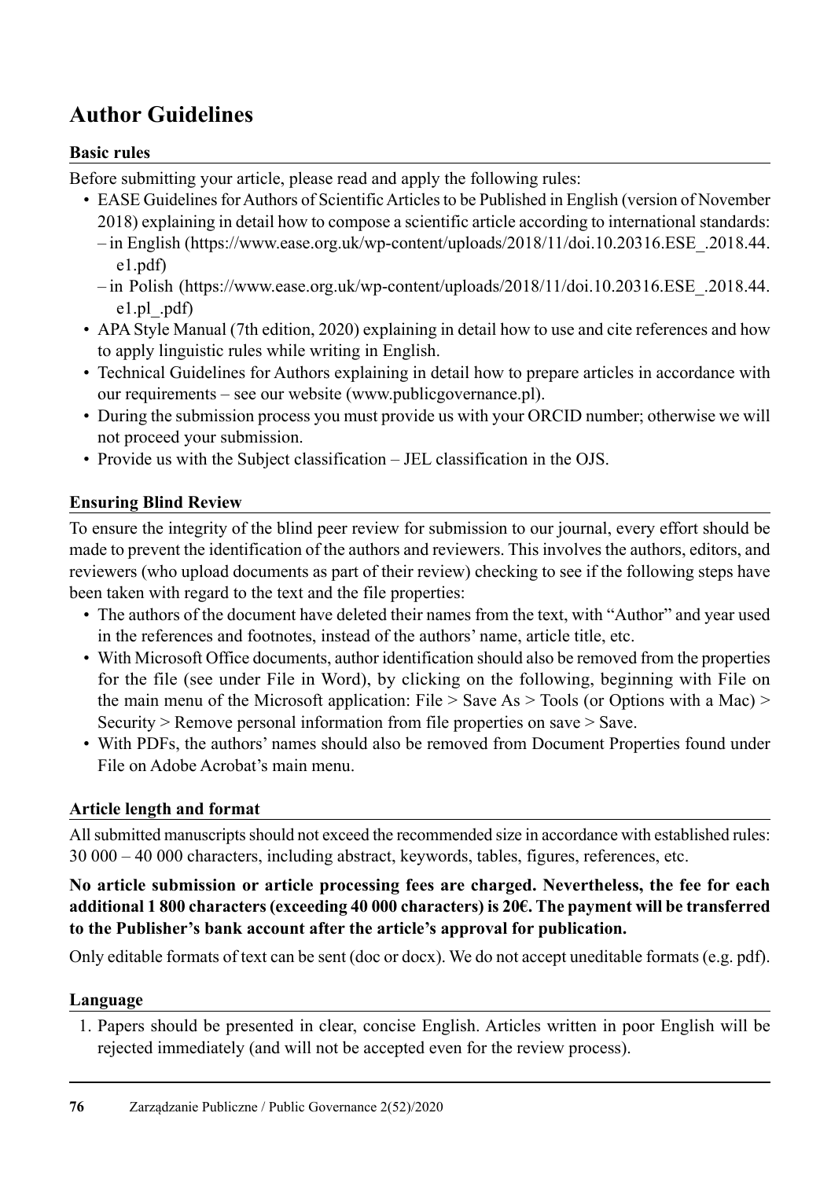# Author Guidelines

### Basic rules

Before submitting your article, please read and apply the following rules:

- EASE Guidelines for Authors of Scientific Articles to be Published in English (version of November 2018) explaining in detail how to compose a scientific article according to international standards:
  - in English (https://www.ease.org.uk/wp-content/uploads/2018/11/doi.10.20316.ESE_.2018.44.e1.pdf)
  - in Polish (https://www.ease.org.uk/wp-content/uploads/2018/11/doi.10.20316.ESE_.2018.44.e1.pl_.pdf)
- APA Style Manual (7th edition, 2020) explaining in detail how to use and cite references and how to apply linguistic rules while writing in English.
- Technical Guidelines for Authors explaining in detail how to prepare articles in accordance with our requirements – see our website (www.publicgovernance.pl).
- During the submission process you must provide us with your ORCID number; otherwise we will not proceed your submission.
- Provide us with the Subject classification – JEL classification in the OJS.

### Ensuring Blind Review

To ensure the integrity of the blind peer review for submission to our journal, every effort should be made to prevent the identification of the authors and reviewers. This involves the authors, editors, and reviewers (who upload documents as part of their review) checking to see if the following steps have been taken with regard to the text and the file properties:

- The authors of the document have deleted their names from the text, with "Author" and year used in the references and footnotes, instead of the authors' name, article title, etc.
- With Microsoft Office documents, author identification should also be removed from the properties for the file (see under File in Word), by clicking on the following, beginning with File on the main menu of the Microsoft application: File > Save As > Tools (or Options with a Mac) > Security > Remove personal information from file properties on save > Save.
- With PDFs, the authors' names should also be removed from Document Properties found under File on Adobe Acrobat's main menu.

### Article length and format

All submitted manuscripts should not exceed the recommended size in accordance with established rules: 30 000 – 40 000 characters, including abstract, keywords, tables, figures, references, etc.

**No article submission or article processing fees are charged. Nevertheless, the fee for each additional 1 800 characters (exceeding 40 000 characters) is 20€. The payment will be transferred to the Publisher's bank account after the article's approval for publication.**

Only editable formats of text can be sent (doc or docx). We do not accept uneditable formats (e.g. pdf).

### Language

1. Papers should be presented in clear, concise English. Articles written in poor English will be rejected immediately (and will not be accepted even for the review process).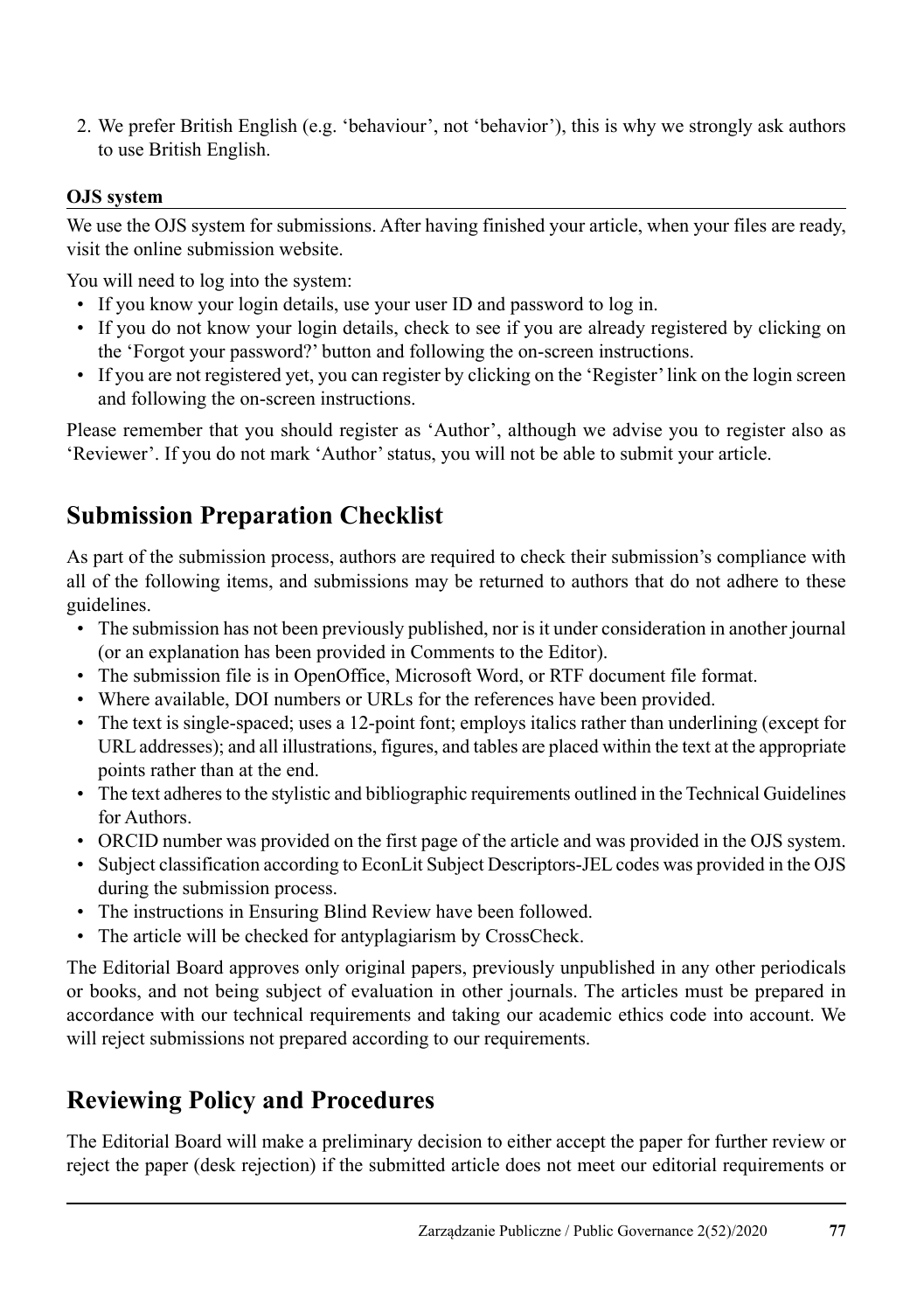2. We prefer British English (e.g. ‘behaviour’, not ‘behavior’), this is why we strongly ask authors to use British English.

**OJS system**

We use the OJS system for submissions. After having finished your article, when your files are ready, visit the online submission website.

You will need to log into the system:

- If you know your login details, use your user ID and password to log in.
- If you do not know your login details, check to see if you are already registered by clicking on the ‘Forgot your password?’ button and following the on-screen instructions.
- If you are not registered yet, you can register by clicking on the ‘Register’ link on the login screen and following the on-screen instructions.

Please remember that you should register as ‘Author’, although we advise you to register also as ‘Reviewer’. If you do not mark ‘Author’ status, you will not be able to submit your article.

## Submission Preparation Checklist

As part of the submission process, authors are required to check their submission’s compliance with all of the following items, and submissions may be returned to authors that do not adhere to these guidelines.

- The submission has not been previously published, nor is it under consideration in another journal (or an explanation has been provided in Comments to the Editor).
- The submission file is in OpenOffice, Microsoft Word, or RTF document file format.
- Where available, DOI numbers or URLs for the references have been provided.
- The text is single-spaced; uses a 12-point font; employs italics rather than underlining (except for URL addresses); and all illustrations, figures, and tables are placed within the text at the appropriate points rather than at the end.
- The text adheres to the stylistic and bibliographic requirements outlined in the Technical Guidelines for Authors.
- ORCID number was provided on the first page of the article and was provided in the OJS system.
- Subject classification according to EconLit Subject Descriptors-JEL codes was provided in the OJS during the submission process.
- The instructions in Ensuring Blind Review have been followed.
- The article will be checked for antyplagiarism by CrossCheck.

The Editorial Board approves only original papers, previously unpublished in any other periodicals or books, and not being subject of evaluation in other journals. The articles must be prepared in accordance with our technical requirements and taking our academic ethics code into account. We will reject submissions not prepared according to our requirements.

## Reviewing Policy and Procedures

The Editorial Board will make a preliminary decision to either accept the paper for further review or reject the paper (desk rejection) if the submitted article does not meet our editorial requirements or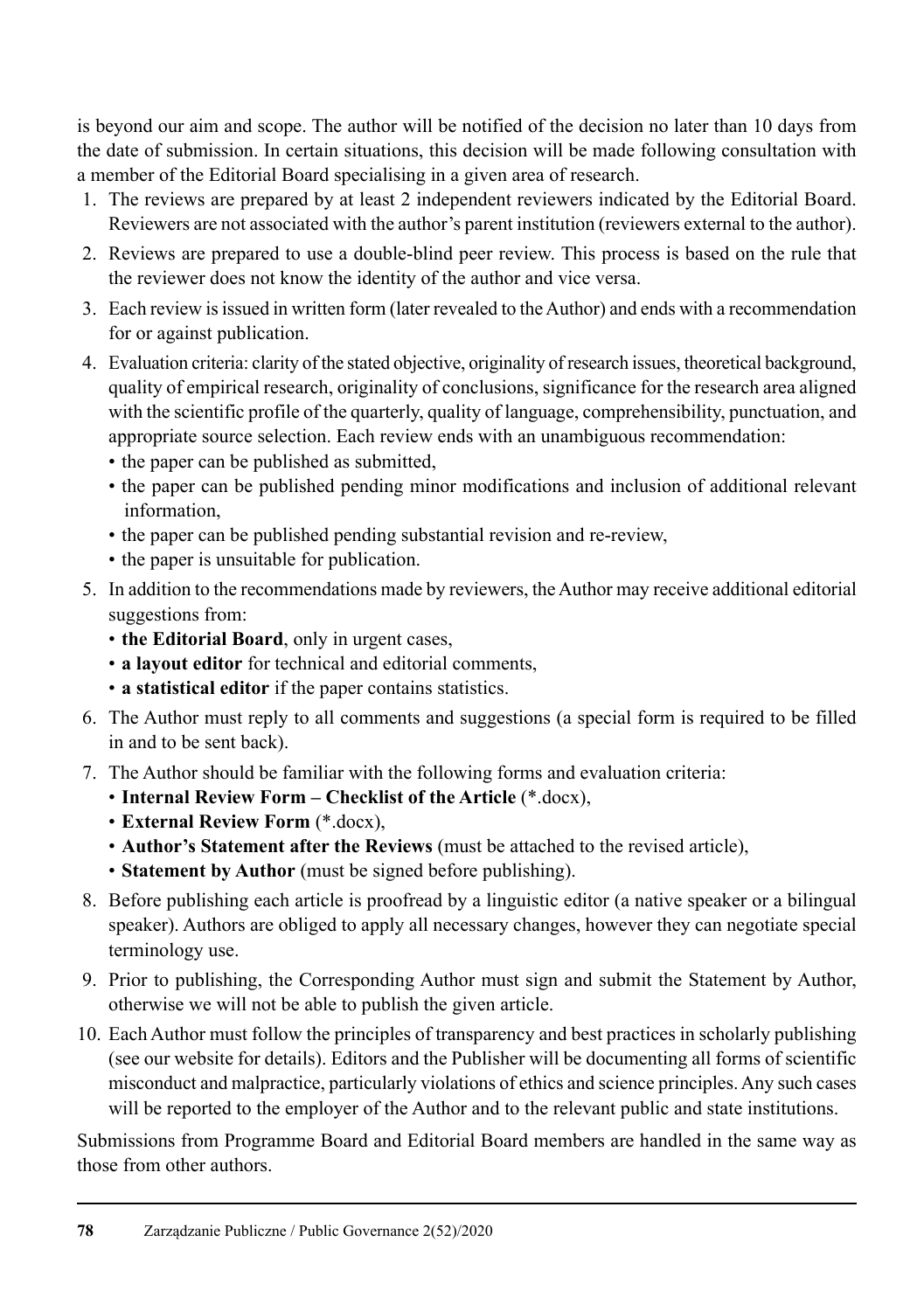is beyond our aim and scope. The author will be notified of the decision no later than 10 days from the date of submission. In certain situations, this decision will be made following consultation with a member of the Editorial Board specialising in a given area of research.

1. The reviews are prepared by at least 2 independent reviewers indicated by the Editorial Board. Reviewers are not associated with the author's parent institution (reviewers external to the author).
2. Reviews are prepared to use a double-blind peer review. This process is based on the rule that the reviewer does not know the identity of the author and vice versa.
3. Each review is issued in written form (later revealed to the Author) and ends with a recommendation for or against publication.
4. Evaluation criteria: clarity of the stated objective, originality of research issues, theoretical background, quality of empirical research, originality of conclusions, significance for the research area aligned with the scientific profile of the quarterly, quality of language, comprehensibility, punctuation, and appropriate source selection. Each review ends with an unambiguous recommendation:
   - the paper can be published as submitted,
   - the paper can be published pending minor modifications and inclusion of additional relevant information,
   - the paper can be published pending substantial revision and re-review,
   - the paper is unsuitable for publication.
5. In addition to the recommendations made by reviewers, the Author may receive additional editorial suggestions from:
   - **the Editorial Board**, only in urgent cases,
   - **a layout editor** for technical and editorial comments,
   - **a statistical editor** if the paper contains statistics.
6. The Author must reply to all comments and suggestions (a special form is required to be filled in and to be sent back).
7. The Author should be familiar with the following forms and evaluation criteria:
   - **Internal Review Form – Checklist of the Article** (*.docx),
   - **External Review Form** (*.docx),
   - **Author's Statement after the Reviews** (must be attached to the revised article),
   - **Statement by Author** (must be signed before publishing).
8. Before publishing each article is proofread by a linguistic editor (a native speaker or a bilingual speaker). Authors are obliged to apply all necessary changes, however they can negotiate special terminology use.
9. Prior to publishing, the Corresponding Author must sign and submit the Statement by Author, otherwise we will not be able to publish the given article.
10. Each Author must follow the principles of transparency and best practices in scholarly publishing (see our website for details). Editors and the Publisher will be documenting all forms of scientific misconduct and malpractice, particularly violations of ethics and science principles. Any such cases will be reported to the employer of the Author and to the relevant public and state institutions.

Submissions from Programme Board and Editorial Board members are handled in the same way as those from other authors.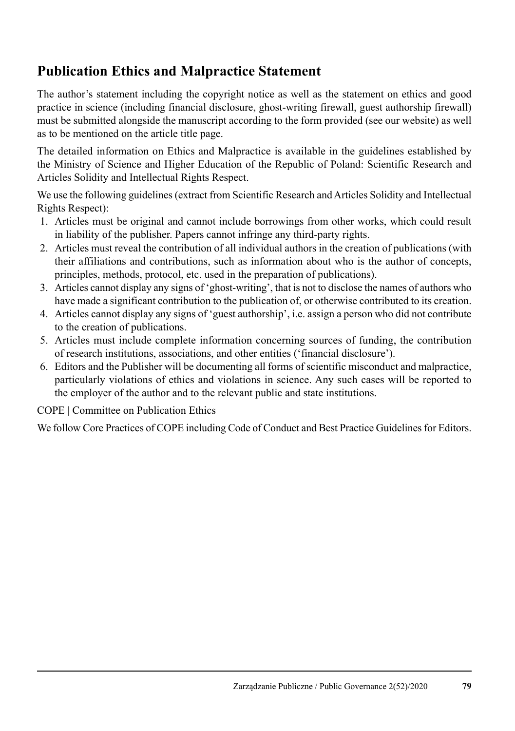## Publication Ethics and Malpractice Statement

The author's statement including the copyright notice as well as the statement on ethics and good practice in science (including financial disclosure, ghost-writing firewall, guest authorship firewall) must be submitted alongside the manuscript according to the form provided (see our website) as well as to be mentioned on the article title page.

The detailed information on Ethics and Malpractice is available in the guidelines established by the Ministry of Science and Higher Education of the Republic of Poland: Scientific Research and Articles Solidity and Intellectual Rights Respect.

We use the following guidelines (extract from Scientific Research and Articles Solidity and Intellectual Rights Respect):

1. Articles must be original and cannot include borrowings from other works, which could result in liability of the publisher. Papers cannot infringe any third-party rights.
2. Articles must reveal the contribution of all individual authors in the creation of publications (with their affiliations and contributions, such as information about who is the author of concepts, principles, methods, protocol, etc. used in the preparation of publications).
3. Articles cannot display any signs of 'ghost-writing', that is not to disclose the names of authors who have made a significant contribution to the publication of, or otherwise contributed to its creation.
4. Articles cannot display any signs of 'guest authorship', i.e. assign a person who did not contribute to the creation of publications.
5. Articles must include complete information concerning sources of funding, the contribution of research institutions, associations, and other entities ('financial disclosure').
6. Editors and the Publisher will be documenting all forms of scientific misconduct and malpractice, particularly violations of ethics and violations in science. Any such cases will be reported to the employer of the author and to the relevant public and state institutions.

COPE | Committee on Publication Ethics

We follow Core Practices of COPE including Code of Conduct and Best Practice Guidelines for Editors.